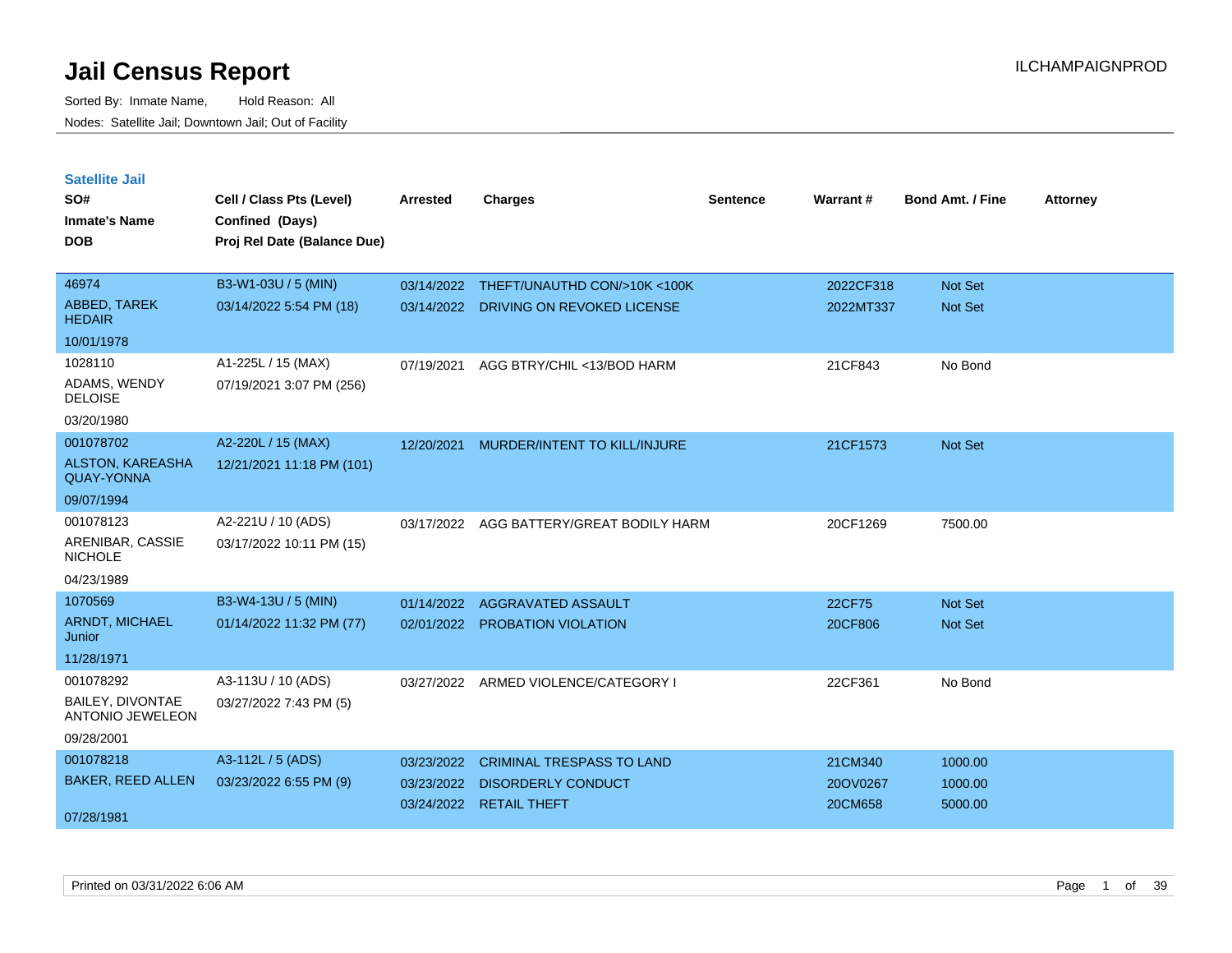# Jail Census Report

Sorted By: Inmate Name, Hold Reason: All

Nodes: Satellite Jail; Downtown Jail; Out of Facility

ILCHAMPAIGNPROD

## Satellite Jail

| SO# / Inmate's Name / DOB | Cell / Class Pts (Level) / Confined (Days) / Proj Rel Date (Balance Due) | Arrested | Charges | Sentence | Warrant # | Bond Amt. / Fine | Attorney |
|---|---|---|---|---|---|---|---|
| 46974<br>ABBED, TAREK HEDAIR<br>10/01/1978 | B3-W1-03U / 5 (MIN)<br>03/14/2022 5:54 PM (18) | 03/14/2022 | THEFT/UNAUTHD CON/>10K <100K | | 2022CF318 | Not Set | |
| | | 03/14/2022 | DRIVING ON REVOKED LICENSE | | 2022MT337 | Not Set | |
| 1028110<br>ADAMS, WENDY DELOISE<br>03/20/1980 | A1-225L / 15 (MAX)<br>07/19/2021 3:07 PM (256) | 07/19/2021 | AGG BTRY/CHIL <13/BOD HARM | | 21CF843 | No Bond | |
| 001078702<br>ALSTON, KAREASHA QUAY-YONNA<br>09/07/1994 | A2-220L / 15 (MAX)<br>12/21/2021 11:18 PM (101) | 12/20/2021 | MURDER/INTENT TO KILL/INJURE | | 21CF1573 | Not Set | |
| 001078123<br>ARENIBAR, CASSIE NICHOLE<br>04/23/1989 | A2-221U / 10 (ADS)<br>03/17/2022 10:11 PM (15) | 03/17/2022 | AGG BATTERY/GREAT BODILY HARM | | 20CF1269 | 7500.00 | |
| 1070569<br>ARNDT, MICHAEL Junior<br>11/28/1971 | B3-W4-13U / 5 (MIN)<br>01/14/2022 11:32 PM (77) | 01/14/2022 | AGGRAVATED ASSAULT | | 22CF75 | Not Set | |
| | | 02/01/2022 | PROBATION VIOLATION | | 20CF806 | Not Set | |
| 001078292<br>BAILEY, DIVONTAE ANTONIO JEWELEON<br>09/28/2001 | A3-113U / 10 (ADS)<br>03/27/2022 7:43 PM (5) | 03/27/2022 | ARMED VIOLENCE/CATEGORY I | | 22CF361 | No Bond | |
| 001078218<br>BAKER, REED ALLEN<br>07/28/1981 | A3-112L / 5 (ADS)<br>03/23/2022 6:55 PM (9) | 03/23/2022 | CRIMINAL TRESPASS TO LAND | | 21CM340 | 1000.00 | |
| | | 03/23/2022 | DISORDERLY CONDUCT | | 20OV0267 | 1000.00 | |
| | | 03/24/2022 | RETAIL THEFT | | 20CM658 | 5000.00 | |

Printed on 03/31/2022 6:06 AM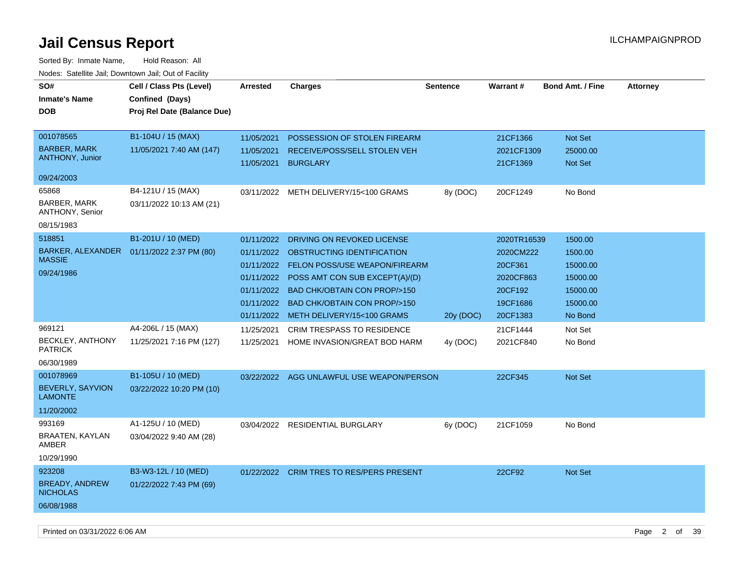# Jail Census Report

Sorted By: Inmate Name, Hold Reason: All

Nodes: Satellite Jail; Downtown Jail; Out of Facility

| SO# / Inmate's Name / DOB | Cell / Class Pts (Level) / Confined (Days) / Proj Rel Date (Balance Due) | Arrested | Charges | Sentence | Warrant # | Bond Amt. / Fine | Attorney |
|---|---|---|---|---|---|---|---|
| 001078565 BARBER, MARK ANTHONY, Junior 09/24/2003 | B1-104U / 15 (MAX) 11/05/2021 7:40 AM (147) | 11/05/2021 | POSSESSION OF STOLEN FIREARM | | 21CF1366 | Not Set | |
| | | 11/05/2021 | RECEIVE/POSS/SELL STOLEN VEH | | 2021CF1309 | 25000.00 | |
| | | 11/05/2021 | BURGLARY | | 21CF1369 | Not Set | |
| 65868 BARBER, MARK ANTHONY, Senior 08/15/1983 | B4-121U / 15 (MAX) 03/11/2022 10:13 AM (21) | 03/11/2022 | METH DELIVERY/15<100 GRAMS | 8y (DOC) | 20CF1249 | No Bond | |
| 518851 BARKER, ALEXANDER MASSIE 09/24/1986 | B1-201U / 10 (MED) 01/11/2022 2:37 PM (80) | 01/11/2022 | DRIVING ON REVOKED LICENSE | | 2020TR16539 | 1500.00 | |
| | | 01/11/2022 | OBSTRUCTING IDENTIFICATION | | 2020CM222 | 1500.00 | |
| | | 01/11/2022 | FELON POSS/USE WEAPON/FIREARM | | 20CF361 | 15000.00 | |
| | | 01/11/2022 | POSS AMT CON SUB EXCEPT(A)/(D) | | 2020CF863 | 15000.00 | |
| | | 01/11/2022 | BAD CHK/OBTAIN CON PROP/>150 | | 20CF192 | 15000.00 | |
| | | 01/11/2022 | BAD CHK/OBTAIN CON PROP/>150 | | 19CF1686 | 15000.00 | |
| | | 01/11/2022 | METH DELIVERY/15<100 GRAMS | 20y (DOC) | 20CF1383 | No Bond | |
| 969121 BECKLEY, ANTHONY PATRICK 06/30/1989 | A4-206L / 15 (MAX) 11/25/2021 7:16 PM (127) | 11/25/2021 | CRIM TRESPASS TO RESIDENCE | | 21CF1444 | Not Set | |
| | | 11/25/2021 | HOME INVASION/GREAT BOD HARM | 4y (DOC) | 2021CF840 | No Bond | |
| 001078969 BEVERLY, SAYVION LAMONTE 11/20/2002 | B1-105U / 10 (MED) 03/22/2022 10:20 PM (10) | 03/22/2022 | AGG UNLAWFUL USE WEAPON/PERSON | | 22CF345 | Not Set | |
| 993169 BRAATEN, KAYLAN AMBER 10/29/1990 | A1-125U / 10 (MED) 03/04/2022 9:40 AM (28) | 03/04/2022 | RESIDENTIAL BURGLARY | 6y (DOC) | 21CF1059 | No Bond | |
| 923208 BREADY, ANDREW NICHOLAS 06/08/1988 | B3-W3-12L / 10 (MED) 01/22/2022 7:43 PM (69) | 01/22/2022 | CRIM TRES TO RES/PERS PRESENT | | 22CF92 | Not Set | |

Printed on 03/31/2022 6:06 AM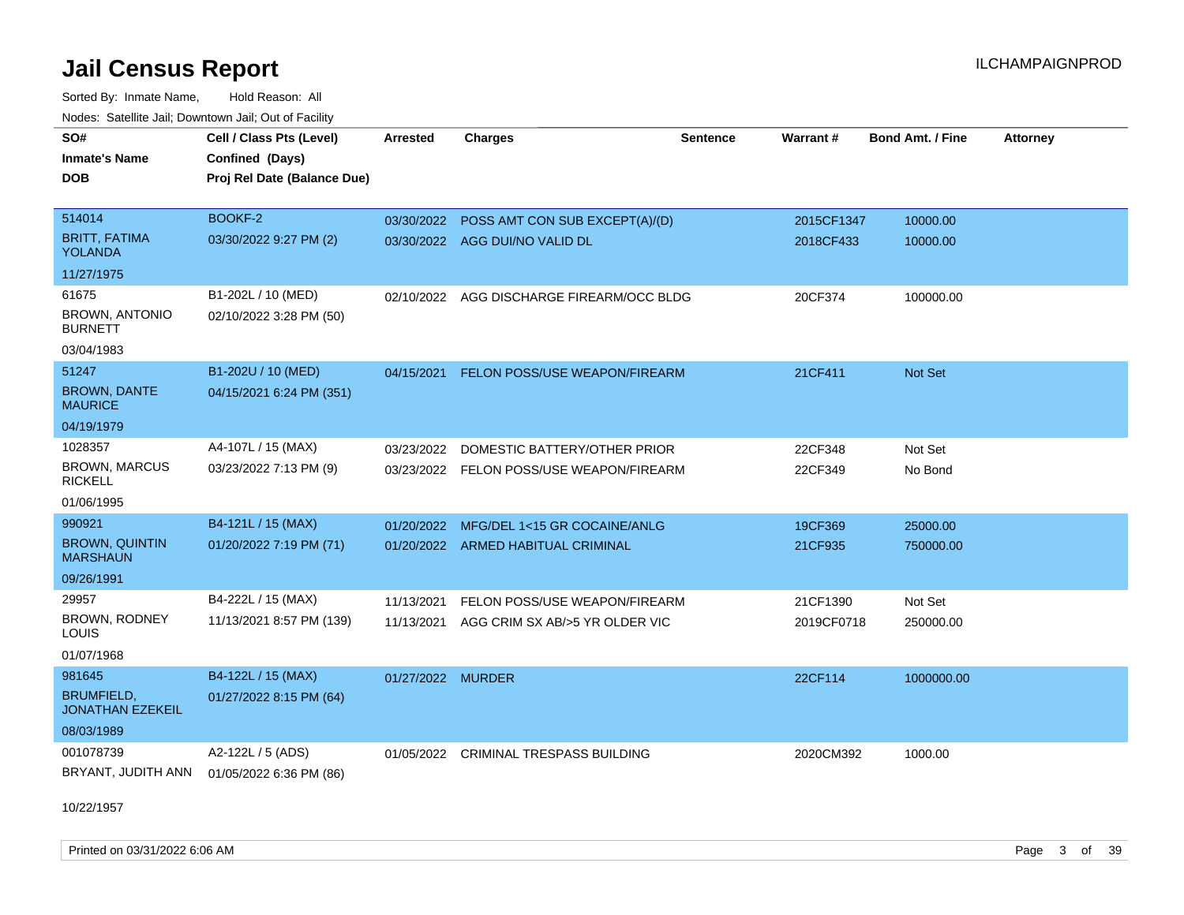# Jail Census Report

ILCHAMPAIGNPROD

Sorted By: Inmate Name, Hold Reason: All

Nodes: Satellite Jail; Downtown Jail; Out of Facility

| SO# / Inmate's Name / DOB | Cell / Class Pts (Level) / Confined (Days) / Proj Rel Date (Balance Due) | Arrested | Charges | Sentence | Warrant # | Bond Amt. / Fine | Attorney |
|---|---|---|---|---|---|---|---|
| 514014<br>BRITT, FATIMA YOLANDA<br>11/27/1975 | BOOKF-2<br>03/30/2022 9:27 PM (2) | 03/30/2022 | POSS AMT CON SUB EXCEPT(A)/(D) | | 2015CF1347 | 10000.00 | |
| | | 03/30/2022 | AGG DUI/NO VALID DL | | 2018CF433 | 10000.00 | |
| 61675<br>BROWN, ANTONIO BURNETT<br>03/04/1983 | B1-202L / 10 (MED)<br>02/10/2022 3:28 PM (50) | 02/10/2022 | AGG DISCHARGE FIREARM/OCC BLDG | | 20CF374 | 100000.00 | |
| 51247<br>BROWN, DANTE MAURICE<br>04/19/1979 | B1-202U / 10 (MED)<br>04/15/2021 6:24 PM (351) | 04/15/2021 | FELON POSS/USE WEAPON/FIREARM | | 21CF411 | Not Set | |
| 1028357<br>BROWN, MARCUS RICKELL<br>01/06/1995 | A4-107L / 15 (MAX)<br>03/23/2022 7:13 PM (9) | 03/23/2022 | DOMESTIC BATTERY/OTHER PRIOR | | 22CF348 | Not Set | |
| | | 03/23/2022 | FELON POSS/USE WEAPON/FIREARM | | 22CF349 | No Bond | |
| 990921<br>BROWN, QUINTIN MARSHAUN<br>09/26/1991 | B4-121L / 15 (MAX)<br>01/20/2022 7:19 PM (71) | 01/20/2022 | MFG/DEL 1<15 GR COCAINE/ANLG | | 19CF369 | 25000.00 | |
| | | 01/20/2022 | ARMED HABITUAL CRIMINAL | | 21CF935 | 750000.00 | |
| 29957<br>BROWN, RODNEY LOUIS<br>01/07/1968 | B4-222L / 15 (MAX)<br>11/13/2021 8:57 PM (139) | 11/13/2021 | FELON POSS/USE WEAPON/FIREARM | | 21CF1390 | Not Set | |
| | | 11/13/2021 | AGG CRIM SX AB/>5 YR OLDER VIC | | 2019CF0718 | 250000.00 | |
| 981645<br>BRUMFIELD, JONATHAN EZEKEIL<br>08/03/1989 | B4-122L / 15 (MAX)<br>01/27/2022 8:15 PM (64) | 01/27/2022 | MURDER | | 22CF114 | 1000000.00 | |
| 001078739<br>BRYANT, JUDITH ANN<br>10/22/1957 | A2-122L / 5 (ADS)<br>01/05/2022 6:36 PM (86) | 01/05/2022 | CRIMINAL TRESPASS BUILDING | | 2020CM392 | 1000.00 | |

Printed on 03/31/2022 6:06 AM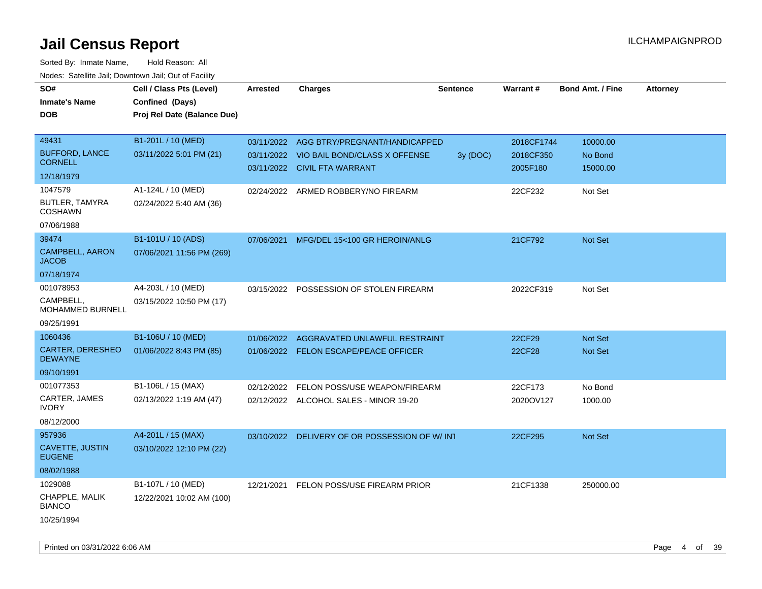# Jail Census Report

Sorted By: Inmate Name, Hold Reason: All

Nodes: Satellite Jail; Downtown Jail; Out of Facility

| SO# / Inmate's Name / DOB | Cell / Class Pts (Level) / Confined (Days) / Proj Rel Date (Balance Due) | Arrested | Charges | Sentence | Warrant # | Bond Amt. / Fine | Attorney |
|---|---|---|---|---|---|---|---|
| 49431<br>BUFFORD, LANCE CORNELL<br>12/18/1979 | B1-201L / 10 (MED)<br>03/11/2022 5:01 PM (21) | 03/11/2022 | AGG BTRY/PREGNANT/HANDICAPPED | | 2018CF1744 | 10000.00 | |
| | | 03/11/2022 | VIO BAIL BOND/CLASS X OFFENSE | 3y (DOC) | 2018CF350 | No Bond | |
| | | 03/11/2022 | CIVIL FTA WARRANT | | 2005F180 | 15000.00 | |
| 1047579<br>BUTLER, TAMYRA COSHAWN<br>07/06/1988 | A1-124L / 10 (MED)<br>02/24/2022 5:40 AM (36) | 02/24/2022 | ARMED ROBBERY/NO FIREARM | | 22CF232 | Not Set | |
| 39474<br>CAMPBELL, AARON JACOB<br>07/18/1974 | B1-101U / 10 (ADS)<br>07/06/2021 11:56 PM (269) | 07/06/2021 | MFG/DEL 15<100 GR HEROIN/ANLG | | 21CF792 | Not Set | |
| 001078953<br>CAMPBELL, MOHAMMED BURNELL<br>09/25/1991 | A4-203L / 10 (MED)<br>03/15/2022 10:50 PM (17) | 03/15/2022 | POSSESSION OF STOLEN FIREARM | | 2022CF319 | Not Set | |
| 1060436<br>CARTER, DERESHEO DEWAYNE<br>09/10/1991 | B1-106U / 10 (MED)<br>01/06/2022 8:43 PM (85) | 01/06/2022 | AGGRAVATED UNLAWFUL RESTRAINT | | 22CF29 | Not Set | |
| | | 01/06/2022 | FELON ESCAPE/PEACE OFFICER | | 22CF28 | Not Set | |
| 001077353<br>CARTER, JAMES IVORY<br>08/12/2000 | B1-106L / 15 (MAX)<br>02/13/2022 1:19 AM (47) | 02/12/2022 | FELON POSS/USE WEAPON/FIREARM | | 22CF173 | No Bond | |
| | | 02/12/2022 | ALCOHOL SALES - MINOR 19-20 | | 2020OV127 | 1000.00 | |
| 957936<br>CAVETTE, JUSTIN EUGENE<br>08/02/1988 | A4-201L / 15 (MAX)<br>03/10/2022 12:10 PM (22) | 03/10/2022 | DELIVERY OF OR POSSESSION OF W/ INT | | 22CF295 | Not Set | |
| 1029088<br>CHAPPLE, MALIK BIANCO<br>10/25/1994 | B1-107L / 10 (MED)<br>12/22/2021 10:02 AM (100) | 12/21/2021 | FELON POSS/USE FIREARM PRIOR | | 21CF1338 | 250000.00 | |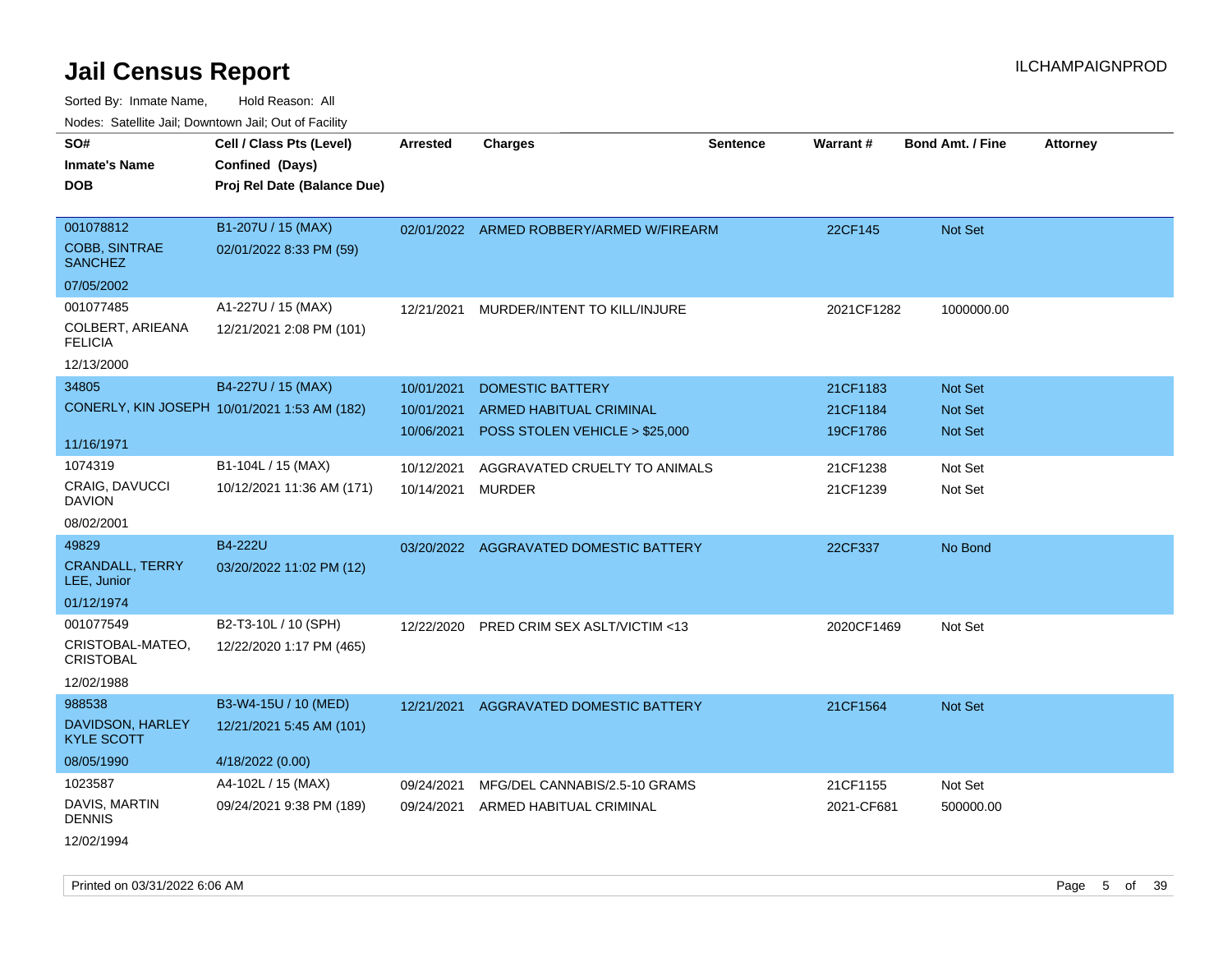# Jail Census Report

ILCHAMPAIGNPROD

Sorted By: Inmate Name, Hold Reason: All

Nodes: Satellite Jail; Downtown Jail; Out of Facility

| SO# / Inmate's Name / DOB | Cell / Class Pts (Level) / Confined (Days) / Proj Rel Date (Balance Due) | Arrested | Charges | Sentence | Warrant # | Bond Amt. / Fine | Attorney |
|---|---|---|---|---|---|---|---|
| 001078812<br>COBB, SINTRAE SANCHEZ<br>07/05/2002 | B1-207U / 15 (MAX)<br>02/01/2022 8:33 PM (59) | 02/01/2022 | ARMED ROBBERY/ARMED W/FIREARM | | 22CF145 | Not Set | |
| 001077485<br>COLBERT, ARIEANA FELICIA<br>12/13/2000 | A1-227U / 15 (MAX)<br>12/21/2021 2:08 PM (101) | 12/21/2021 | MURDER/INTENT TO KILL/INJURE | | 2021CF1282 | 1000000.00 | |
| 34805<br>CONERLY, KIN JOSEPH<br>11/16/1971 | B4-227U / 15 (MAX)<br>10/01/2021 1:53 AM (182) | 10/01/2021 | DOMESTIC BATTERY | | 21CF1183 | Not Set | |
| | | 10/01/2021 | ARMED HABITUAL CRIMINAL | | 21CF1184 | Not Set | |
| | | 10/06/2021 | POSS STOLEN VEHICLE > $25,000 | | 19CF1786 | Not Set | |
| 1074319<br>CRAIG, DAVUCCI DAVION<br>08/02/2001 | B1-104L / 15 (MAX)<br>10/12/2021 11:36 AM (171) | 10/12/2021 | AGGRAVATED CRUELTY TO ANIMALS | | 21CF1238 | Not Set | |
| | | 10/14/2021 | MURDER | | 21CF1239 | Not Set | |
| 49829<br>CRANDALL, TERRY LEE, Junior<br>01/12/1974 | B4-222U<br>03/20/2022 11:02 PM (12) | 03/20/2022 | AGGRAVATED DOMESTIC BATTERY | | 22CF337 | No Bond | |
| 001077549<br>CRISTOBAL-MATEO, CRISTOBAL<br>12/02/1988 | B2-T3-10L / 10 (SPH)<br>12/22/2020 1:17 PM (465) | 12/22/2020 | PRED CRIM SEX ASLT/VICTIM <13 | | 2020CF1469 | Not Set | |
| 988538<br>DAVIDSON, HARLEY KYLE SCOTT<br>08/05/1990 | B3-W4-15U / 10 (MED)<br>12/21/2021 5:45 AM (101)<br>4/18/2022 (0.00) | 12/21/2021 | AGGRAVATED DOMESTIC BATTERY | | 21CF1564 | Not Set | |
| 1023587<br>DAVIS, MARTIN DENNIS<br>12/02/1994 | A4-102L / 15 (MAX)<br>09/24/2021 9:38 PM (189) | 09/24/2021 | MFG/DEL CANNABIS/2.5-10 GRAMS | | 21CF1155 | Not Set | |
| | | 09/24/2021 | ARMED HABITUAL CRIMINAL | | 2021-CF681 | 500000.00 | |

Printed on 03/31/2022 6:06 AM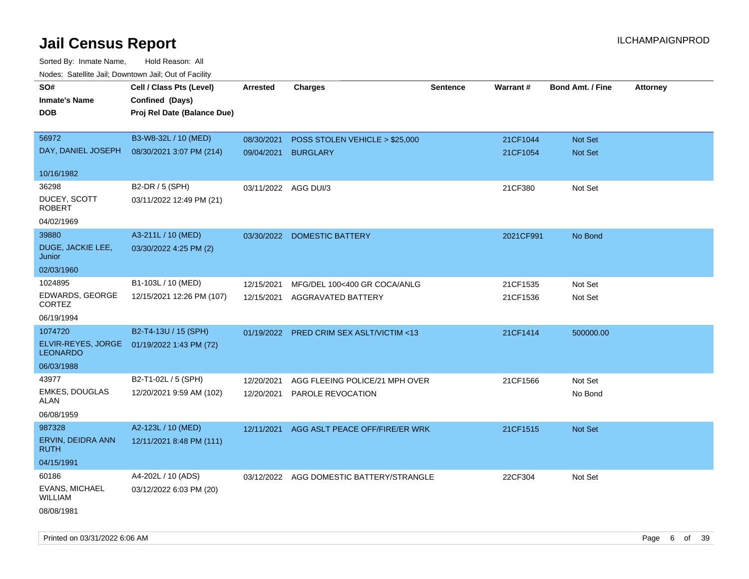# Jail Census Report

ILCHAMPAIGNPROD

Sorted By: Inmate Name, Hold Reason: All

Nodes: Satellite Jail; Downtown Jail; Out of Facility

| SO#<br>Inmate's Name<br>DOB | Cell / Class Pts (Level)<br>Confined (Days)<br>Proj Rel Date (Balance Due) | Arrested | Charges | Sentence | Warrant # | Bond Amt. / Fine | Attorney |
|---|---|---|---|---|---|---|---|
| 56972<br>DAY, DANIEL JOSEPH<br>10/16/1982 | B3-W8-32L / 10 (MED)<br>08/30/2021 3:07 PM (214) | 08/30/2021<br>09/04/2021 | POSS STOLEN VEHICLE > $25,000<br>BURGLARY | | 21CF1044<br>21CF1054 | Not Set<br>Not Set | |
| 36298<br>DUCEY, SCOTT ROBERT<br>04/02/1969 | B2-DR / 5 (SPH)<br>03/11/2022 12:49 PM (21) | 03/11/2022 | AGG DUI/3 | | 21CF380 | Not Set | |
| 39880<br>DUGE, JACKIE LEE, Junior<br>02/03/1960 | A3-211L / 10 (MED)<br>03/30/2022 4:25 PM (2) | 03/30/2022 | DOMESTIC BATTERY | | 2021CF991 | No Bond | |
| 1024895<br>EDWARDS, GEORGE CORTEZ<br>06/19/1994 | B1-103L / 10 (MED)<br>12/15/2021 12:26 PM (107) | 12/15/2021<br>12/15/2021 | MFG/DEL 100<400 GR COCA/ANLG<br>AGGRAVATED BATTERY | | 21CF1535<br>21CF1536 | Not Set<br>Not Set | |
| 1074720<br>ELVIR-REYES, JORGE LEONARDO<br>06/03/1988 | B2-T4-13U / 15 (SPH)<br>01/19/2022 1:43 PM (72) | 01/19/2022 | PRED CRIM SEX ASLT/VICTIM <13 | | 21CF1414 | 500000.00 | |
| 43977<br>EMKES, DOUGLAS ALAN<br>06/08/1959 | B2-T1-02L / 5 (SPH)<br>12/20/2021 9:59 AM (102) | 12/20/2021<br>12/20/2021 | AGG FLEEING POLICE/21 MPH OVER<br>PAROLE REVOCATION | | 21CF1566 | Not Set<br>No Bond | |
| 987328<br>ERVIN, DEIDRA ANN RUTH<br>04/15/1991 | A2-123L / 10 (MED)<br>12/11/2021 8:48 PM (111) | 12/11/2021 | AGG ASLT PEACE OFF/FIRE/ER WRK | | 21CF1515 | Not Set | |
| 60186<br>EVANS, MICHAEL WILLIAM<br>08/08/1981 | A4-202L / 10 (ADS)<br>03/12/2022 6:03 PM (20) | 03/12/2022 | AGG DOMESTIC BATTERY/STRANGLE | | 22CF304 | Not Set | |

Printed on 03/31/2022 6:06 AM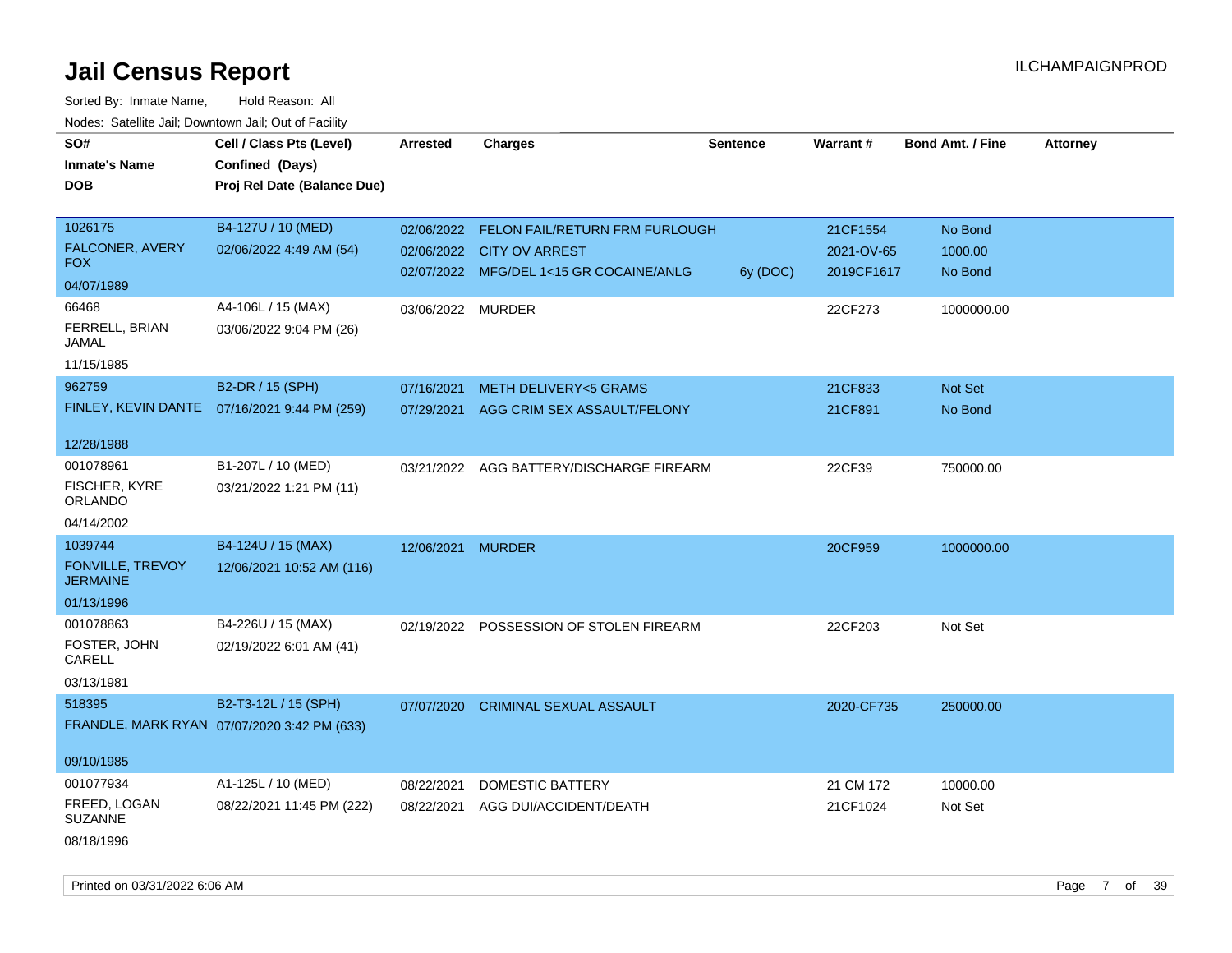# Jail Census Report

ILCHAMPAIGNPROD

Sorted By: Inmate Name, Hold Reason: All

Nodes: Satellite Jail; Downtown Jail; Out of Facility

| SO# / Inmate's Name / DOB | Cell / Class Pts (Level) / Confined (Days) / Proj Rel Date (Balance Due) | Arrested | Charges | Sentence | Warrant # | Bond Amt. / Fine | Attorney |
|---|---|---|---|---|---|---|---|
| 1026175 FALCONER, AVERY FOX 04/07/1989 | B4-127U / 10 (MED) 02/06/2022 4:49 AM (54) | 02/06/2022 | FELON FAIL/RETURN FRM FURLOUGH | | 21CF1554 | No Bond | |
| | | 02/06/2022 | CITY OV ARREST | | 2021-OV-65 | 1000.00 | |
| | | 02/07/2022 | MFG/DEL 1<15 GR COCAINE/ANLG | 6y (DOC) | 2019CF1617 | No Bond | |
| 66468 FERRELL, BRIAN JAMAL 11/15/1985 | A4-106L / 15 (MAX) 03/06/2022 9:04 PM (26) | 03/06/2022 | MURDER | | 22CF273 | 1000000.00 | |
| 962759 FINLEY, KEVIN DANTE 12/28/1988 | B2-DR / 15 (SPH) 07/16/2021 9:44 PM (259) | 07/16/2021 | METH DELIVERY<5 GRAMS | | 21CF833 | Not Set | |
| | | 07/29/2021 | AGG CRIM SEX ASSAULT/FELONY | | 21CF891 | No Bond | |
| 001078961 FISCHER, KYRE ORLANDO 04/14/2002 | B1-207L / 10 (MED) 03/21/2022 1:21 PM (11) | 03/21/2022 | AGG BATTERY/DISCHARGE FIREARM | | 22CF39 | 750000.00 | |
| 1039744 FONVILLE, TREVOY JERMAINE 01/13/1996 | B4-124U / 15 (MAX) 12/06/2021 10:52 AM (116) | 12/06/2021 | MURDER | | 20CF959 | 1000000.00 | |
| 001078863 FOSTER, JOHN CARELL 03/13/1981 | B4-226U / 15 (MAX) 02/19/2022 6:01 AM (41) | 02/19/2022 | POSSESSION OF STOLEN FIREARM | | 22CF203 | Not Set | |
| 518395 FRANDLE, MARK RYAN 09/10/1985 | B2-T3-12L / 15 (SPH) 07/07/2020 3:42 PM (633) | 07/07/2020 | CRIMINAL SEXUAL ASSAULT | | 2020-CF735 | 250000.00 | |
| 001077934 FREED, LOGAN SUZANNE 08/18/1996 | A1-125L / 10 (MED) 08/22/2021 11:45 PM (222) | 08/22/2021 | DOMESTIC BATTERY | | 21 CM 172 | 10000.00 | |
| | | 08/22/2021 | AGG DUI/ACCIDENT/DEATH | | 21CF1024 | Not Set | |

Printed on 03/31/2022 6:06 AM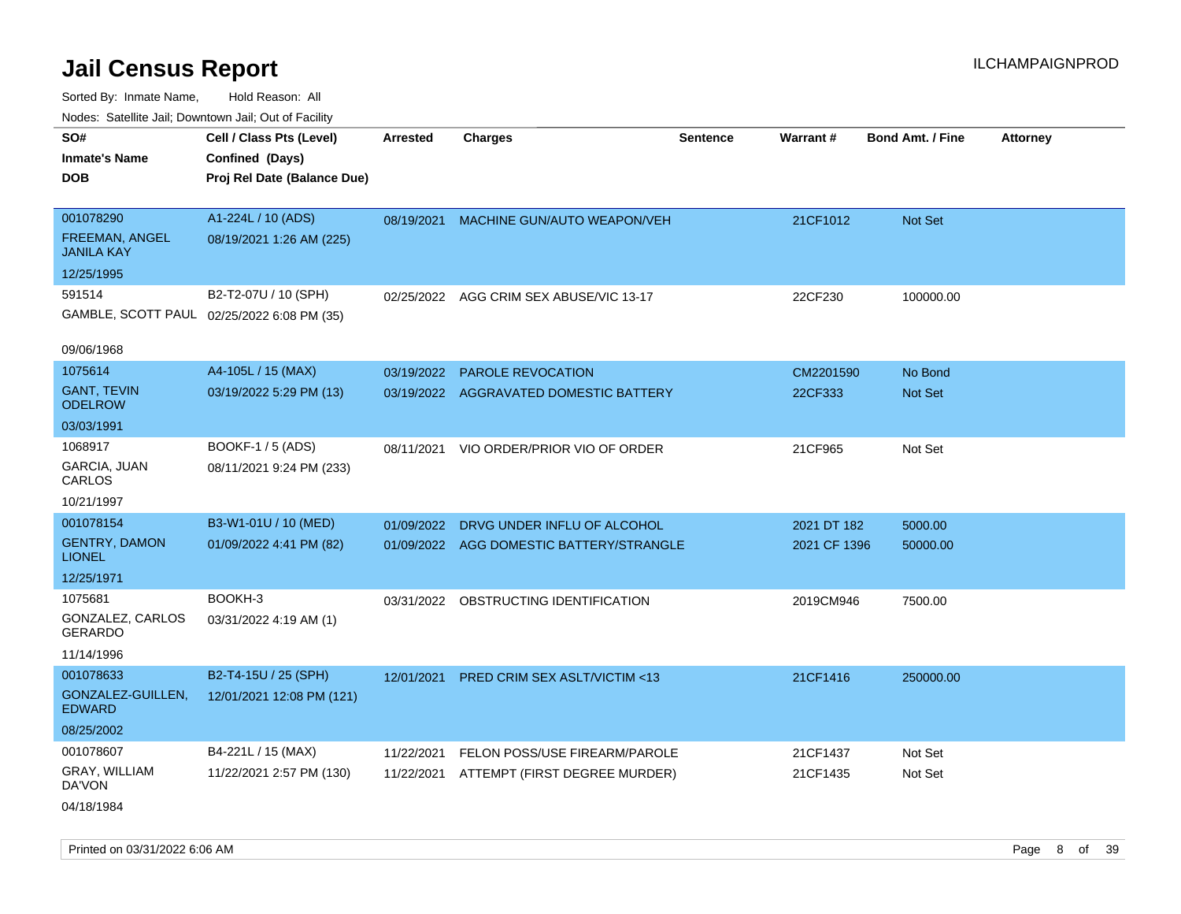# Jail Census Report

ILCHAMPAIGNPROD

Sorted By: Inmate Name, Hold Reason: All

Nodes: Satellite Jail; Downtown Jail; Out of Facility

| SO# / Inmate's Name / DOB | Cell / Class Pts (Level) / Confined (Days) / Proj Rel Date (Balance Due) | Arrested | Charges | Sentence | Warrant # | Bond Amt. / Fine | Attorney |
|---|---|---|---|---|---|---|---|
| 001078290 FREEMAN, ANGEL JANILA KAY 12/25/1995 | A1-224L / 10 (ADS) 08/19/2021 1:26 AM (225) | 08/19/2021 | MACHINE GUN/AUTO WEAPON/VEH | | 21CF1012 | Not Set | |
| 591514 GAMBLE, SCOTT PAUL 09/06/1968 | B2-T2-07U / 10 (SPH) 02/25/2022 6:08 PM (35) | 02/25/2022 | AGG CRIM SEX ABUSE/VIC 13-17 | | 22CF230 | 100000.00 | |
| 1075614 GANT, TEVIN ODELROW 03/03/1991 | A4-105L / 15 (MAX) 03/19/2022 5:29 PM (13) | 03/19/2022 | PAROLE REVOCATION | | CM2201590 | No Bond | |
| | | 03/19/2022 | AGGRAVATED DOMESTIC BATTERY | | 22CF333 | Not Set | |
| 1068917 GARCIA, JUAN CARLOS 10/21/1997 | BOOKF-1 / 5 (ADS) 08/11/2021 9:24 PM (233) | 08/11/2021 | VIO ORDER/PRIOR VIO OF ORDER | | 21CF965 | Not Set | |
| 001078154 GENTRY, DAMON LIONEL 12/25/1971 | B3-W1-01U / 10 (MED) 01/09/2022 4:41 PM (82) | 01/09/2022 | DRVG UNDER INFLU OF ALCOHOL | | 2021 DT 182 | 5000.00 | |
| | | 01/09/2022 | AGG DOMESTIC BATTERY/STRANGLE | | 2021 CF 1396 | 50000.00 | |
| 1075681 GONZALEZ, CARLOS GERARDO 11/14/1996 | BOOKH-3 03/31/2022 4:19 AM (1) | 03/31/2022 | OBSTRUCTING IDENTIFICATION | | 2019CM946 | 7500.00 | |
| 001078633 GONZALEZ-GUILLEN, EDWARD 08/25/2002 | B2-T4-15U / 25 (SPH) 12/01/2021 12:08 PM (121) | 12/01/2021 | PRED CRIM SEX ASLT/VICTIM <13 | | 21CF1416 | 250000.00 | |
| 001078607 GRAY, WILLIAM DA'VON 04/18/1984 | B4-221L / 15 (MAX) 11/22/2021 2:57 PM (130) | 11/22/2021 | FELON POSS/USE FIREARM/PAROLE | | 21CF1437 | Not Set | |
| | | 11/22/2021 | ATTEMPT (FIRST DEGREE MURDER) | | 21CF1435 | Not Set | |

Printed on 03/31/2022 6:06 AM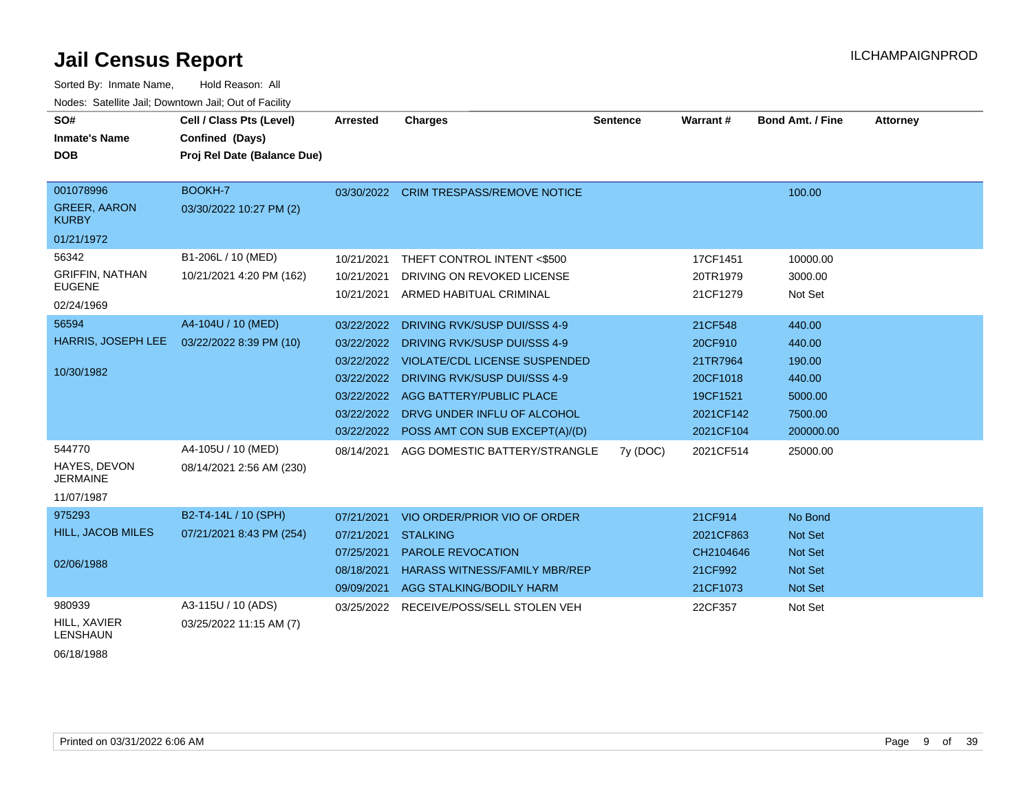# Jail Census Report

Sorted By: Inmate Name, Hold Reason: All

Nodes: Satellite Jail; Downtown Jail; Out of Facility

| SO# / Inmate's Name / DOB | Cell / Class Pts (Level) / Confined (Days) / Proj Rel Date (Balance Due) | Arrested | Charges | Sentence | Warrant # | Bond Amt. / Fine | Attorney |
|---|---|---|---|---|---|---|---|
| 001078996<br>GREER, AARON KURBY<br>01/21/1972 | BOOKH-7<br>03/30/2022 10:27 PM (2) | 03/30/2022 | CRIM TRESPASS/REMOVE NOTICE | | | 100.00 | |
| 56342<br>GRIFFIN, NATHAN EUGENE<br>02/24/1969 | B1-206L / 10 (MED)<br>10/21/2021 4:20 PM (162) | 10/21/2021 | THEFT CONTROL INTENT <$500 | | 17CF1451 | 10000.00 | |
| | | 10/21/2021 | DRIVING ON REVOKED LICENSE | | 20TR1979 | 3000.00 | |
| | | 10/21/2021 | ARMED HABITUAL CRIMINAL | | 21CF1279 | Not Set | |
| 56594<br>HARRIS, JOSEPH LEE<br>10/30/1982 | A4-104U / 10 (MED)<br>03/22/2022 8:39 PM (10) | 03/22/2022 | DRIVING RVK/SUSP DUI/SSS 4-9 | | 21CF548 | 440.00 | |
| | | 03/22/2022 | DRIVING RVK/SUSP DUI/SSS 4-9 | | 20CF910 | 440.00 | |
| | | 03/22/2022 | VIOLATE/CDL LICENSE SUSPENDED | | 21TR7964 | 190.00 | |
| | | 03/22/2022 | DRIVING RVK/SUSP DUI/SSS 4-9 | | 20CF1018 | 440.00 | |
| | | 03/22/2022 | AGG BATTERY/PUBLIC PLACE | | 19CF1521 | 5000.00 | |
| | | 03/22/2022 | DRVG UNDER INFLU OF ALCOHOL | | 2021CF142 | 7500.00 | |
| | | 03/22/2022 | POSS AMT CON SUB EXCEPT(A)/(D) | | 2021CF104 | 200000.00 | |
| 544770<br>HAYES, DEVON JERMAINE<br>11/07/1987 | A4-105U / 10 (MED)<br>08/14/2021 2:56 AM (230) | 08/14/2021 | AGG DOMESTIC BATTERY/STRANGLE | 7y (DOC) | 2021CF514 | 25000.00 | |
| 975293<br>HILL, JACOB MILES<br>02/06/1988 | B2-T4-14L / 10 (SPH)<br>07/21/2021 8:43 PM (254) | 07/21/2021 | VIO ORDER/PRIOR VIO OF ORDER | | 21CF914 | No Bond | |
| | | 07/21/2021 | STALKING | | 2021CF863 | Not Set | |
| | | 07/25/2021 | PAROLE REVOCATION | | CH2104646 | Not Set | |
| | | 08/18/2021 | HARASS WITNESS/FAMILY MBR/REP | | 21CF992 | Not Set | |
| | | 09/09/2021 | AGG STALKING/BODILY HARM | | 21CF1073 | Not Set | |
| 980939<br>HILL, XAVIER LENSHAUN<br>06/18/1988 | A3-115U / 10 (ADS)<br>03/25/2022 11:15 AM (7) | 03/25/2022 | RECEIVE/POSS/SELL STOLEN VEH | | 22CF357 | Not Set | |

Printed on 03/31/2022 6:06 AM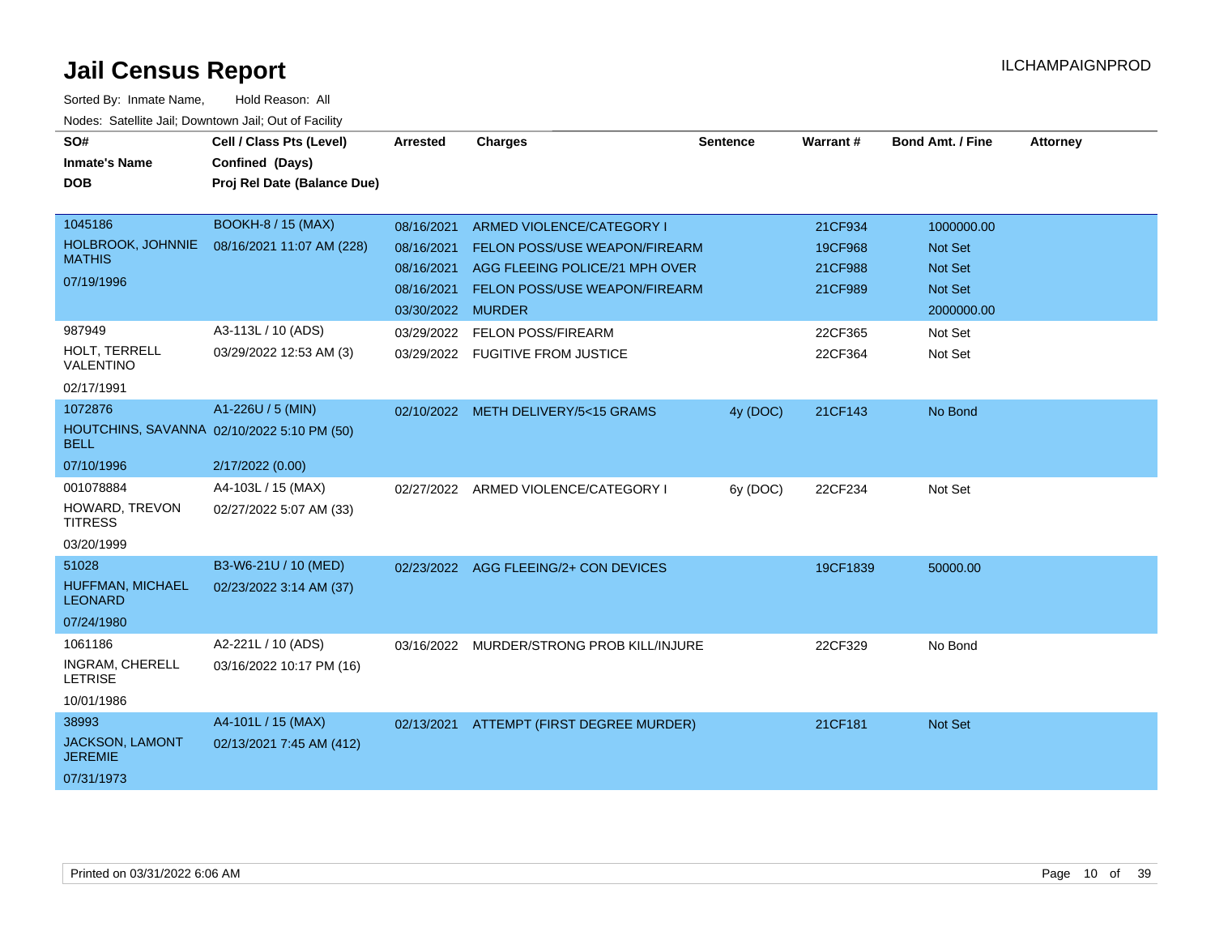# Jail Census Report

ILCHAMPAIGNPROD

Sorted By: Inmate Name, Hold Reason: All

Nodes: Satellite Jail; Downtown Jail; Out of Facility

| SO# / Inmate's Name / DOB | Cell / Class Pts (Level) / Confined (Days) / Proj Rel Date (Balance Due) | Arrested | Charges | Sentence | Warrant # | Bond Amt. / Fine | Attorney |
|---|---|---|---|---|---|---|---|
| 1045186 | BOOKH-8 / 15 (MAX) | 08/16/2021 | ARMED VIOLENCE/CATEGORY I | | 21CF934 | 1000000.00 | |
| HOLBROOK, JOHNNIE MATHIS | 08/16/2021 11:07 AM (228) | 08/16/2021 | FELON POSS/USE WEAPON/FIREARM | | 19CF968 | Not Set | |
| 07/19/1996 | | 08/16/2021 | AGG FLEEING POLICE/21 MPH OVER | | 21CF988 | Not Set | |
| | | 08/16/2021 | FELON POSS/USE WEAPON/FIREARM | | 21CF989 | Not Set | |
| | | 03/30/2022 | MURDER | | | 2000000.00 | |
| 987949 | A3-113L / 10 (ADS) | 03/29/2022 | FELON POSS/FIREARM | | 22CF365 | Not Set | |
| HOLT, TERRELL VALENTINO | 03/29/2022 12:53 AM (3) | 03/29/2022 | FUGITIVE FROM JUSTICE | | 22CF364 | Not Set | |
| 02/17/1991 | | | | | | | |
| 1072876 | A1-226U / 5 (MIN) | 02/10/2022 | METH DELIVERY/5<15 GRAMS | 4y (DOC) | 21CF143 | No Bond | |
| HOUTCHINS, SAVANNA BELL | 02/10/2022 5:10 PM (50) | | | | | | |
| 07/10/1996 | 2/17/2022 (0.00) | | | | | | |
| 001078884 | A4-103L / 15 (MAX) | 02/27/2022 | ARMED VIOLENCE/CATEGORY I | 6y (DOC) | 22CF234 | Not Set | |
| HOWARD, TREVON TITRESS | 02/27/2022 5:07 AM (33) | | | | | | |
| 03/20/1999 | | | | | | | |
| 51028 | B3-W6-21U / 10 (MED) | 02/23/2022 | AGG FLEEING/2+ CON DEVICES | | 19CF1839 | 50000.00 | |
| HUFFMAN, MICHAEL LEONARD | 02/23/2022 3:14 AM (37) | | | | | | |
| 07/24/1980 | | | | | | | |
| 1061186 | A2-221L / 10 (ADS) | 03/16/2022 | MURDER/STRONG PROB KILL/INJURE | | 22CF329 | No Bond | |
| INGRAM, CHERELL LETRISE | 03/16/2022 10:17 PM (16) | | | | | | |
| 10/01/1986 | | | | | | | |
| 38993 | A4-101L / 15 (MAX) | 02/13/2021 | ATTEMPT (FIRST DEGREE MURDER) | | 21CF181 | Not Set | |
| JACKSON, LAMONT JEREMIE | 02/13/2021 7:45 AM (412) | | | | | | |
| 07/31/1973 | | | | | | | |

Printed on 03/31/2022 6:06 AM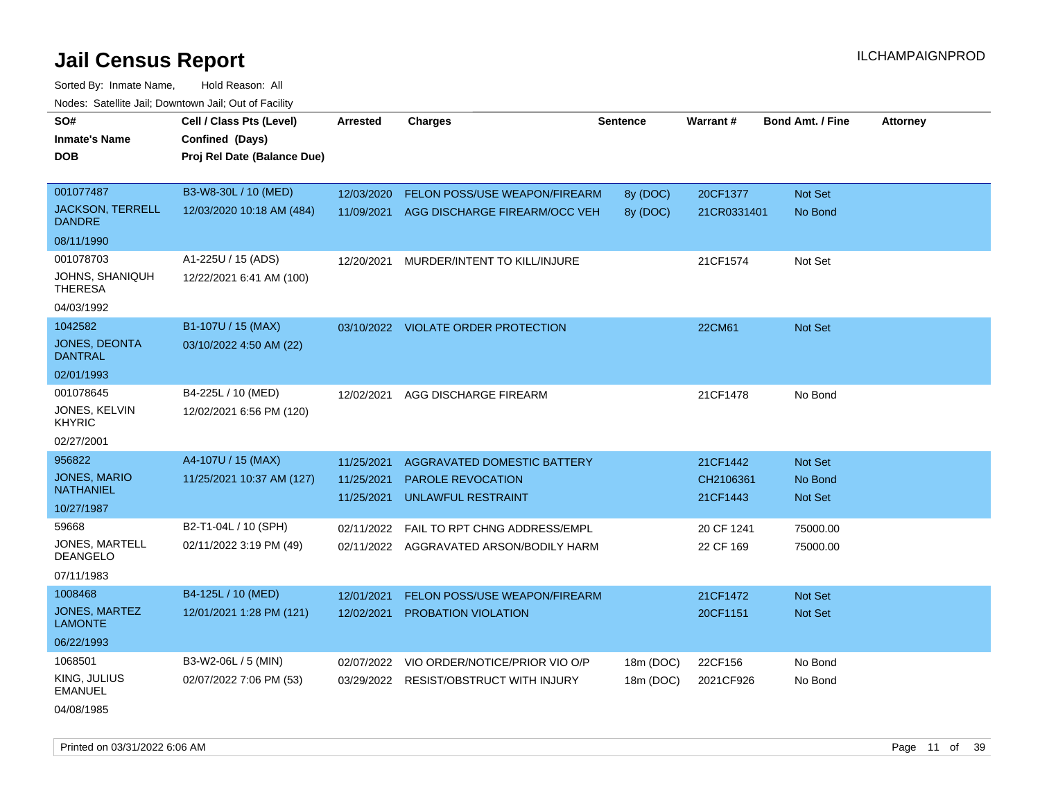# Jail Census Report

ILCHAMPAIGNPROD

Sorted By: Inmate Name, Hold Reason: All

Nodes: Satellite Jail; Downtown Jail; Out of Facility

| SO# / Inmate's Name / DOB | Cell / Class Pts (Level) / Confined (Days) / Proj Rel Date (Balance Due) | Arrested | Charges | Sentence | Warrant # | Bond Amt. / Fine | Attorney |
|---|---|---|---|---|---|---|---|
| 001077487 JACKSON, TERRELL DANDRE 08/11/1990 | B3-W8-30L / 10 (MED) 12/03/2020 10:18 AM (484) | 12/03/2020 | FELON POSS/USE WEAPON/FIREARM | 8y (DOC) | 20CF1377 | Not Set | |
| | | 11/09/2021 | AGG DISCHARGE FIREARM/OCC VEH | 8y (DOC) | 21CR0331401 | No Bond | |
| 001078703 JOHNS, SHANIQUH THERESA 04/03/1992 | A1-225U / 15 (ADS) 12/22/2021 6:41 AM (100) | 12/20/2021 | MURDER/INTENT TO KILL/INJURE | | 21CF1574 | Not Set | |
| 1042582 JONES, DEONTA DANTRAL 02/01/1993 | B1-107U / 15 (MAX) 03/10/2022 4:50 AM (22) | 03/10/2022 | VIOLATE ORDER PROTECTION | | 22CM61 | Not Set | |
| 001078645 JONES, KELVIN KHYRIC 02/27/2001 | B4-225L / 10 (MED) 12/02/2021 6:56 PM (120) | 12/02/2021 | AGG DISCHARGE FIREARM | | 21CF1478 | No Bond | |
| 956822 JONES, MARIO NATHANIEL 10/27/1987 | A4-107U / 15 (MAX) 11/25/2021 10:37 AM (127) | 11/25/2021 | AGGRAVATED DOMESTIC BATTERY | | 21CF1442 | Not Set | |
| | | 11/25/2021 | PAROLE REVOCATION | | CH2106361 | No Bond | |
| | | 11/25/2021 | UNLAWFUL RESTRAINT | | 21CF1443 | Not Set | |
| 59668 JONES, MARTELL DEANGELO 07/11/1983 | B2-T1-04L / 10 (SPH) 02/11/2022 3:19 PM (49) | 02/11/2022 | FAIL TO RPT CHNG ADDRESS/EMPL | | 20 CF 1241 | 75000.00 | |
| | | 02/11/2022 | AGGRAVATED ARSON/BODILY HARM | | 22 CF 169 | 75000.00 | |
| 1008468 JONES, MARTEZ LAMONTE 06/22/1993 | B4-125L / 10 (MED) 12/01/2021 1:28 PM (121) | 12/01/2021 | FELON POSS/USE WEAPON/FIREARM | | 21CF1472 | Not Set | |
| | | 12/02/2021 | PROBATION VIOLATION | | 20CF1151 | Not Set | |
| 1068501 KING, JULIUS EMANUEL 04/08/1985 | B3-W2-06L / 5 (MIN) 02/07/2022 7:06 PM (53) | 02/07/2022 | VIO ORDER/NOTICE/PRIOR VIO O/P | 18m (DOC) | 22CF156 | No Bond | |
| | | 03/29/2022 | RESIST/OBSTRUCT WITH INJURY | 18m (DOC) | 2021CF926 | No Bond | |

Printed on 03/31/2022 6:06 AM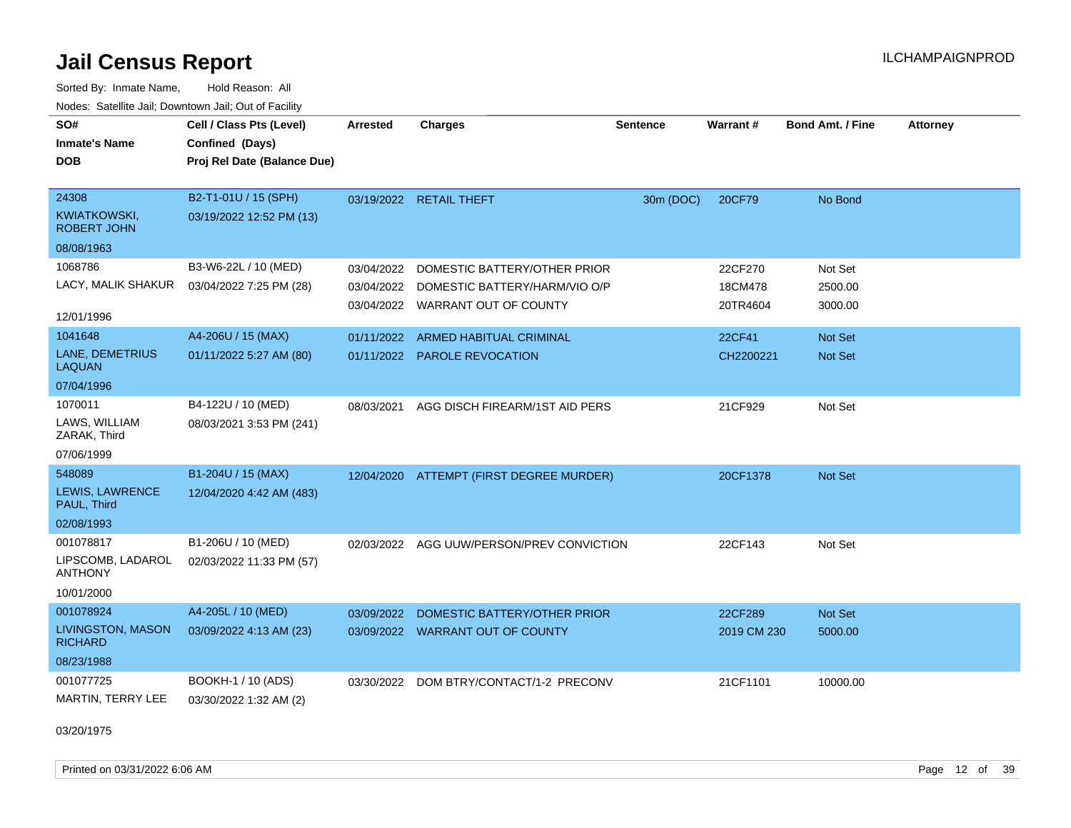# Jail Census Report

ILCHAMPAIGNPROD

Sorted By: Inmate Name, Hold Reason: All

Nodes: Satellite Jail; Downtown Jail; Out of Facility

| SO# / Inmate's Name / DOB | Cell / Class Pts (Level) / Confined (Days) / Proj Rel Date (Balance Due) | Arrested | Charges | Sentence | Warrant # | Bond Amt. / Fine | Attorney |
|---|---|---|---|---|---|---|---|
| 24308 KWIATKOWSKI, ROBERT JOHN 08/08/1963 | B2-T1-01U / 15 (SPH) 03/19/2022 12:52 PM (13) | 03/19/2022 | RETAIL THEFT | 30m (DOC) | 20CF79 | No Bond | |
| 1068786 LACY, MALIK SHAKUR 12/01/1996 | B3-W6-22L / 10 (MED) 03/04/2022 7:25 PM (28) | 03/04/2022 | DOMESTIC BATTERY/OTHER PRIOR | | 22CF270 | Not Set | |
| | | 03/04/2022 | DOMESTIC BATTERY/HARM/VIO O/P | | 18CM478 | 2500.00 | |
| | | 03/04/2022 | WARRANT OUT OF COUNTY | | 20TR4604 | 3000.00 | |
| 1041648 LANE, DEMETRIUS LAQUAN 07/04/1996 | A4-206U / 15 (MAX) 01/11/2022 5:27 AM (80) | 01/11/2022 | ARMED HABITUAL CRIMINAL | | 22CF41 | Not Set | |
| | | 01/11/2022 | PAROLE REVOCATION | | CH2200221 | Not Set | |
| 1070011 LAWS, WILLIAM ZARAK, Third 07/06/1999 | B4-122U / 10 (MED) 08/03/2021 3:53 PM (241) | 08/03/2021 | AGG DISCH FIREARM/1ST AID PERS | | 21CF929 | Not Set | |
| 548089 LEWIS, LAWRENCE PAUL, Third 02/08/1993 | B1-204U / 15 (MAX) 12/04/2020 4:42 AM (483) | 12/04/2020 | ATTEMPT (FIRST DEGREE MURDER) | | 20CF1378 | Not Set | |
| 001078817 LIPSCOMB, LADAROL ANTHONY 10/01/2000 | B1-206U / 10 (MED) 02/03/2022 11:33 PM (57) | 02/03/2022 | AGG UUW/PERSON/PREV CONVICTION | | 22CF143 | Not Set | |
| 001078924 LIVINGSTON, MASON RICHARD 08/23/1988 | A4-205L / 10 (MED) 03/09/2022 4:13 AM (23) | 03/09/2022 | DOMESTIC BATTERY/OTHER PRIOR | | 22CF289 | Not Set | |
| | | 03/09/2022 | WARRANT OUT OF COUNTY | | 2019 CM 230 | 5000.00 | |
| 001077725 MARTIN, TERRY LEE 03/20/1975 | BOOKH-1 / 10 (ADS) 03/30/2022 1:32 AM (2) | 03/30/2022 | DOM BTRY/CONTACT/1-2 PRECONV | | 21CF1101 | 10000.00 | |

Printed on 03/31/2022 6:06 AM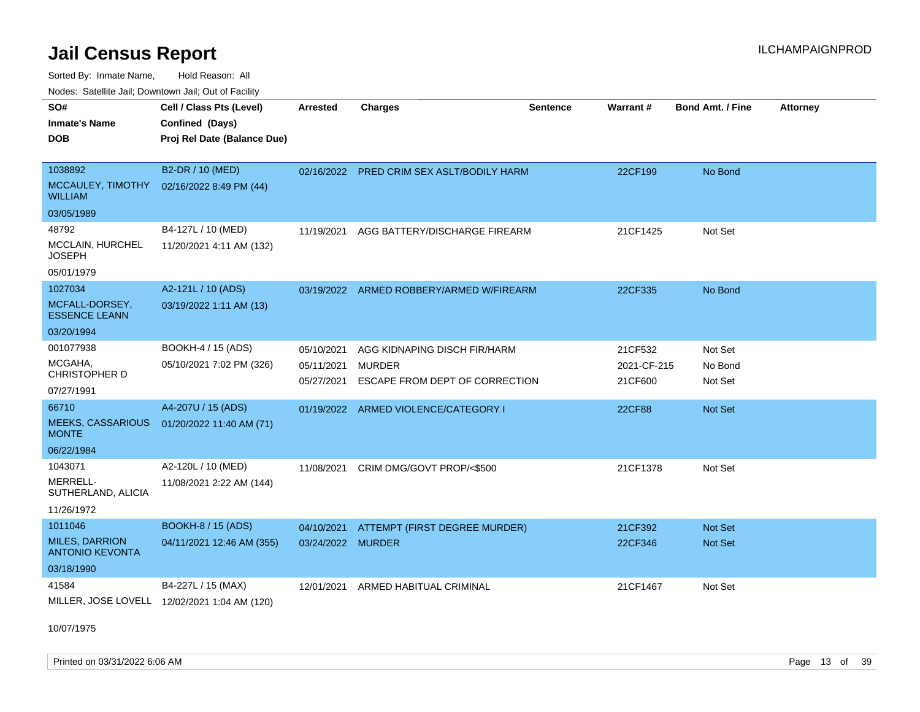# Jail Census Report

Sorted By: Inmate Name, Hold Reason: All

Nodes: Satellite Jail; Downtown Jail; Out of Facility

| SO# / Inmate's Name / DOB | Cell / Class Pts (Level) / Confined (Days) / Proj Rel Date (Balance Due) | Arrested | Charges | Sentence | Warrant # | Bond Amt. / Fine | Attorney |
|---|---|---|---|---|---|---|---|
| 1038892<br>MCCAULEY, TIMOTHY WILLIAM<br>03/05/1989 | B2-DR / 10 (MED)<br>02/16/2022 8:49 PM (44) | 02/16/2022 | PRED CRIM SEX ASLT/BODILY HARM | | 22CF199 | No Bond | |
| 48792<br>MCCLAIN, HURCHEL JOSEPH<br>05/01/1979 | B4-127L / 10 (MED)<br>11/20/2021 4:11 AM (132) | 11/19/2021 | AGG BATTERY/DISCHARGE FIREARM | | 21CF1425 | Not Set | |
| 1027034<br>MCFALL-DORSEY, ESSENCE LEANN<br>03/20/1994 | A2-121L / 10 (ADS)<br>03/19/2022 1:11 AM (13) | 03/19/2022 | ARMED ROBBERY/ARMED W/FIREARM | | 22CF335 | No Bond | |
| 001077938<br>MCGAHA, CHRISTOPHER D<br>07/27/1991 | BOOKH-4 / 15 (ADS)<br>05/10/2021 7:02 PM (326) | 05/10/2021<br>05/11/2021<br>05/27/2021 | AGG KIDNAPING DISCH FIR/HARM<br>MURDER<br>ESCAPE FROM DEPT OF CORRECTION | | 21CF532<br>2021-CF-215<br>21CF600 | Not Set<br>No Bond<br>Not Set | |
| 66710<br>MEEKS, CASSARIOUS MONTE<br>06/22/1984 | A4-207U / 15 (ADS)<br>01/20/2022 11:40 AM (71) | 01/19/2022 | ARMED VIOLENCE/CATEGORY I | | 22CF88 | Not Set | |
| 1043071<br>MERRELL-SUTHERLAND, ALICIA<br>11/26/1972 | A2-120L / 10 (MED)<br>11/08/2021 2:22 AM (144) | 11/08/2021 | CRIM DMG/GOVT PROP/<$500 | | 21CF1378 | Not Set | |
| 1011046<br>MILES, DARRION ANTONIO KEVONTA<br>03/18/1990 | BOOKH-8 / 15 (ADS)<br>04/11/2021 12:46 AM (355) | 04/10/2021<br>03/24/2022 | ATTEMPT (FIRST DEGREE MURDER)<br>MURDER | | 21CF392<br>22CF346 | Not Set<br>Not Set | |
| 41584<br>MILLER, JOSE LOVELL<br>10/07/1975 | B4-227L / 15 (MAX)<br>12/02/2021 1:04 AM (120) | 12/01/2021 | ARMED HABITUAL CRIMINAL | | 21CF1467 | Not Set | |

Printed on 03/31/2022 6:06 AM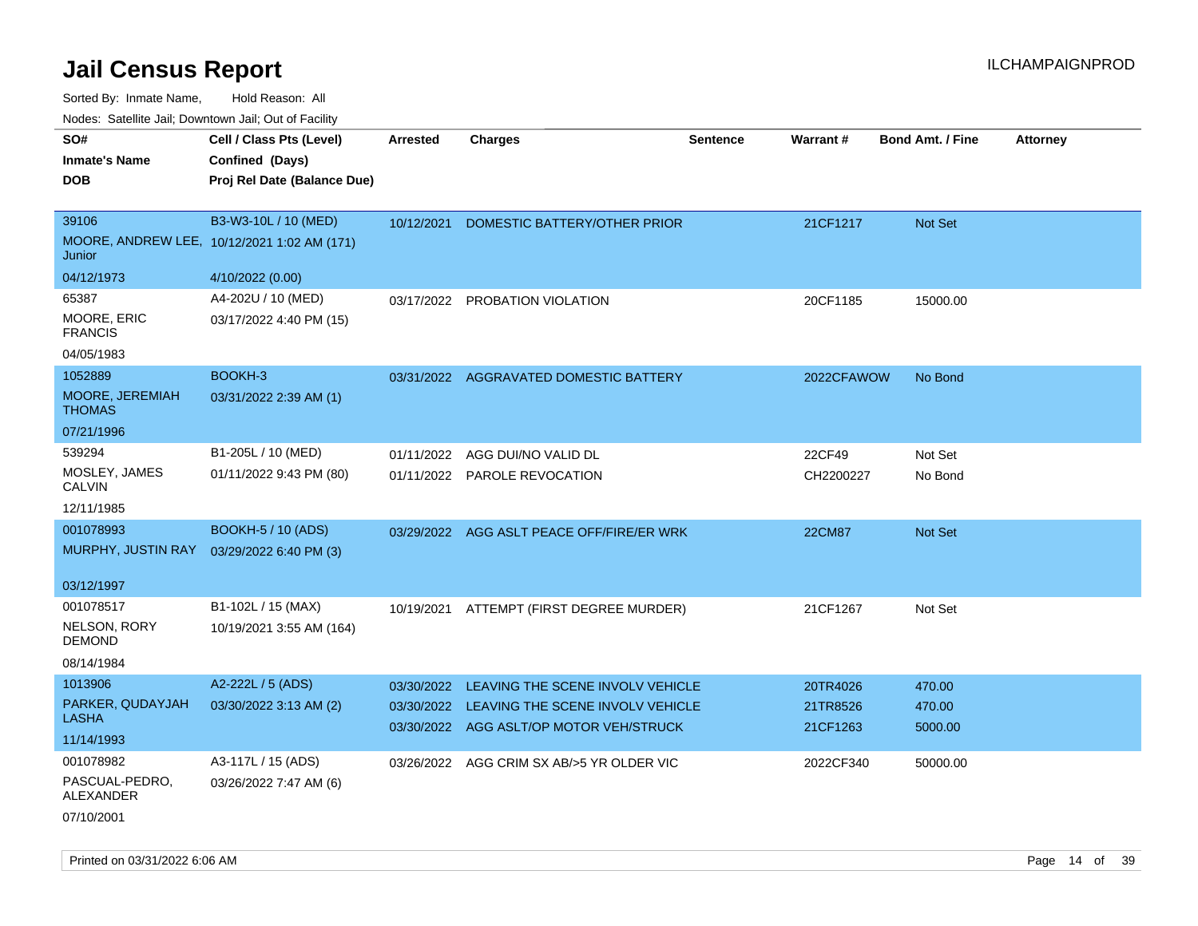# Jail Census Report

ILCHAMPAIGNPROD

Sorted By: Inmate Name, Hold Reason: All

Nodes: Satellite Jail; Downtown Jail; Out of Facility

| SO# / Inmate's Name / DOB | Cell / Class Pts (Level) / Confined (Days) / Proj Rel Date (Balance Due) | Arrested | Charges | Sentence | Warrant # | Bond Amt. / Fine | Attorney |
|---|---|---|---|---|---|---|---|
| 39106<br>MOORE, ANDREW LEE, Junior<br>04/12/1973 | B3-W3-10L / 10 (MED)<br>10/12/2021 1:02 AM (171)<br>4/10/2022 (0.00) | 10/12/2021 | DOMESTIC BATTERY/OTHER PRIOR | | 21CF1217 | Not Set | |
| 65387<br>MOORE, ERIC FRANCIS<br>04/05/1983 | A4-202U / 10 (MED)<br>03/17/2022 4:40 PM (15) | 03/17/2022 | PROBATION VIOLATION | | 20CF1185 | 15000.00 | |
| 1052889<br>MOORE, JEREMIAH THOMAS<br>07/21/1996 | BOOKH-3<br>03/31/2022 2:39 AM (1) | 03/31/2022 | AGGRAVATED DOMESTIC BATTERY | | 2022CFAWOW | No Bond | |
| 539294<br>MOSLEY, JAMES CALVIN<br>12/11/1985 | B1-205L / 10 (MED)<br>01/11/2022 9:43 PM (80) | 01/11/2022<br>01/11/2022 | AGG DUI/NO VALID DL<br>PAROLE REVOCATION | | 22CF49<br>CH2200227 | Not Set<br>No Bond | |
| 001078993<br>MURPHY, JUSTIN RAY<br>03/12/1997 | BOOKH-5 / 10 (ADS)<br>03/29/2022 6:40 PM (3) | 03/29/2022 | AGG ASLT PEACE OFF/FIRE/ER WRK | | 22CM87 | Not Set | |
| 001078517<br>NELSON, RORY DEMOND<br>08/14/1984 | B1-102L / 15 (MAX)<br>10/19/2021 3:55 AM (164) | 10/19/2021 | ATTEMPT (FIRST DEGREE MURDER) | | 21CF1267 | Not Set | |
| 1013906<br>PARKER, QUDAYJAH LASHA<br>11/14/1993 | A2-222L / 5 (ADS)<br>03/30/2022 3:13 AM (2) | 03/30/2022<br>03/30/2022<br>03/30/2022 | LEAVING THE SCENE INVOLV VEHICLE<br>LEAVING THE SCENE INVOLV VEHICLE<br>AGG ASLT/OP MOTOR VEH/STRUCK | | 20TR4026<br>21TR8526<br>21CF1263 | 470.00<br>470.00<br>5000.00 | |
| 001078982<br>PASCUAL-PEDRO, ALEXANDER<br>07/10/2001 | A3-117L / 15 (ADS)<br>03/26/2022 7:47 AM (6) | 03/26/2022 | AGG CRIM SX AB/>5 YR OLDER VIC | | 2022CF340 | 50000.00 | |

Printed on 03/31/2022 6:06 AM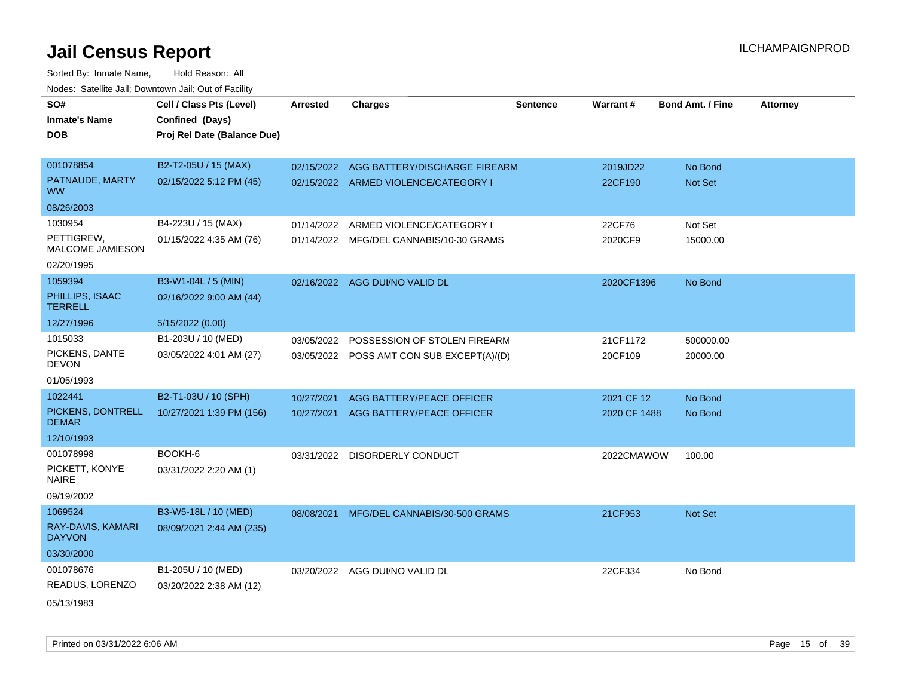# Jail Census Report

ILCHAMPAIGNPROD

Sorted By: Inmate Name, Hold Reason: All

Nodes: Satellite Jail; Downtown Jail; Out of Facility

| SO# / Inmate's Name / DOB | Cell / Class Pts (Level) / Confined (Days) / Proj Rel Date (Balance Due) | Arrested | Charges | Sentence | Warrant # | Bond Amt. / Fine | Attorney |
|---|---|---|---|---|---|---|---|
| 001078854<br>PATNAUDE, MARTY WW<br>08/26/2003 | B2-T2-05U / 15 (MAX)<br>02/15/2022 5:12 PM (45) | 02/15/2022<br>02/15/2022 | AGG BATTERY/DISCHARGE FIREARM<br>ARMED VIOLENCE/CATEGORY I | | 2019JD22<br>22CF190 | No Bond<br>Not Set | |
| 1030954<br>PETTIGREW, MALCOME JAMIESON<br>02/20/1995 | B4-223U / 15 (MAX)<br>01/15/2022 4:35 AM (76) | 01/14/2022<br>01/14/2022 | ARMED VIOLENCE/CATEGORY I<br>MFG/DEL CANNABIS/10-30 GRAMS | | 22CF76<br>2020CF9 | Not Set<br>15000.00 | |
| 1059394<br>PHILLIPS, ISAAC TERRELL<br>12/27/1996 | B3-W1-04L / 5 (MIN)<br>02/16/2022 9:00 AM (44)<br>5/15/2022 (0.00) | 02/16/2022 | AGG DUI/NO VALID DL | | 2020CF1396 | No Bond | |
| 1015033<br>PICKENS, DANTE DEVON<br>01/05/1993 | B1-203U / 10 (MED)<br>03/05/2022 4:01 AM (27) | 03/05/2022<br>03/05/2022 | POSSESSION OF STOLEN FIREARM<br>POSS AMT CON SUB EXCEPT(A)/(D) | | 21CF1172<br>20CF109 | 500000.00<br>20000.00 | |
| 1022441<br>PICKENS, DONTRELL DEMAR<br>12/10/1993 | B2-T1-03U / 10 (SPH)<br>10/27/2021 1:39 PM (156) | 10/27/2021<br>10/27/2021 | AGG BATTERY/PEACE OFFICER<br>AGG BATTERY/PEACE OFFICER | | 2021 CF 12<br>2020 CF 1488 | No Bond<br>No Bond | |
| 001078998<br>PICKETT, KONYE NAIRE<br>09/19/2002 | BOOKH-6<br>03/31/2022 2:20 AM (1) | 03/31/2022 | DISORDERLY CONDUCT | | 2022CMAWOW | 100.00 | |
| 1069524<br>RAY-DAVIS, KAMARI DAYVON<br>03/30/2000 | B3-W5-18L / 10 (MED)<br>08/09/2021 2:44 AM (235) | 08/08/2021 | MFG/DEL CANNABIS/30-500 GRAMS | | 21CF953 | Not Set | |
| 001078676<br>READUS, LORENZO<br>05/13/1983 | B1-205U / 10 (MED)<br>03/20/2022 2:38 AM (12) | 03/20/2022 | AGG DUI/NO VALID DL | | 22CF334 | No Bond | |

Printed on 03/31/2022 6:06 AM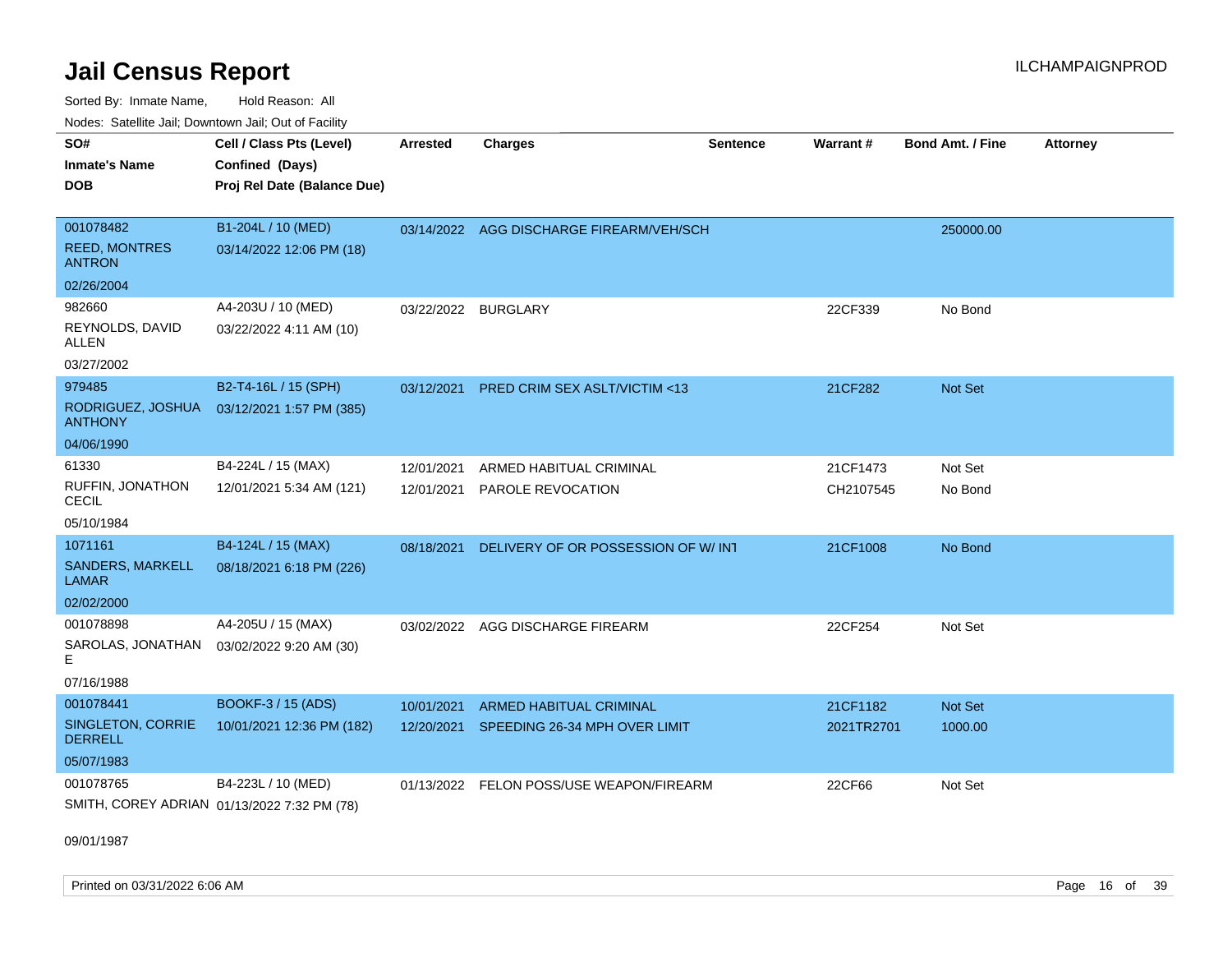# Jail Census Report

ILCHAMPAIGNPROD

Sorted By: Inmate Name, Hold Reason: All

Nodes: Satellite Jail; Downtown Jail; Out of Facility

| SO#<br>Inmate's Name<br>DOB | Cell / Class Pts (Level)<br>Confined (Days)<br>Proj Rel Date (Balance Due) | Arrested | Charges | Sentence | Warrant # | Bond Amt. / Fine | Attorney |
|---|---|---|---|---|---|---|---|
| 001078482<br>REED, MONTRES ANTRON<br>02/26/2004 | B1-204L / 10 (MED)<br>03/14/2022 12:06 PM (18) | 03/14/2022 | AGG DISCHARGE FIREARM/VEH/SCH | | | 250000.00 | |
| 982660<br>REYNOLDS, DAVID ALLEN<br>03/27/2002 | A4-203U / 10 (MED)<br>03/22/2022 4:11 AM (10) | 03/22/2022 | BURGLARY | | 22CF339 | No Bond | |
| 979485<br>RODRIGUEZ, JOSHUA ANTHONY<br>04/06/1990 | B2-T4-16L / 15 (SPH)<br>03/12/2021 1:57 PM (385) | 03/12/2021 | PRED CRIM SEX ASLT/VICTIM <13 | | 21CF282 | Not Set | |
| 61330<br>RUFFIN, JONATHON CECIL<br>05/10/1984 | B4-224L / 15 (MAX)<br>12/01/2021 5:34 AM (121) | 12/01/2021<br>12/01/2021 | ARMED HABITUAL CRIMINAL<br>PAROLE REVOCATION | | 21CF1473<br>CH2107545 | Not Set<br>No Bond | |
| 1071161<br>SANDERS, MARKELL LAMAR<br>02/02/2000 | B4-124L / 15 (MAX)<br>08/18/2021 6:18 PM (226) | 08/18/2021 | DELIVERY OF OR POSSESSION OF W/ INT | | 21CF1008 | No Bond | |
| 001078898<br>SAROLAS, JONATHAN E<br>07/16/1988 | A4-205U / 15 (MAX)<br>03/02/2022 9:20 AM (30) | 03/02/2022 | AGG DISCHARGE FIREARM | | 22CF254 | Not Set | |
| 001078441<br>SINGLETON, CORRIE DERRELL<br>05/07/1983 | BOOKF-3 / 15 (ADS)<br>10/01/2021 12:36 PM (182) | 10/01/2021<br>12/20/2021 | ARMED HABITUAL CRIMINAL<br>SPEEDING 26-34 MPH OVER LIMIT | | 21CF1182<br>2021TR2701 | Not Set<br>1000.00 | |
| 001078765<br>SMITH, COREY ADRIAN<br>09/01/1987 | B4-223L / 10 (MED)<br>01/13/2022 7:32 PM (78) | 01/13/2022 | FELON POSS/USE WEAPON/FIREARM | | 22CF66 | Not Set | |

Printed on 03/31/2022 6:06 AM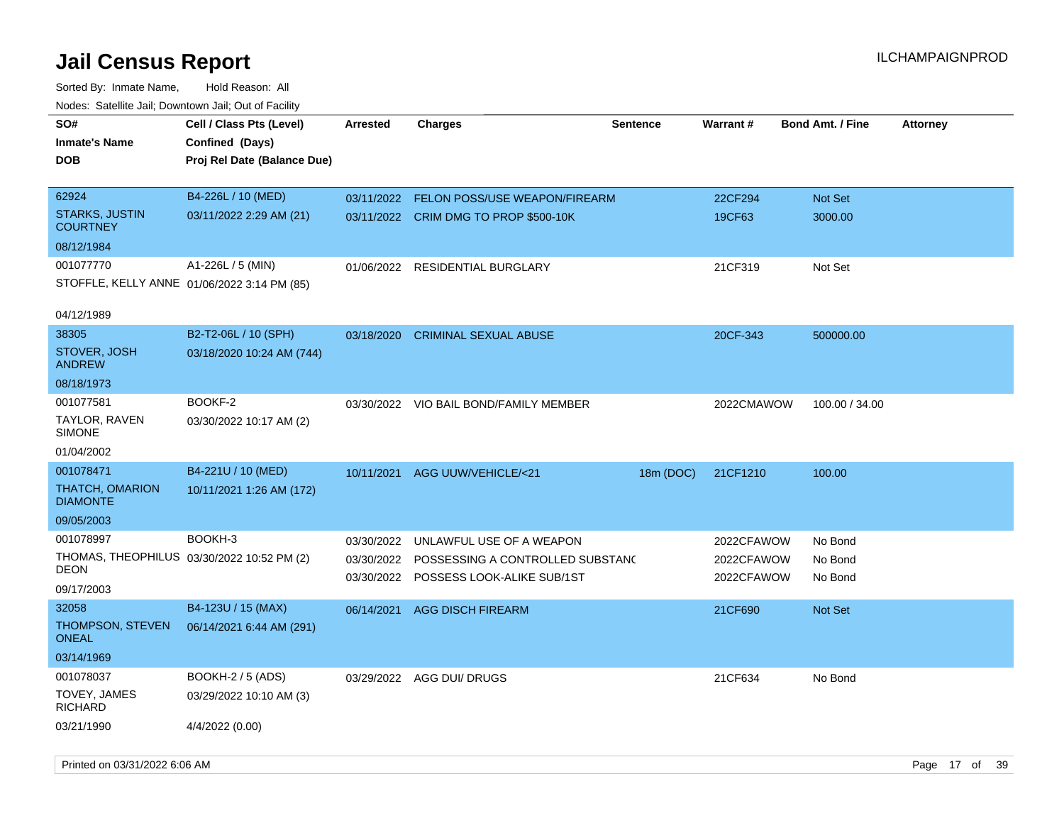# Jail Census Report

Sorted By: Inmate Name, Hold Reason: All

Nodes: Satellite Jail; Downtown Jail; Out of Facility

| SO# / Inmate's Name / DOB | Cell / Class Pts (Level) / Confined (Days) / Proj Rel Date (Balance Due) | Arrested | Charges | Sentence | Warrant # | Bond Amt. / Fine | Attorney |
|---|---|---|---|---|---|---|---|
| 62924<br>STARKS, JUSTIN COURTNEY<br>08/12/1984 | B4-226L / 10 (MED)<br>03/11/2022 2:29 AM (21) | 03/11/2022<br>03/11/2022 | FELON POSS/USE WEAPON/FIREARM<br>CRIM DMG TO PROP $500-10K | | 22CF294<br>19CF63 | Not Set<br>3000.00 | |
| 001077770<br>STOFFLE, KELLY ANNE<br>04/12/1989 | A1-226L / 5 (MIN)<br>01/06/2022 3:14 PM (85) | 01/06/2022 | RESIDENTIAL BURGLARY | | 21CF319 | Not Set | |
| 38305<br>STOVER, JOSH ANDREW<br>08/18/1973 | B2-T2-06L / 10 (SPH)<br>03/18/2020 10:24 AM (744) | 03/18/2020 | CRIMINAL SEXUAL ABUSE | | 20CF-343 | 500000.00 | |
| 001077581<br>TAYLOR, RAVEN SIMONE<br>01/04/2002 | BOOKF-2<br>03/30/2022 10:17 AM (2) | 03/30/2022 | VIO BAIL BOND/FAMILY MEMBER | | 2022CMAWOW | 100.00 / 34.00 | |
| 001078471<br>THATCH, OMARION DIAMONTE<br>09/05/2003 | B4-221U / 10 (MED)<br>10/11/2021 1:26 AM (172) | 10/11/2021 | AGG UUW/VEHICLE/<21 | 18m (DOC) | 21CF1210 | 100.00 | |
| 001078997<br>THOMAS, THEOPHILUS DEON<br>09/17/2003 | BOOKH-3<br>03/30/2022 10:52 PM (2) | 03/30/2022<br>03/30/2022<br>03/30/2022 | UNLAWFUL USE OF A WEAPON<br>POSSESSING A CONTROLLED SUBSTANC<br>POSSESS LOOK-ALIKE SUB/1ST | | 2022CFAWOW<br>2022CFAWOW<br>2022CFAWOW | No Bond<br>No Bond<br>No Bond | |
| 32058<br>THOMPSON, STEVEN ONEAL<br>03/14/1969 | B4-123U / 15 (MAX)<br>06/14/2021 6:44 AM (291) | 06/14/2021 | AGG DISCH FIREARM | | 21CF690 | Not Set | |
| 001078037<br>TOVEY, JAMES RICHARD<br>03/21/1990 | BOOKH-2 / 5 (ADS)<br>03/29/2022 10:10 AM (3)<br>4/4/2022 (0.00) | 03/29/2022 | AGG DUI/ DRUGS | | 21CF634 | No Bond | |

Printed on 03/31/2022 6:06 AM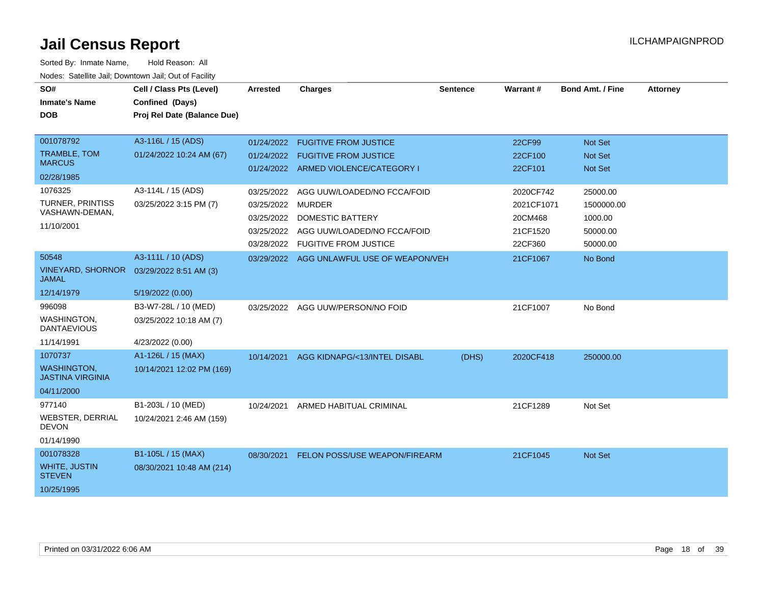# Jail Census Report

ILCHAMPAIGNPROD

Sorted By: Inmate Name, Hold Reason: All

Nodes: Satellite Jail; Downtown Jail; Out of Facility

| SO# / Inmate's Name / DOB | Cell / Class Pts (Level) / Confined (Days) / Proj Rel Date (Balance Due) | Arrested | Charges | Sentence | Warrant # | Bond Amt. / Fine | Attorney |
|---|---|---|---|---|---|---|---|
| 001078792<br>TRAMBLE, TOM MARCUS<br>02/28/1985 | A3-116L / 15 (ADS)<br>01/24/2022 10:24 AM (67) | 01/24/2022 | FUGITIVE FROM JUSTICE | | 22CF99 | Not Set | |
| | | 01/24/2022 | FUGITIVE FROM JUSTICE | | 22CF100 | Not Set | |
| | | 01/24/2022 | ARMED VIOLENCE/CATEGORY I | | 22CF101 | Not Set | |
| 1076325<br>TURNER, PRINTISS VASHAWN-DEMAN,<br>11/10/2001 | A3-114L / 15 (ADS)<br>03/25/2022 3:15 PM (7) | 03/25/2022 | AGG UUW/LOADED/NO FCCA/FOID | | 2020CF742 | 25000.00 | |
| | | 03/25/2022 | MURDER | | 2021CF1071 | 1500000.00 | |
| | | 03/25/2022 | DOMESTIC BATTERY | | 20CM468 | 1000.00 | |
| | | 03/25/2022 | AGG UUW/LOADED/NO FCCA/FOID | | 21CF1520 | 50000.00 | |
| | | 03/28/2022 | FUGITIVE FROM JUSTICE | | 22CF360 | 50000.00 | |
| 50548<br>VINEYARD, SHORNOR JAMAL<br>12/14/1979 | A3-111L / 10 (ADS)<br>03/29/2022 8:51 AM (3)<br>5/19/2022 (0.00) | 03/29/2022 | AGG UNLAWFUL USE OF WEAPON/VEH | | 21CF1067 | No Bond | |
| 996098<br>WASHINGTON, DANTAEVIOUS<br>11/14/1991 | B3-W7-28L / 10 (MED)<br>03/25/2022 10:18 AM (7)<br>4/23/2022 (0.00) | 03/25/2022 | AGG UUW/PERSON/NO FOID | | 21CF1007 | No Bond | |
| 1070737<br>WASHINGTON, JASTINA VIRGINIA<br>04/11/2000 | A1-126L / 15 (MAX)<br>10/14/2021 12:02 PM (169) | 10/14/2021 | AGG KIDNAPG/<13/INTEL DISABL | (DHS) | 2020CF418 | 250000.00 | |
| 977140<br>WEBSTER, DERRIAL DEVON<br>01/14/1990 | B1-203L / 10 (MED)<br>10/24/2021 2:46 AM (159) | 10/24/2021 | ARMED HABITUAL CRIMINAL | | 21CF1289 | Not Set | |
| 001078328<br>WHITE, JUSTIN STEVEN<br>10/25/1995 | B1-105L / 15 (MAX)<br>08/30/2021 10:48 AM (214) | 08/30/2021 | FELON POSS/USE WEAPON/FIREARM | | 21CF1045 | Not Set | |

Printed on 03/31/2022 6:06 AM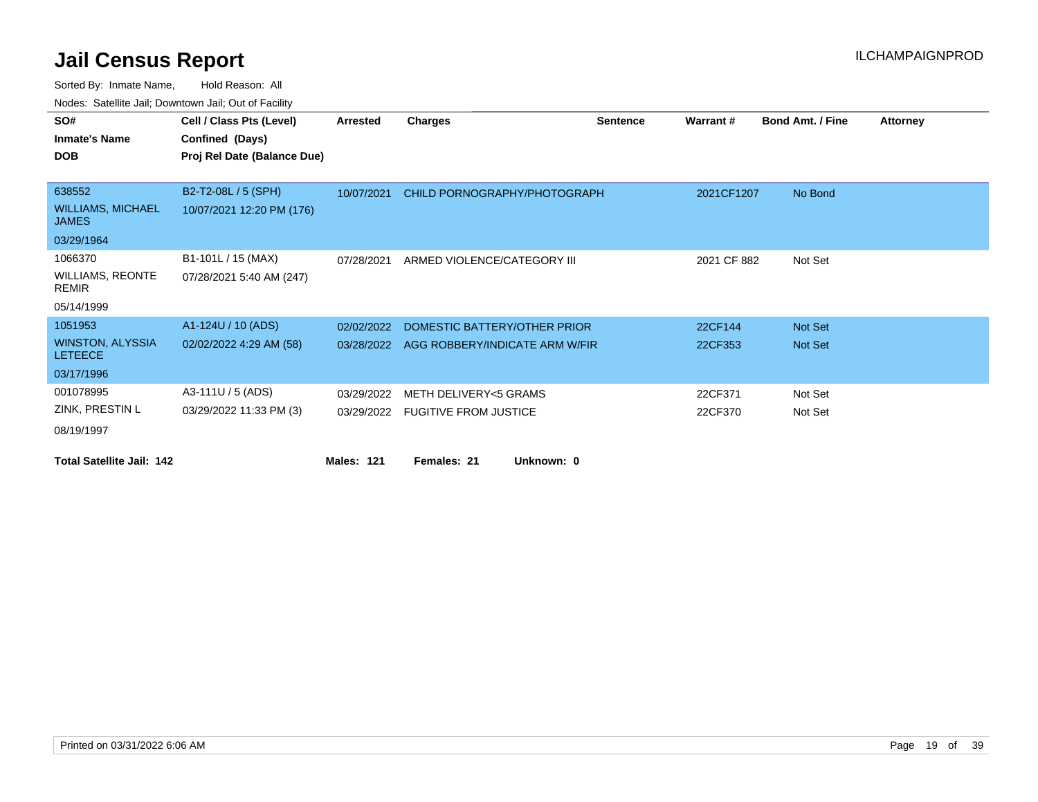# Jail Census Report

ILCHAMPAIGNPROD

Sorted By: Inmate Name, Hold Reason: All

Nodes: Satellite Jail; Downtown Jail; Out of Facility

| SO# / Inmate's Name / DOB | Cell / Class Pts (Level) / Confined (Days) / Proj Rel Date (Balance Due) | Arrested | Charges | Sentence | Warrant # | Bond Amt. / Fine | Attorney |
|---|---|---|---|---|---|---|---|
| 638552<br>WILLIAMS, MICHAEL JAMES<br>03/29/1964 | B2-T2-08L / 5 (SPH)<br>10/07/2021 12:20 PM (176) | 10/07/2021 | CHILD PORNOGRAPHY/PHOTOGRAPH | | 2021CF1207 | No Bond | |
| 1066370<br>WILLIAMS, REONTE REMIR<br>05/14/1999 | B1-101L / 15 (MAX)<br>07/28/2021 5:40 AM (247) | 07/28/2021 | ARMED VIOLENCE/CATEGORY III | | 2021 CF 882 | Not Set | |
| 1051953<br>WINSTON, ALYSSIA LETEECE<br>03/17/1996 | A1-124U / 10 (ADS)<br>02/02/2022 4:29 AM (58) | 02/02/2022 | DOMESTIC BATTERY/OTHER PRIOR | | 22CF144 | Not Set | |
| | | 03/28/2022 | AGG ROBBERY/INDICATE ARM W/FIR | | 22CF353 | Not Set | |
| 001078995<br>ZINK, PRESTIN L<br>08/19/1997 | A3-111U / 5 (ADS)<br>03/29/2022 11:33 PM (3) | 03/29/2022 | METH DELIVERY<5 GRAMS | | 22CF371 | Not Set | |
| | | 03/29/2022 | FUGITIVE FROM JUSTICE | | 22CF370 | Not Set | |

**Total Satellite Jail: 142** **Males: 121** **Females: 21** **Unknown: 0**

Printed on 03/31/2022 6:06 AM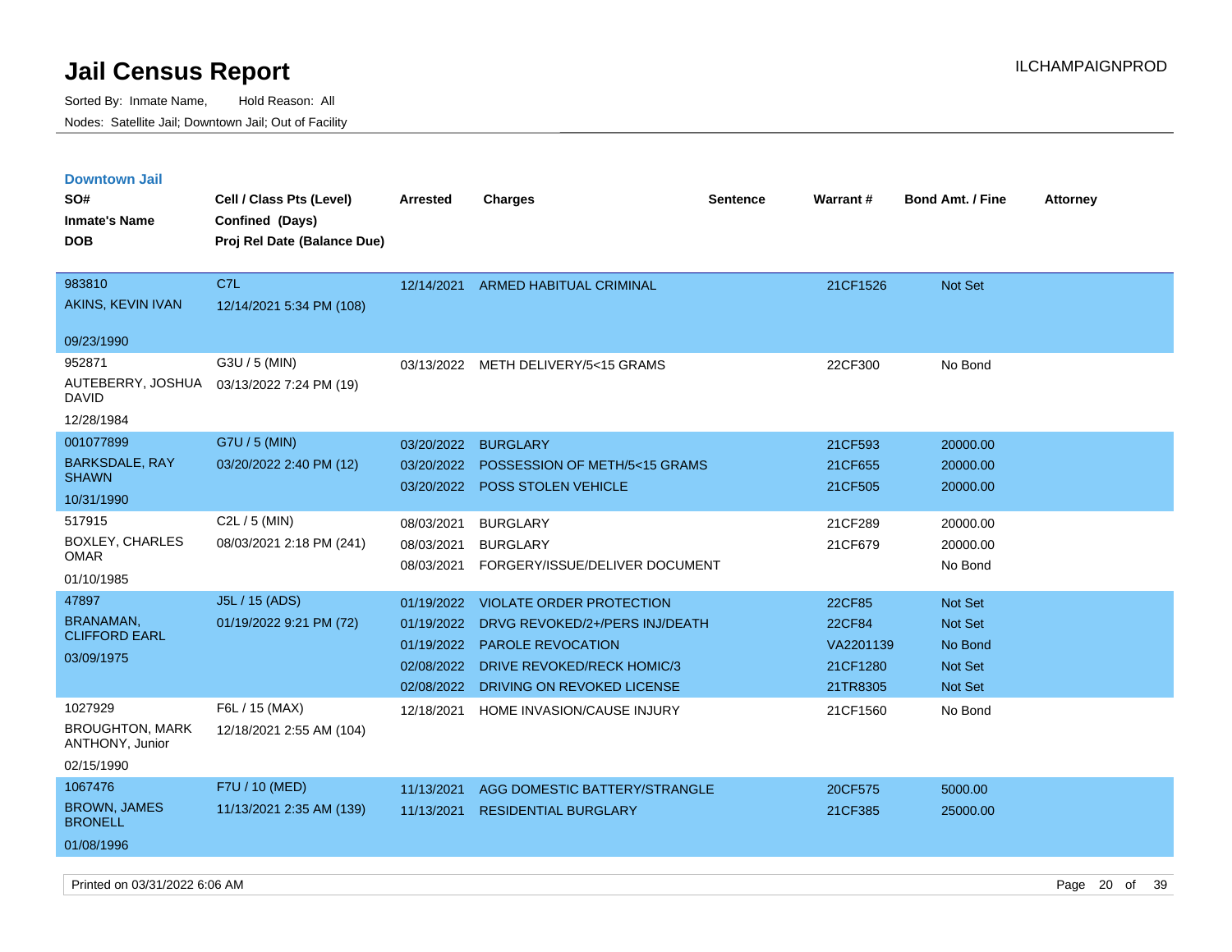# Jail Census Report

Sorted By: Inmate Name, Hold Reason: All

Nodes: Satellite Jail; Downtown Jail; Out of Facility

ILCHAMPAIGNPROD

## Downtown Jail

| SO# / Inmate's Name / DOB | Cell / Class Pts (Level) / Confined (Days) / Proj Rel Date (Balance Due) | Arrested | Charges | Sentence | Warrant # | Bond Amt. / Fine | Attorney |
|---|---|---|---|---|---|---|---|
| 983810<br>AKINS, KEVIN IVAN<br>09/23/1990 | C7L<br>12/14/2021 5:34 PM (108) | 12/14/2021 | ARMED HABITUAL CRIMINAL | | 21CF1526 | Not Set | |
| 952871<br>AUTEBERRY, JOSHUA DAVID<br>12/28/1984 | G3U / 5 (MIN)<br>03/13/2022 7:24 PM (19) | 03/13/2022 | METH DELIVERY/5<15 GRAMS | | 22CF300 | No Bond | |
| 001077899<br>BARKSDALE, RAY SHAWN<br>10/31/1990 | G7U / 5 (MIN)<br>03/20/2022 2:40 PM (12) | 03/20/2022 | BURGLARY | | 21CF593 | 20000.00 | |
| | | 03/20/2022 | POSSESSION OF METH/5<15 GRAMS | | 21CF655 | 20000.00 | |
| | | 03/20/2022 | POSS STOLEN VEHICLE | | 21CF505 | 20000.00 | |
| 517915<br>BOXLEY, CHARLES OMAR<br>01/10/1985 | C2L / 5 (MIN)<br>08/03/2021 2:18 PM (241) | 08/03/2021 | BURGLARY | | 21CF289 | 20000.00 | |
| | | 08/03/2021 | BURGLARY | | 21CF679 | 20000.00 | |
| | | 08/03/2021 | FORGERY/ISSUE/DELIVER DOCUMENT | | | No Bond | |
| 47897<br>BRANAMAN, CLIFFORD EARL<br>03/09/1975 | J5L / 15 (ADS)<br>01/19/2022 9:21 PM (72) | 01/19/2022 | VIOLATE ORDER PROTECTION | | 22CF85 | Not Set | |
| | | 01/19/2022 | DRVG REVOKED/2+/PERS INJ/DEATH | | 22CF84 | Not Set | |
| | | 01/19/2022 | PAROLE REVOCATION | | VA2201139 | No Bond | |
| | | 02/08/2022 | DRIVE REVOKED/RECK HOMIC/3 | | 21CF1280 | Not Set | |
| | | 02/08/2022 | DRIVING ON REVOKED LICENSE | | 21TR8305 | Not Set | |
| 1027929<br>BROUGHTON, MARK ANTHONY, Junior<br>02/15/1990 | F6L / 15 (MAX)<br>12/18/2021 2:55 AM (104) | 12/18/2021 | HOME INVASION/CAUSE INJURY | | 21CF1560 | No Bond | |
| 1067476<br>BROWN, JAMES BRONELL<br>01/08/1996 | F7U / 10 (MED)<br>11/13/2021 2:35 AM (139) | 11/13/2021 | AGG DOMESTIC BATTERY/STRANGLE | | 20CF575 | 5000.00 | |
| | | 11/13/2021 | RESIDENTIAL BURGLARY | | 21CF385 | 25000.00 | |

Printed on 03/31/2022 6:06 AM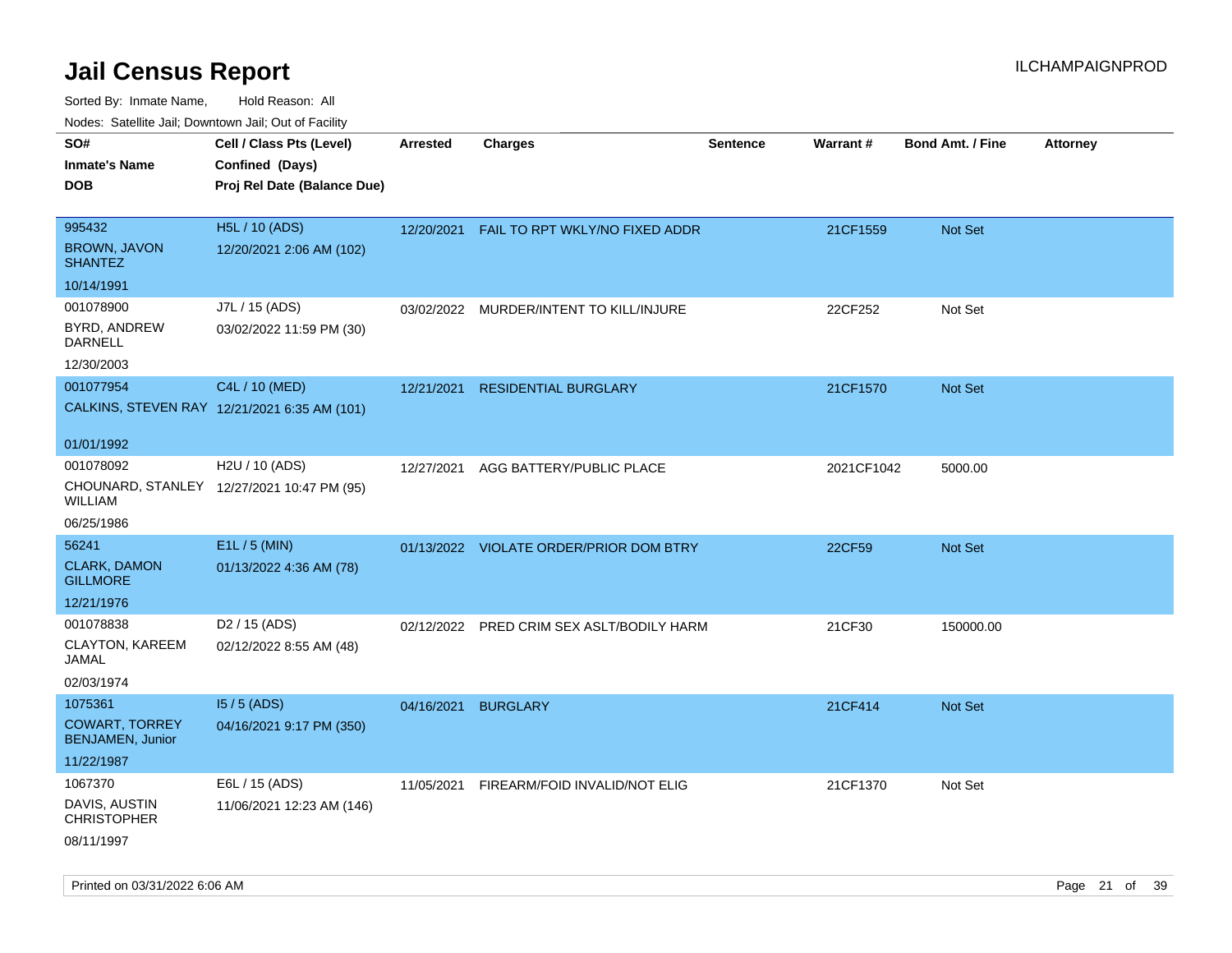# Jail Census Report

ILCHAMPAIGNPROD

Sorted By: Inmate Name, Hold Reason: All

Nodes: Satellite Jail; Downtown Jail; Out of Facility

| SO# / Inmate's Name / DOB | Cell / Class Pts (Level) / Confined (Days) / Proj Rel Date (Balance Due) | Arrested | Charges | Sentence | Warrant # | Bond Amt. / Fine | Attorney |
|---|---|---|---|---|---|---|---|
| 995432<br>BROWN, JAVON SHANTEZ<br>10/14/1991 | H5L / 10 (ADS)<br>12/20/2021 2:06 AM (102) | 12/20/2021 | FAIL TO RPT WKLY/NO FIXED ADDR | | 21CF1559 | Not Set | |
| 001078900<br>BYRD, ANDREW DARNELL<br>12/30/2003 | J7L / 15 (ADS)<br>03/02/2022 11:59 PM (30) | 03/02/2022 | MURDER/INTENT TO KILL/INJURE | | 22CF252 | Not Set | |
| 001077954<br>CALKINS, STEVEN RAY<br>01/01/1992 | C4L / 10 (MED)<br>12/21/2021 6:35 AM (101) | 12/21/2021 | RESIDENTIAL BURGLARY | | 21CF1570 | Not Set | |
| 001078092<br>CHOUNARD, STANLEY WILLIAM<br>06/25/1986 | H2U / 10 (ADS)<br>12/27/2021 10:47 PM (95) | 12/27/2021 | AGG BATTERY/PUBLIC PLACE | | 2021CF1042 | 5000.00 | |
| 56241<br>CLARK, DAMON GILLMORE<br>12/21/1976 | E1L / 5 (MIN)<br>01/13/2022 4:36 AM (78) | 01/13/2022 | VIOLATE ORDER/PRIOR DOM BTRY | | 22CF59 | Not Set | |
| 001078838<br>CLAYTON, KAREEM JAMAL<br>02/03/1974 | D2 / 15 (ADS)<br>02/12/2022 8:55 AM (48) | 02/12/2022 | PRED CRIM SEX ASLT/BODILY HARM | | 21CF30 | 150000.00 | |
| 1075361<br>COWART, TORREY BENJAMEN, Junior<br>11/22/1987 | I5 / 5 (ADS)<br>04/16/2021 9:17 PM (350) | 04/16/2021 | BURGLARY | | 21CF414 | Not Set | |
| 1067370<br>DAVIS, AUSTIN CHRISTOPHER<br>08/11/1997 | E6L / 15 (ADS)<br>11/06/2021 12:23 AM (146) | 11/05/2021 | FIREARM/FOID INVALID/NOT ELIG | | 21CF1370 | Not Set | |

Printed on 03/31/2022 6:06 AM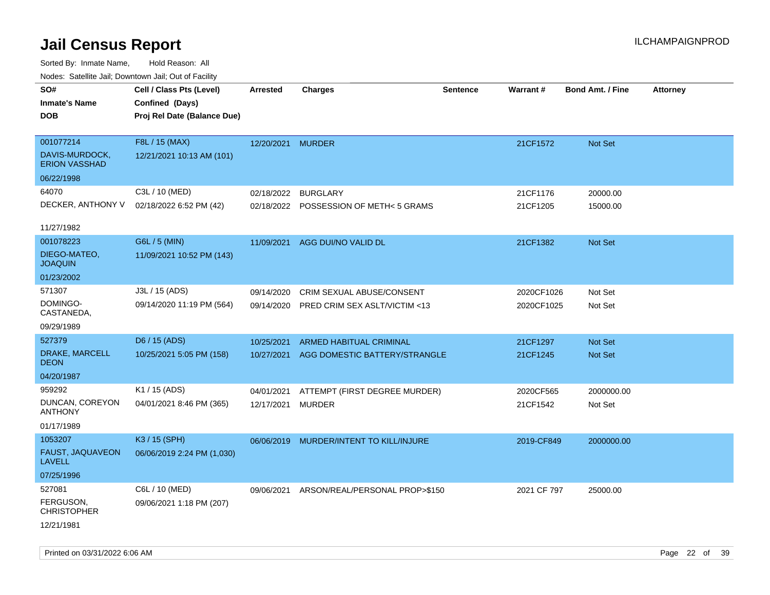# Jail Census Report

ILCHAMPAIGNPROD

Sorted By: Inmate Name, Hold Reason: All

Nodes: Satellite Jail; Downtown Jail; Out of Facility

| SO# / Inmate's Name / DOB | Cell / Class Pts (Level) / Confined (Days) / Proj Rel Date (Balance Due) | Arrested | Charges | Sentence | Warrant # | Bond Amt. / Fine | Attorney |
|---|---|---|---|---|---|---|---|
| 001077214<br>DAVIS-MURDOCK, ERION VASSHAD<br>06/22/1998 | F8L / 15 (MAX)<br>12/21/2021 10:13 AM (101) | 12/20/2021 | MURDER | | 21CF1572 | Not Set | |
| 64070<br>DECKER, ANTHONY V<br>11/27/1982 | C3L / 10 (MED)<br>02/18/2022 6:52 PM (42) | 02/18/2022<br>02/18/2022 | BURGLARY<br>POSSESSION OF METH< 5 GRAMS | | 21CF1176<br>21CF1205 | 20000.00<br>15000.00 | |
| 001078223<br>DIEGO-MATEO, JOAQUIN<br>01/23/2002 | G6L / 5 (MIN)<br>11/09/2021 10:52 PM (143) | 11/09/2021 | AGG DUI/NO VALID DL | | 21CF1382 | Not Set | |
| 571307<br>DOMINGO-CASTANEDA,<br>09/29/1989 | J3L / 15 (ADS)<br>09/14/2020 11:19 PM (564) | 09/14/2020<br>09/14/2020 | CRIM SEXUAL ABUSE/CONSENT<br>PRED CRIM SEX ASLT/VICTIM <13 | | 2020CF1026<br>2020CF1025 | Not Set<br>Not Set | |
| 527379<br>DRAKE, MARCELL DEON<br>04/20/1987 | D6 / 15 (ADS)<br>10/25/2021 5:05 PM (158) | 10/25/2021<br>10/27/2021 | ARMED HABITUAL CRIMINAL<br>AGG DOMESTIC BATTERY/STRANGLE | | 21CF1297<br>21CF1245 | Not Set<br>Not Set | |
| 959292<br>DUNCAN, COREYON ANTHONY<br>01/17/1989 | K1 / 15 (ADS)<br>04/01/2021 8:46 PM (365) | 04/01/2021<br>12/17/2021 | ATTEMPT (FIRST DEGREE MURDER)<br>MURDER | | 2020CF565<br>21CF1542 | 2000000.00<br>Not Set | |
| 1053207<br>FAUST, JAQUAVEON LAVELL<br>07/25/1996 | K3 / 15 (SPH)<br>06/06/2019 2:24 PM (1,030) | 06/06/2019 | MURDER/INTENT TO KILL/INJURE | | 2019-CF849 | 2000000.00 | |
| 527081<br>FERGUSON, CHRISTOPHER<br>12/21/1981 | C6L / 10 (MED)<br>09/06/2021 1:18 PM (207) | 09/06/2021 | ARSON/REAL/PERSONAL PROP>$150 | | 2021 CF 797 | 25000.00 | |

Printed on 03/31/2022 6:06 AM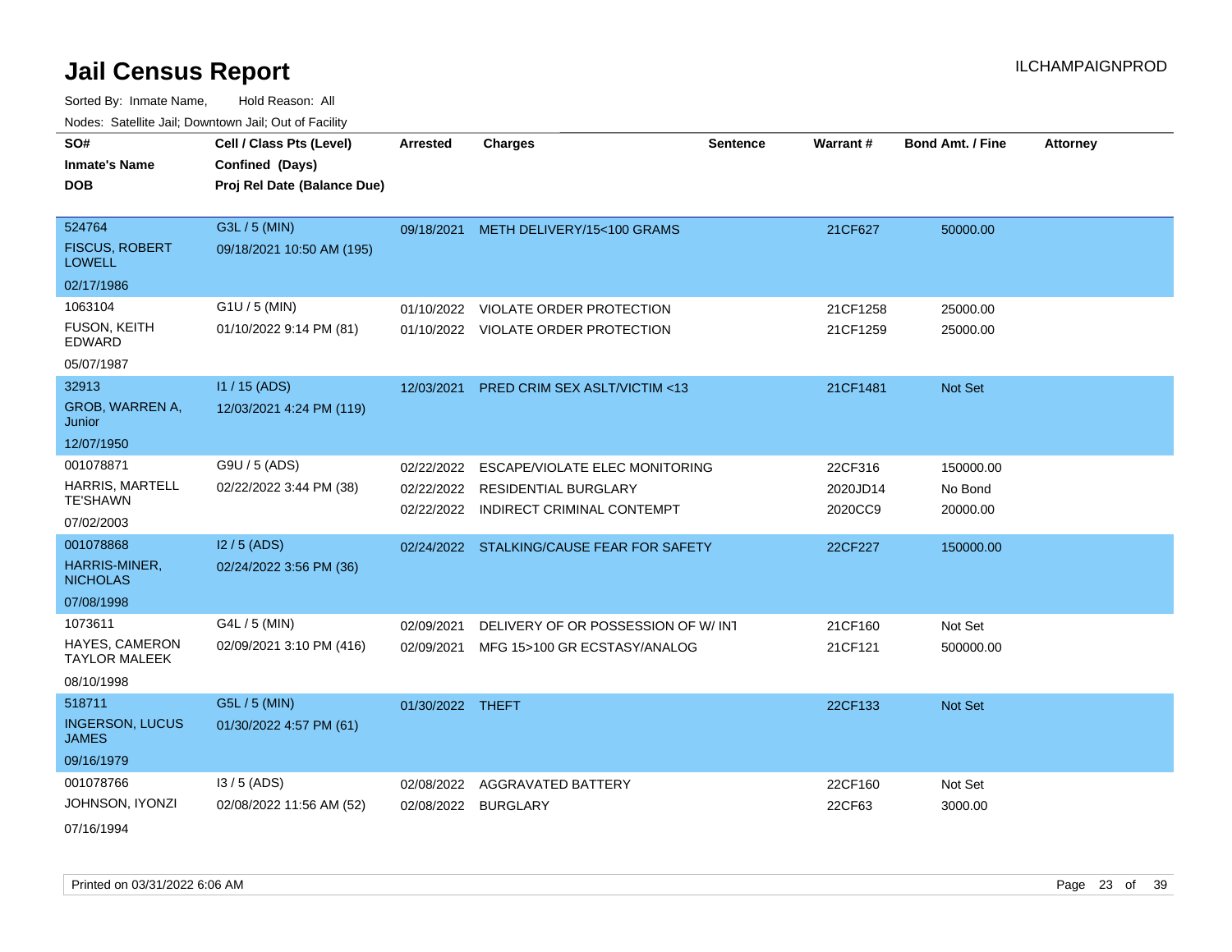# Jail Census Report

ILCHAMPAIGNPROD

Sorted By: Inmate Name, Hold Reason: All

Nodes: Satellite Jail; Downtown Jail; Out of Facility

| SO# / Inmate's Name / DOB | Cell / Class Pts (Level) / Confined (Days) / Proj Rel Date (Balance Due) | Arrested | Charges | Sentence | Warrant # | Bond Amt. / Fine | Attorney |
|---|---|---|---|---|---|---|---|
| 524764<br>FISCUS, ROBERT LOWELL<br>02/17/1986 | G3L / 5 (MIN)<br>09/18/2021 10:50 AM (195) | 09/18/2021 | METH DELIVERY/15<100 GRAMS | | 21CF627 | 50000.00 | |
| 1063104<br>FUSON, KEITH EDWARD<br>05/07/1987 | G1U / 5 (MIN)<br>01/10/2022 9:14 PM (81) | 01/10/2022 | VIOLATE ORDER PROTECTION | | 21CF1258 | 25000.00 | |
| | | 01/10/2022 | VIOLATE ORDER PROTECTION | | 21CF1259 | 25000.00 | |
| 32913<br>GROB, WARREN A, Junior<br>12/07/1950 | I1 / 15 (ADS)<br>12/03/2021 4:24 PM (119) | 12/03/2021 | PRED CRIM SEX ASLT/VICTIM <13 | | 21CF1481 | Not Set | |
| 001078871<br>HARRIS, MARTELL TE'SHAWN<br>07/02/2003 | G9U / 5 (ADS)<br>02/22/2022 3:44 PM (38) | 02/22/2022 | ESCAPE/VIOLATE ELEC MONITORING | | 22CF316 | 150000.00 | |
| | | 02/22/2022 | RESIDENTIAL BURGLARY | | 2020JD14 | No Bond | |
| | | 02/22/2022 | INDIRECT CRIMINAL CONTEMPT | | 2020CC9 | 20000.00 | |
| 001078868<br>HARRIS-MINER, NICHOLAS<br>07/08/1998 | I2 / 5 (ADS)<br>02/24/2022 3:56 PM (36) | 02/24/2022 | STALKING/CAUSE FEAR FOR SAFETY | | 22CF227 | 150000.00 | |
| 1073611<br>HAYES, CAMERON TAYLOR MALEEK<br>08/10/1998 | G4L / 5 (MIN)<br>02/09/2021 3:10 PM (416) | 02/09/2021 | DELIVERY OF OR POSSESSION OF W/ INT | | 21CF160 | Not Set | |
| | | 02/09/2021 | MFG 15>100 GR ECSTASY/ANALOG | | 21CF121 | 500000.00 | |
| 518711<br>INGERSON, LUCUS JAMES<br>09/16/1979 | G5L / 5 (MIN)<br>01/30/2022 4:57 PM (61) | 01/30/2022 | THEFT | | 22CF133 | Not Set | |
| 001078766<br>JOHNSON, IYONZI<br>07/16/1994 | I3 / 5 (ADS)<br>02/08/2022 11:56 AM (52) | 02/08/2022 | AGGRAVATED BATTERY | | 22CF160 | Not Set | |
| | | 02/08/2022 | BURGLARY | | 22CF63 | 3000.00 | |

Printed on 03/31/2022 6:06 AM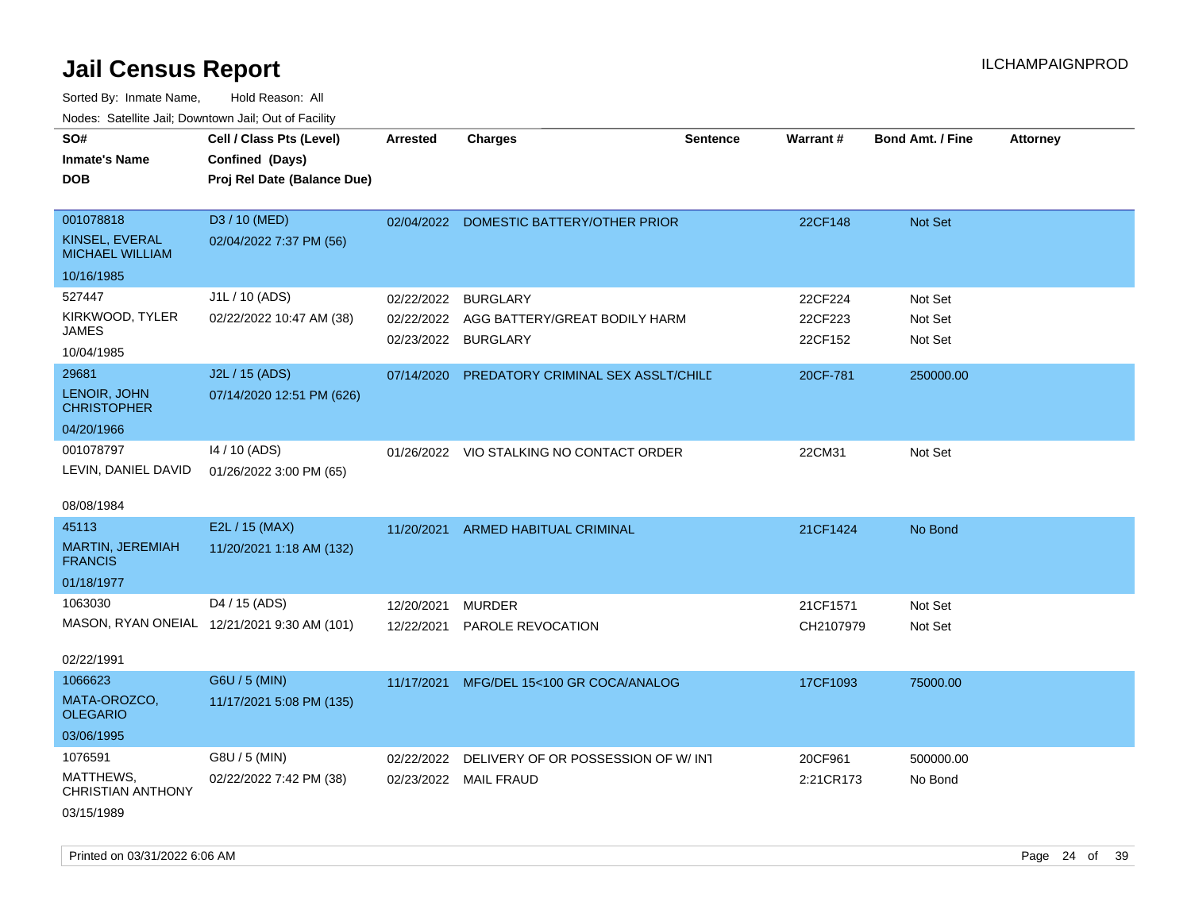# Jail Census Report

ILCHAMPAIGNPROD

Sorted By: Inmate Name, Hold Reason: All

Nodes: Satellite Jail; Downtown Jail; Out of Facility

| SO# / Inmate's Name / DOB | Cell / Class Pts (Level) / Confined (Days) / Proj Rel Date (Balance Due) | Arrested | Charges | Sentence | Warrant # | Bond Amt. / Fine | Attorney |
|---|---|---|---|---|---|---|---|
| 001078818<br>KINSEL, EVERAL MICHAEL WILLIAM<br>10/16/1985 | D3 / 10 (MED)<br>02/04/2022 7:37 PM (56) | 02/04/2022 | DOMESTIC BATTERY/OTHER PRIOR | | 22CF148 | Not Set | |
| 527447<br>KIRKWOOD, TYLER JAMES<br>10/04/1985 | J1L / 10 (ADS)<br>02/22/2022 10:47 AM (38) | 02/22/2022 | BURGLARY | | 22CF224 | Not Set | |
| | | 02/22/2022 | AGG BATTERY/GREAT BODILY HARM | | 22CF223 | Not Set | |
| | | 02/23/2022 | BURGLARY | | 22CF152 | Not Set | |
| 29681<br>LENOIR, JOHN CHRISTOPHER<br>04/20/1966 | J2L / 15 (ADS)<br>07/14/2020 12:51 PM (626) | 07/14/2020 | PREDATORY CRIMINAL SEX ASSLT/CHILD | | 20CF-781 | 250000.00 | |
| 001078797<br>LEVIN, DANIEL DAVID<br>08/08/1984 | I4 / 10 (ADS)<br>01/26/2022 3:00 PM (65) | 01/26/2022 | VIO STALKING NO CONTACT ORDER | | 22CM31 | Not Set | |
| 45113<br>MARTIN, JEREMIAH FRANCIS<br>01/18/1977 | E2L / 15 (MAX)<br>11/20/2021 1:18 AM (132) | 11/20/2021 | ARMED HABITUAL CRIMINAL | | 21CF1424 | No Bond | |
| 1063030<br>MASON, RYAN ONEIAL<br>02/22/1991 | D4 / 15 (ADS)<br>12/21/2021 9:30 AM (101) | 12/20/2021 | MURDER | | 21CF1571 | Not Set | |
| | | 12/22/2021 | PAROLE REVOCATION | | CH2107979 | Not Set | |
| 1066623<br>MATA-OROZCO, OLEGARIO<br>03/06/1995 | G6U / 5 (MIN)<br>11/17/2021 5:08 PM (135) | 11/17/2021 | MFG/DEL 15<100 GR COCA/ANALOG | | 17CF1093 | 75000.00 | |
| 1076591<br>MATTHEWS, CHRISTIAN ANTHONY<br>03/15/1989 | G8U / 5 (MIN)<br>02/22/2022 7:42 PM (38) | 02/22/2022 | DELIVERY OF OR POSSESSION OF W/ INT | | 20CF961 | 500000.00 | |
| | | 02/23/2022 | MAIL FRAUD | | 2:21CR173 | No Bond | |

Printed on 03/31/2022 6:06 AM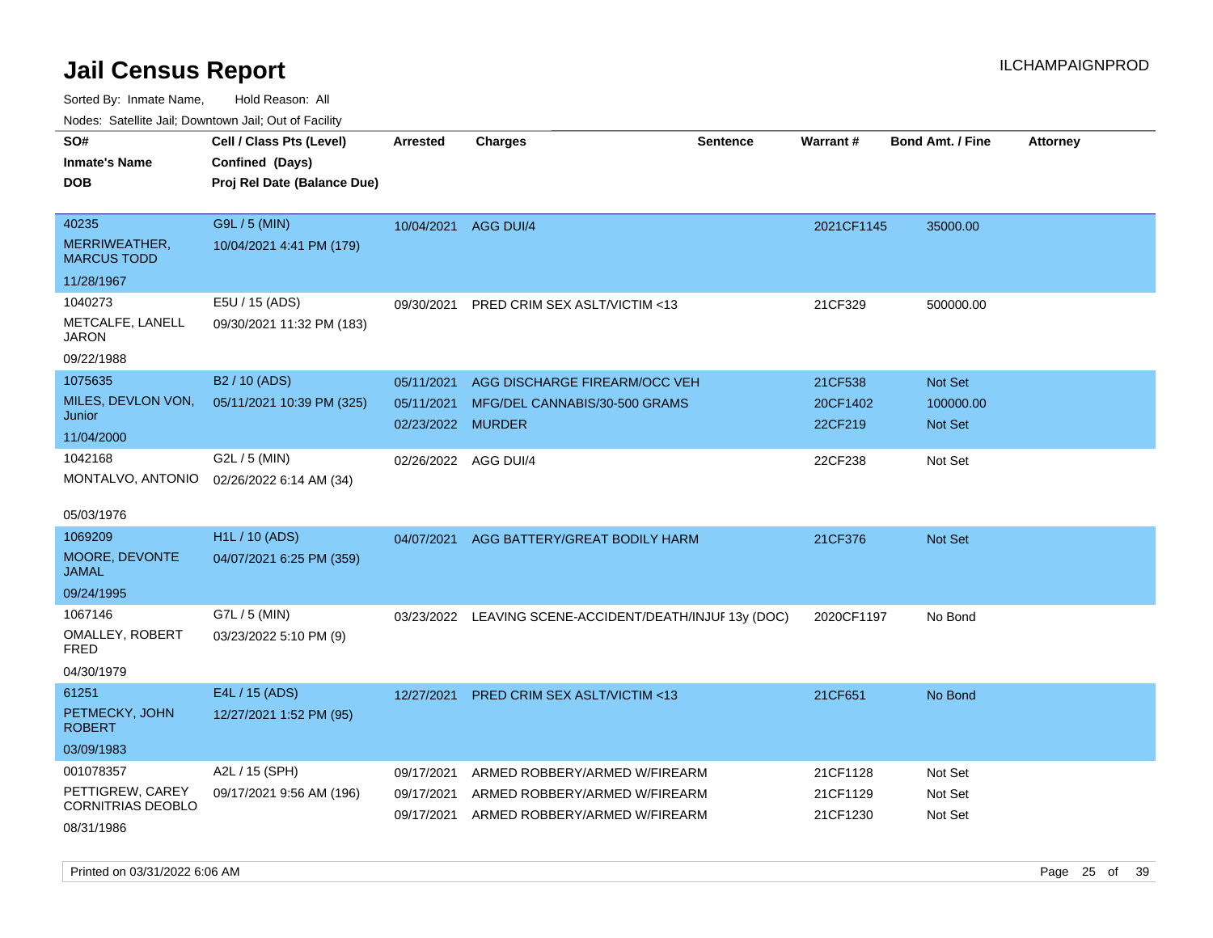# Jail Census Report

ILCHAMPAIGNPROD

Sorted By: Inmate Name, Hold Reason: All

Nodes: Satellite Jail; Downtown Jail; Out of Facility

| SO# / Inmate's Name / DOB | Cell / Class Pts (Level) / Confined (Days) / Proj Rel Date (Balance Due) | Arrested | Charges | Sentence | Warrant # | Bond Amt. / Fine | Attorney |
|---|---|---|---|---|---|---|---|
| 40235<br>MERRIWEATHER, MARCUS TODD<br>11/28/1967 | G9L / 5 (MIN)<br>10/04/2021 4:41 PM (179) | 10/04/2021 | AGG DUI/4 | | 2021CF1145 | 35000.00 | |
| 1040273<br>METCALFE, LANELL JARON<br>09/22/1988 | E5U / 15 (ADS)<br>09/30/2021 11:32 PM (183) | 09/30/2021 | PRED CRIM SEX ASLT/VICTIM <13 | | 21CF329 | 500000.00 | |
| 1075635<br>MILES, DEVLON VON, Junior<br>11/04/2000 | B2 / 10 (ADS)<br>05/11/2021 10:39 PM (325) | 05/11/2021<br>05/11/2021<br>02/23/2022 | AGG DISCHARGE FIREARM/OCC VEH<br>MFG/DEL CANNABIS/30-500 GRAMS<br>MURDER | | 21CF538<br>20CF1402<br>22CF219 | Not Set<br>100000.00<br>Not Set | |
| 1042168<br>MONTALVO, ANTONIO<br>05/03/1976 | G2L / 5 (MIN)<br>02/26/2022 6:14 AM (34) | 02/26/2022 | AGG DUI/4 | | 22CF238 | Not Set | |
| 1069209<br>MOORE, DEVONTE JAMAL<br>09/24/1995 | H1L / 10 (ADS)<br>04/07/2021 6:25 PM (359) | 04/07/2021 | AGG BATTERY/GREAT BODILY HARM | | 21CF376 | Not Set | |
| 1067146<br>OMALLEY, ROBERT FRED<br>04/30/1979 | G7L / 5 (MIN)<br>03/23/2022 5:10 PM (9) | 03/23/2022 | LEAVING SCENE-ACCIDENT/DEATH/INJUF | 13y (DOC) | 2020CF1197 | No Bond | |
| 61251<br>PETMECKY, JOHN ROBERT<br>03/09/1983 | E4L / 15 (ADS)<br>12/27/2021 1:52 PM (95) | 12/27/2021 | PRED CRIM SEX ASLT/VICTIM <13 | | 21CF651 | No Bond | |
| 001078357<br>PETTIGREW, CAREY CORNITRIAS DEOBLO<br>08/31/1986 | A2L / 15 (SPH)<br>09/17/2021 9:56 AM (196) | 09/17/2021<br>09/17/2021<br>09/17/2021 | ARMED ROBBERY/ARMED W/FIREARM<br>ARMED ROBBERY/ARMED W/FIREARM<br>ARMED ROBBERY/ARMED W/FIREARM | | 21CF1128<br>21CF1129<br>21CF1230 | Not Set<br>Not Set<br>Not Set | |

Printed on 03/31/2022 6:06 AM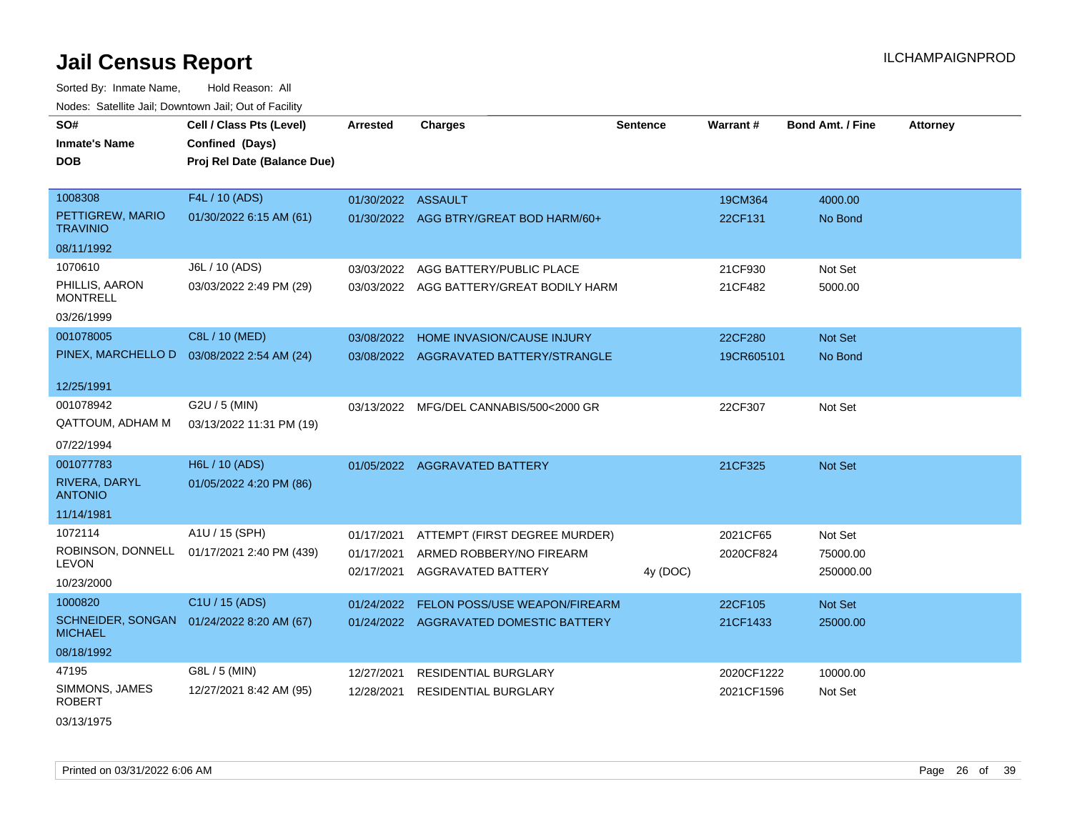# Jail Census Report

ILCHAMPAIGNPROD

Sorted By: Inmate Name, Hold Reason: All

Nodes: Satellite Jail; Downtown Jail; Out of Facility

| SO# / Inmate's Name / DOB | Cell / Class Pts (Level) / Confined (Days) / Proj Rel Date (Balance Due) | Arrested | Charges | Sentence | Warrant # | Bond Amt. / Fine | Attorney |
|---|---|---|---|---|---|---|---|
| 1008308 PETTIGREW, MARIO TRAVINIO 08/11/1992 | F4L / 10 (ADS) 01/30/2022 6:15 AM (61) | 01/30/2022 | ASSAULT | | 19CM364 | 4000.00 | |
| | | 01/30/2022 | AGG BTRY/GREAT BOD HARM/60+ | | 22CF131 | No Bond | |
| 1070610 PHILLIS, AARON MONTRELL 03/26/1999 | J6L / 10 (ADS) 03/03/2022 2:49 PM (29) | 03/03/2022 | AGG BATTERY/PUBLIC PLACE | | 21CF930 | Not Set | |
| | | 03/03/2022 | AGG BATTERY/GREAT BODILY HARM | | 21CF482 | 5000.00 | |
| 001078005 PINEX, MARCHELLO D 12/25/1991 | C8L / 10 (MED) 03/08/2022 2:54 AM (24) | 03/08/2022 | HOME INVASION/CAUSE INJURY | | 22CF280 | Not Set | |
| | | 03/08/2022 | AGGRAVATED BATTERY/STRANGLE | | 19CR605101 | No Bond | |
| 001078942 QATTOUM, ADHAM M 07/22/1994 | G2U / 5 (MIN) 03/13/2022 11:31 PM (19) | 03/13/2022 | MFG/DEL CANNABIS/500<2000 GR | | 22CF307 | Not Set | |
| 001077783 RIVERA, DARYL ANTONIO 11/14/1981 | H6L / 10 (ADS) 01/05/2022 4:20 PM (86) | 01/05/2022 | AGGRAVATED BATTERY | | 21CF325 | Not Set | |
| 1072114 ROBINSON, DONNELL LEVON 10/23/2000 | A1U / 15 (SPH) 01/17/2021 2:40 PM (439) | 01/17/2021 | ATTEMPT (FIRST DEGREE MURDER) | | 2021CF65 | Not Set | |
| | | 01/17/2021 | ARMED ROBBERY/NO FIREARM | | 2020CF824 | 75000.00 | |
| | | 02/17/2021 | AGGRAVATED BATTERY | 4y (DOC) | | 250000.00 | |
| 1000820 SCHNEIDER, SONGAN MICHAEL 08/18/1992 | C1U / 15 (ADS) 01/24/2022 8:20 AM (67) | 01/24/2022 | FELON POSS/USE WEAPON/FIREARM | | 22CF105 | Not Set | |
| | | 01/24/2022 | AGGRAVATED DOMESTIC BATTERY | | 21CF1433 | 25000.00 | |
| 47195 SIMMONS, JAMES ROBERT 03/13/1975 | G8L / 5 (MIN) 12/27/2021 8:42 AM (95) | 12/27/2021 | RESIDENTIAL BURGLARY | | 2020CF1222 | 10000.00 | |
| | | 12/28/2021 | RESIDENTIAL BURGLARY | | 2021CF1596 | Not Set | |

Printed on 03/31/2022 6:06 AM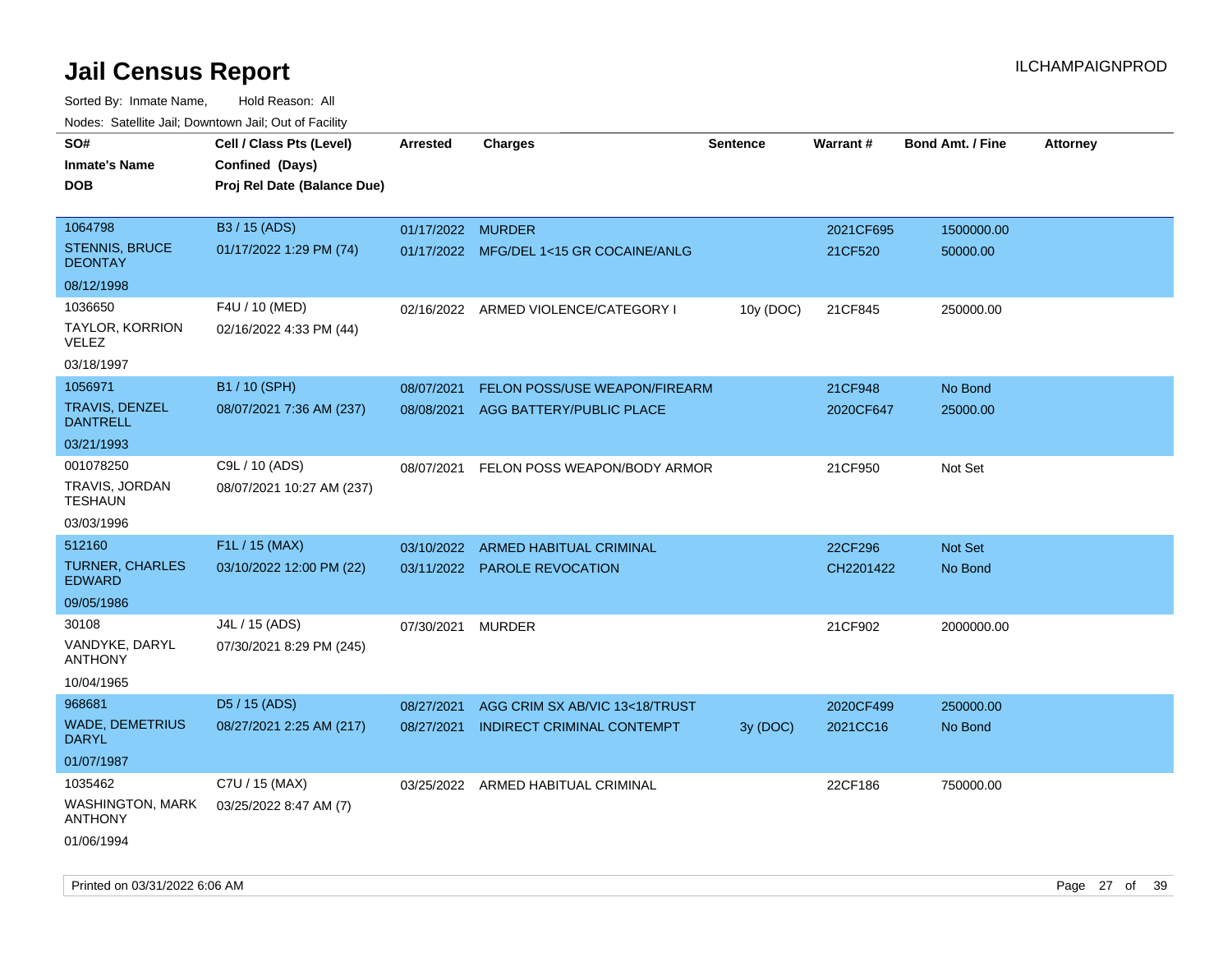# Jail Census Report

ILCHAMPAIGNPROD

Sorted By: Inmate Name, Hold Reason: All

Nodes: Satellite Jail; Downtown Jail; Out of Facility

| SO# / Inmate's Name / DOB | Cell / Class Pts (Level) / Confined (Days) / Proj Rel Date (Balance Due) | Arrested | Charges | Sentence | Warrant # | Bond Amt. / Fine | Attorney |
|---|---|---|---|---|---|---|---|
| 1064798<br>STENNIS, BRUCE DEONTAY<br>08/12/1998 | B3 / 15 (ADS)<br>01/17/2022 1:29 PM (74) | 01/17/2022<br>01/17/2022 | MURDER<br>MFG/DEL 1<15 GR COCAINE/ANLG | | 2021CF695<br>21CF520 | 1500000.00<br>50000.00 | |
| 1036650<br>TAYLOR, KORRION VELEZ<br>03/18/1997 | F4U / 10 (MED)<br>02/16/2022 4:33 PM (44) | 02/16/2022 | ARMED VIOLENCE/CATEGORY I | 10y (DOC) | 21CF845 | 250000.00 | |
| 1056971<br>TRAVIS, DENZEL DANTRELL<br>03/21/1993 | B1 / 10 (SPH)<br>08/07/2021 7:36 AM (237) | 08/07/2021<br>08/08/2021 | FELON POSS/USE WEAPON/FIREARM<br>AGG BATTERY/PUBLIC PLACE | | 21CF948<br>2020CF647 | No Bond<br>25000.00 | |
| 001078250<br>TRAVIS, JORDAN TESHAUN<br>03/03/1996 | C9L / 10 (ADS)<br>08/07/2021 10:27 AM (237) | 08/07/2021 | FELON POSS WEAPON/BODY ARMOR | | 21CF950 | Not Set | |
| 512160<br>TURNER, CHARLES EDWARD<br>09/05/1986 | F1L / 15 (MAX)<br>03/10/2022 12:00 PM (22) | 03/10/2022<br>03/11/2022 | ARMED HABITUAL CRIMINAL<br>PAROLE REVOCATION | | 22CF296<br>CH2201422 | Not Set<br>No Bond | |
| 30108<br>VANDYKE, DARYL ANTHONY<br>10/04/1965 | J4L / 15 (ADS)<br>07/30/2021 8:29 PM (245) | 07/30/2021 | MURDER | | 21CF902 | 2000000.00 | |
| 968681<br>WADE, DEMETRIUS DARYL<br>01/07/1987 | D5 / 15 (ADS)<br>08/27/2021 2:25 AM (217) | 08/27/2021<br>08/27/2021 | AGG CRIM SX AB/VIC 13<18/TRUST<br>INDIRECT CRIMINAL CONTEMPT | <br>3y (DOC) | 2020CF499<br>2021CC16 | 250000.00<br>No Bond | |
| 1035462<br>WASHINGTON, MARK ANTHONY<br>01/06/1994 | C7U / 15 (MAX)<br>03/25/2022 8:47 AM (7) | 03/25/2022 | ARMED HABITUAL CRIMINAL | | 22CF186 | 750000.00 | |

Printed on 03/31/2022 6:06 AM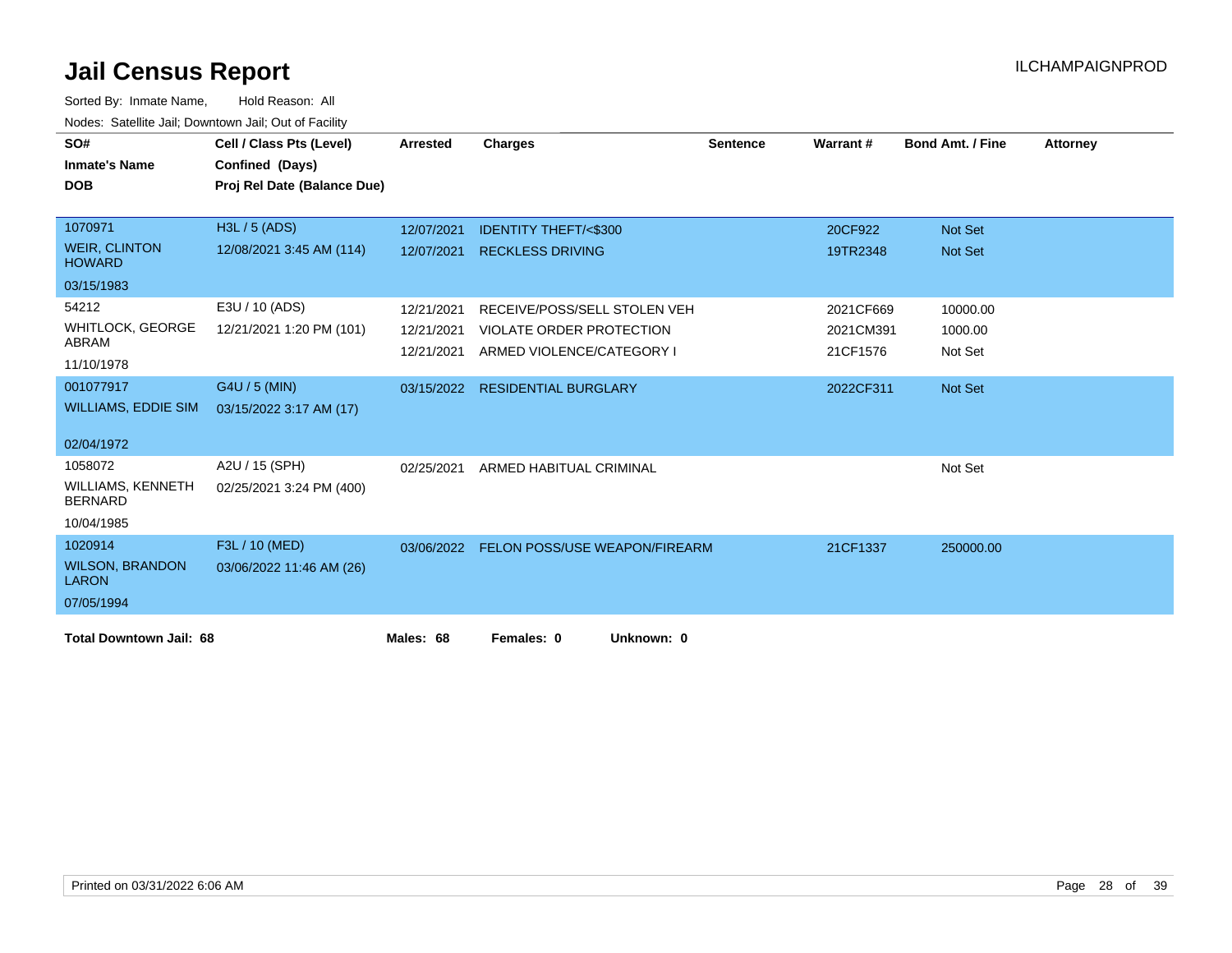# Jail Census Report

ILCHAMPAIGNPROD

Sorted By: Inmate Name, Hold Reason: All

Nodes: Satellite Jail; Downtown Jail; Out of Facility

| SO# / Inmate's Name / DOB | Cell / Class Pts (Level) / Confined (Days) / Proj Rel Date (Balance Due) | Arrested | Charges | Sentence | Warrant # | Bond Amt. / Fine | Attorney |
|---|---|---|---|---|---|---|---|
| 1070971<br>WEIR, CLINTON HOWARD<br>03/15/1983 | H3L / 5 (ADS)<br>12/08/2021 3:45 AM (114) | 12/07/2021 | IDENTITY THEFT/<$300 | | 20CF922 | Not Set | |
| | | 12/07/2021 | RECKLESS DRIVING | | 19TR2348 | Not Set | |
| 54212<br>WHITLOCK, GEORGE ABRAM<br>11/10/1978 | E3U / 10 (ADS)<br>12/21/2021 1:20 PM (101) | 12/21/2021 | RECEIVE/POSS/SELL STOLEN VEH | | 2021CF669 | 10000.00 | |
| | | 12/21/2021 | VIOLATE ORDER PROTECTION | | 2021CM391 | 1000.00 | |
| | | 12/21/2021 | ARMED VIOLENCE/CATEGORY I | | 21CF1576 | Not Set | |
| 001077917<br>WILLIAMS, EDDIE SIM<br>02/04/1972 | G4U / 5 (MIN)<br>03/15/2022 3:17 AM (17) | 03/15/2022 | RESIDENTIAL BURGLARY | | 2022CF311 | Not Set | |
| 1058072<br>WILLIAMS, KENNETH BERNARD<br>10/04/1985 | A2U / 15 (SPH)<br>02/25/2021 3:24 PM (400) | 02/25/2021 | ARMED HABITUAL CRIMINAL | | | Not Set | |
| 1020914<br>WILSON, BRANDON LARON<br>07/05/1994 | F3L / 10 (MED)<br>03/06/2022 11:46 AM (26) | 03/06/2022 | FELON POSS/USE WEAPON/FIREARM | | 21CF1337 | 250000.00 | |

**Total Downtown Jail: 68** **Males: 68** **Females: 0** **Unknown: 0**

Printed on 03/31/2022 6:06 AM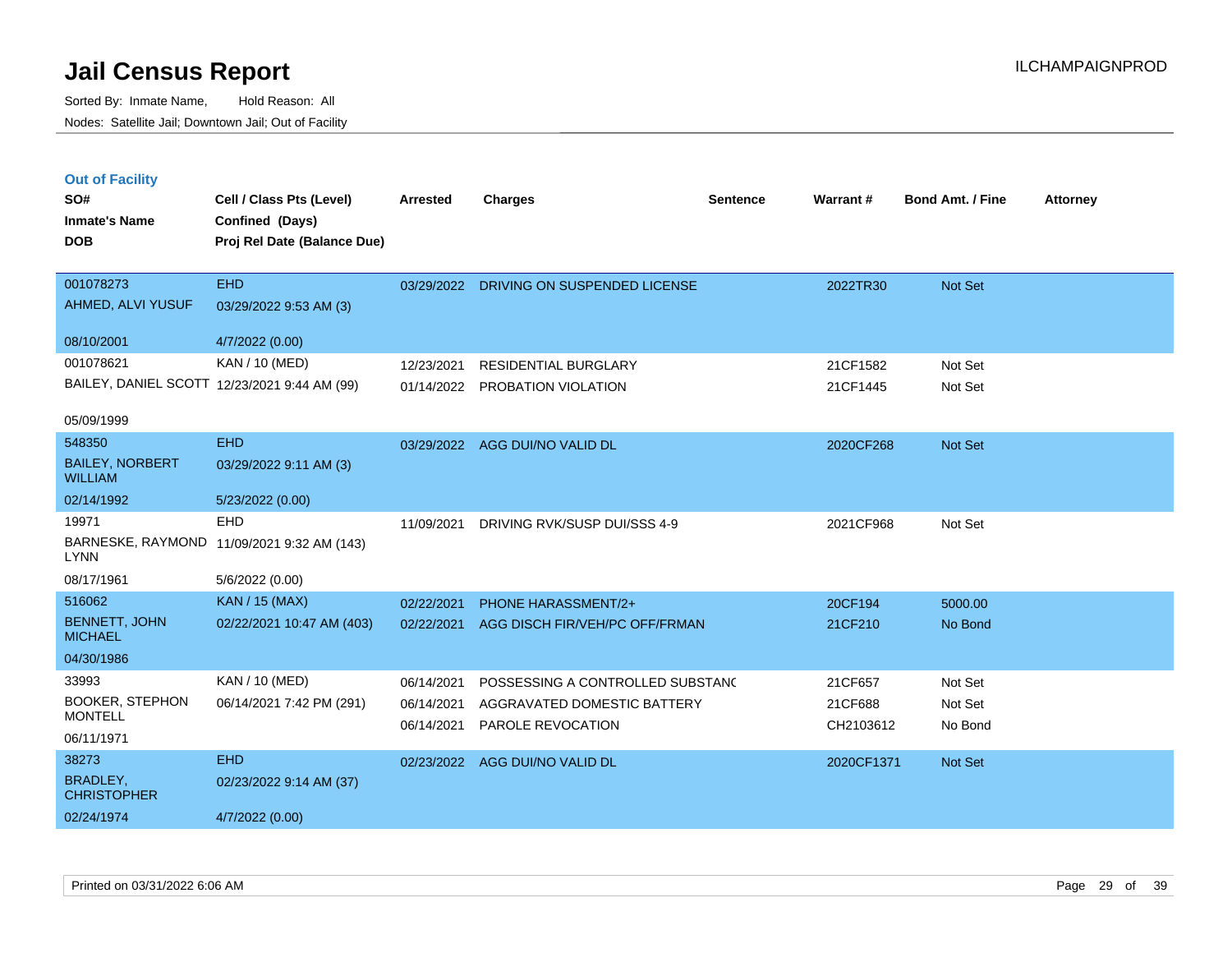# Jail Census Report

Sorted By: Inmate Name, Hold Reason: All
Nodes: Satellite Jail; Downtown Jail; Out of Facility

ILCHAMPAIGNPROD

## Out of Facility

| SO# / Inmate's Name / DOB | Cell / Class Pts (Level) / Confined (Days) / Proj Rel Date (Balance Due) | Arrested | Charges | Sentence | Warrant # | Bond Amt. / Fine | Attorney |
|---|---|---|---|---|---|---|---|
| 001078273<br>AHMED, ALVI YUSUF<br>08/10/2001 | EHD<br>03/29/2022 9:53 AM (3)<br>4/7/2022 (0.00) | 03/29/2022 | DRIVING ON SUSPENDED LICENSE | | 2022TR30 | Not Set | |
| 001078621<br>BAILEY, DANIEL SCOTT<br>05/09/1999 | KAN / 10 (MED)<br>12/23/2021 9:44 AM (99) | 12/23/2021<br>01/14/2022 | RESIDENTIAL BURGLARY<br>PROBATION VIOLATION | | 21CF1582<br>21CF1445 | Not Set<br>Not Set | |
| 548350<br>BAILEY, NORBERT WILLIAM<br>02/14/1992 | EHD<br>03/29/2022 9:11 AM (3)<br>5/23/2022 (0.00) | 03/29/2022 | AGG DUI/NO VALID DL | | 2020CF268 | Not Set | |
| 19971<br>BARNESKE, RAYMOND LYNN<br>08/17/1961 | EHD<br>11/09/2021 9:32 AM (143)<br>5/6/2022 (0.00) | 11/09/2021 | DRIVING RVK/SUSP DUI/SSS 4-9 | | 2021CF968 | Not Set | |
| 516062<br>BENNETT, JOHN MICHAEL<br>04/30/1986 | KAN / 15 (MAX)<br>02/22/2021 10:47 AM (403) | 02/22/2021<br>02/22/2021 | PHONE HARASSMENT/2+<br>AGG DISCH FIR/VEH/PC OFF/FRMAN | | 20CF194<br>21CF210 | 5000.00<br>No Bond | |
| 33993<br>BOOKER, STEPHON MONTELL<br>06/11/1971 | KAN / 10 (MED)<br>06/14/2021 7:42 PM (291) | 06/14/2021<br>06/14/2021<br>06/14/2021 | POSSESSING A CONTROLLED SUBSTANC<br>AGGRAVATED DOMESTIC BATTERY<br>PAROLE REVOCATION | | 21CF657<br>21CF688<br>CH2103612 | Not Set<br>Not Set<br>No Bond | |
| 38273<br>BRADLEY, CHRISTOPHER<br>02/24/1974 | EHD<br>02/23/2022 9:14 AM (37)<br>4/7/2022 (0.00) | 02/23/2022 | AGG DUI/NO VALID DL | | 2020CF1371 | Not Set | |

Printed on 03/31/2022 6:06 AM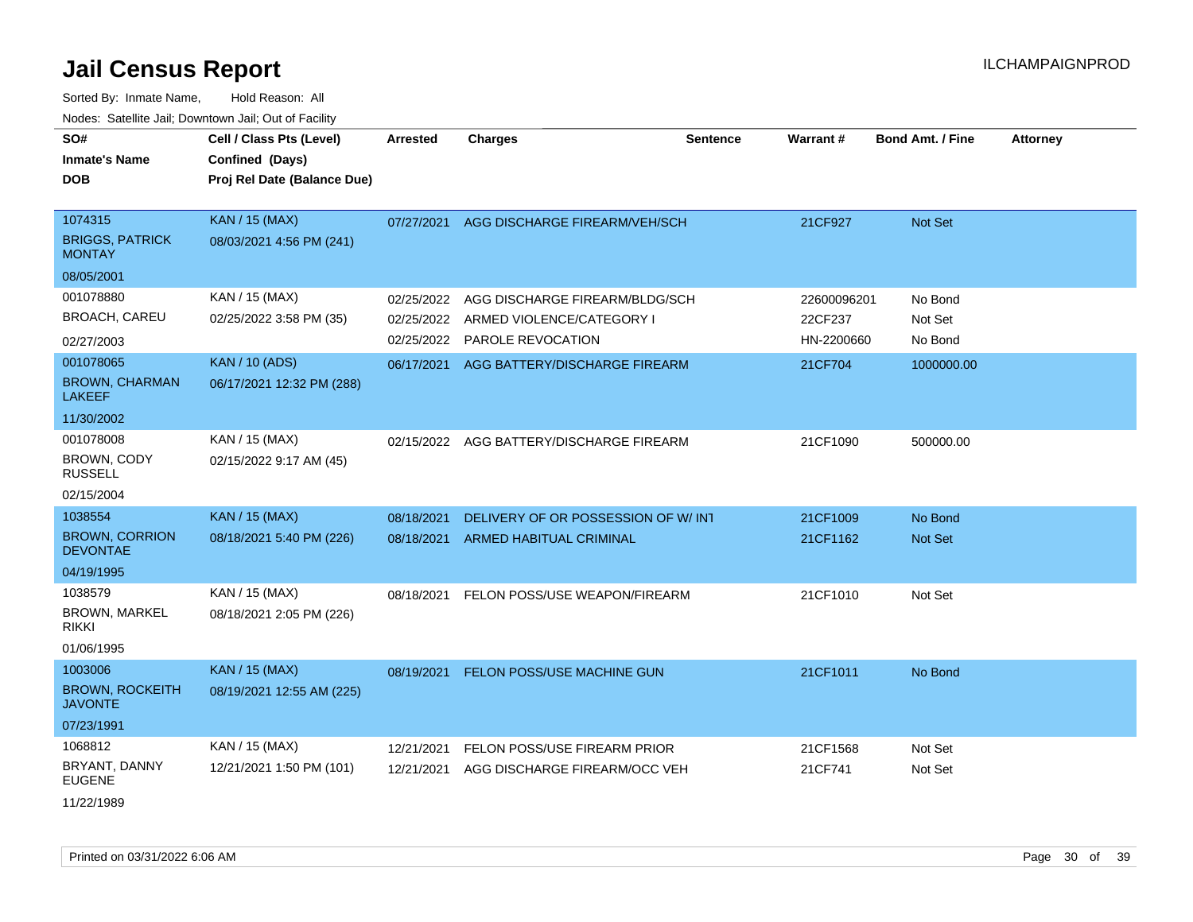# Jail Census Report

ILCHAMPAIGNPROD

Sorted By: Inmate Name, Hold Reason: All

Nodes: Satellite Jail; Downtown Jail; Out of Facility

| SO# / Inmate's Name / DOB | Cell / Class Pts (Level) / Confined (Days) / Proj Rel Date (Balance Due) | Arrested | Charges | Sentence | Warrant # | Bond Amt. / Fine | Attorney |
|---|---|---|---|---|---|---|---|
| 1074315<br>BRIGGS, PATRICK MONTAY<br>08/05/2001 | KAN / 15 (MAX)<br>08/03/2021 4:56 PM (241) | 07/27/2021 | AGG DISCHARGE FIREARM/VEH/SCH | | 21CF927 | Not Set | |
| 001078880<br>BROACH, CAREU<br>02/27/2003 | KAN / 15 (MAX)<br>02/25/2022 3:58 PM (35) | 02/25/2022<br>02/25/2022<br>02/25/2022 | AGG DISCHARGE FIREARM/BLDG/SCH<br>ARMED VIOLENCE/CATEGORY I<br>PAROLE REVOCATION | | 22600096201<br>22CF237<br>HN-2200660 | No Bond<br>Not Set<br>No Bond | |
| 001078065<br>BROWN, CHARMAN LAKEEF<br>11/30/2002 | KAN / 10 (ADS)<br>06/17/2021 12:32 PM (288) | 06/17/2021 | AGG BATTERY/DISCHARGE FIREARM | | 21CF704 | 1000000.00 | |
| 001078008<br>BROWN, CODY RUSSELL<br>02/15/2004 | KAN / 15 (MAX)<br>02/15/2022 9:17 AM (45) | 02/15/2022 | AGG BATTERY/DISCHARGE FIREARM | | 21CF1090 | 500000.00 | |
| 1038554<br>BROWN, CORRION DEVONTAE<br>04/19/1995 | KAN / 15 (MAX)<br>08/18/2021 5:40 PM (226) | 08/18/2021<br>08/18/2021 | DELIVERY OF OR POSSESSION OF W/ INT<br>ARMED HABITUAL CRIMINAL | | 21CF1009<br>21CF1162 | No Bond<br>Not Set | |
| 1038579<br>BROWN, MARKEL RIKKI<br>01/06/1995 | KAN / 15 (MAX)<br>08/18/2021 2:05 PM (226) | 08/18/2021 | FELON POSS/USE WEAPON/FIREARM | | 21CF1010 | Not Set | |
| 1003006<br>BROWN, ROCKEITH JAVONTE<br>07/23/1991 | KAN / 15 (MAX)<br>08/19/2021 12:55 AM (225) | 08/19/2021 | FELON POSS/USE MACHINE GUN | | 21CF1011 | No Bond | |
| 1068812<br>BRYANT, DANNY EUGENE<br>11/22/1989 | KAN / 15 (MAX)<br>12/21/2021 1:50 PM (101) | 12/21/2021<br>12/21/2021 | FELON POSS/USE FIREARM PRIOR<br>AGG DISCHARGE FIREARM/OCC VEH | | 21CF1568<br>21CF741 | Not Set<br>Not Set | |

Printed on 03/31/2022 6:06 AM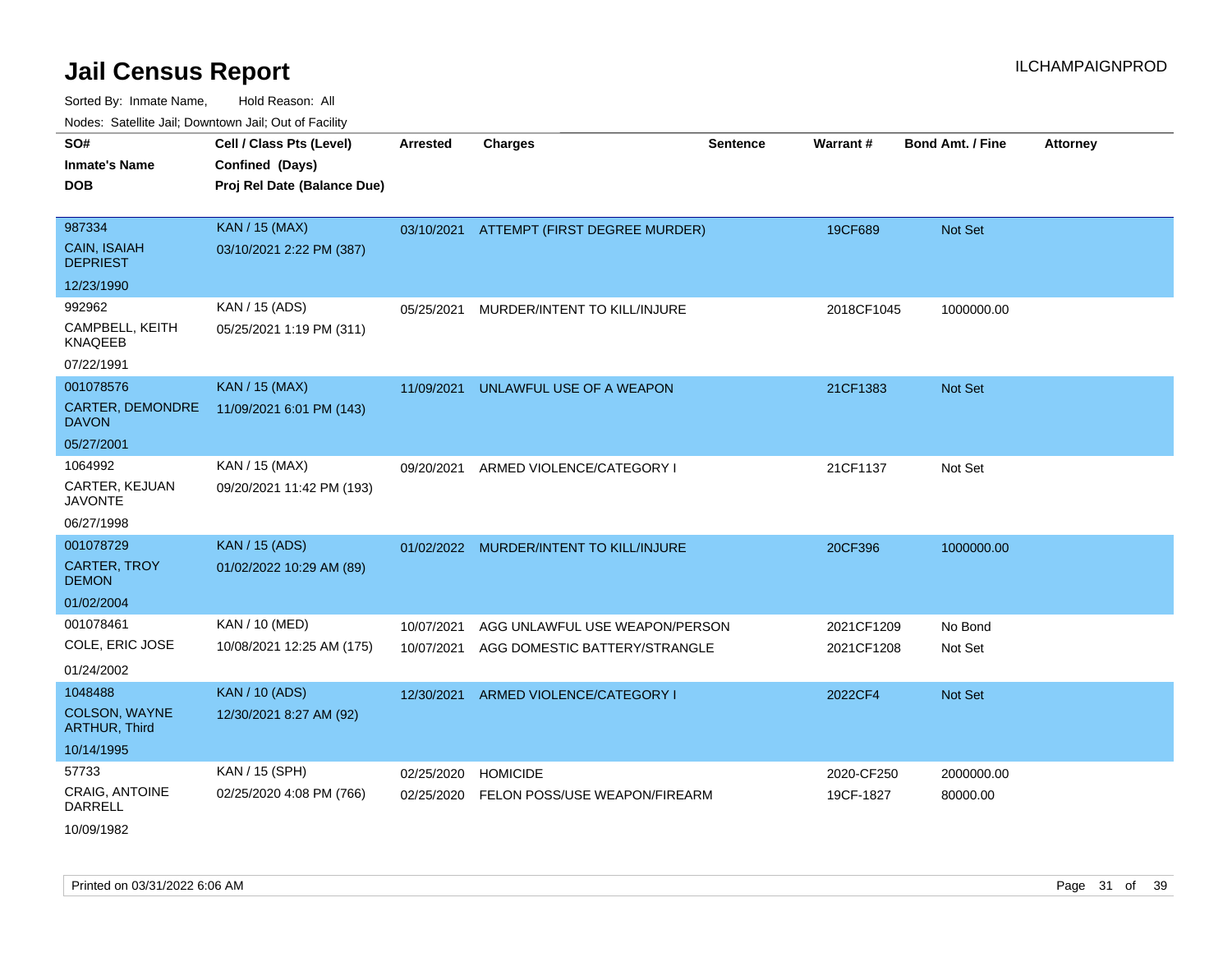# Jail Census Report

Sorted By: Inmate Name, Hold Reason: All

Nodes: Satellite Jail; Downtown Jail; Out of Facility

| SO# / Inmate's Name / DOB | Cell / Class Pts (Level) / Confined (Days) / Proj Rel Date (Balance Due) | Arrested | Charges | Sentence | Warrant # | Bond Amt. / Fine | Attorney |
|---|---|---|---|---|---|---|---|
| 987334<br>CAIN, ISAIAH DEPRIEST<br>12/23/1990 | KAN / 15 (MAX)<br>03/10/2021 2:22 PM (387) | 03/10/2021 | ATTEMPT (FIRST DEGREE MURDER) | | 19CF689 | Not Set | |
| 992962<br>CAMPBELL, KEITH KNAQEEB<br>07/22/1991 | KAN / 15 (ADS)<br>05/25/2021 1:19 PM (311) | 05/25/2021 | MURDER/INTENT TO KILL/INJURE | | 2018CF1045 | 1000000.00 | |
| 001078576<br>CARTER, DEMONDRE DAVON<br>05/27/2001 | KAN / 15 (MAX)<br>11/09/2021 6:01 PM (143) | 11/09/2021 | UNLAWFUL USE OF A WEAPON | | 21CF1383 | Not Set | |
| 1064992<br>CARTER, KEJUAN JAVONTE<br>06/27/1998 | KAN / 15 (MAX)<br>09/20/2021 11:42 PM (193) | 09/20/2021 | ARMED VIOLENCE/CATEGORY I | | 21CF1137 | Not Set | |
| 001078729<br>CARTER, TROY DEMON<br>01/02/2004 | KAN / 15 (ADS)<br>01/02/2022 10:29 AM (89) | 01/02/2022 | MURDER/INTENT TO KILL/INJURE | | 20CF396 | 1000000.00 | |
| 001078461<br>COLE, ERIC JOSE<br>01/24/2002 | KAN / 10 (MED)<br>10/08/2021 12:25 AM (175) | 10/07/2021 | AGG UNLAWFUL USE WEAPON/PERSON | | 2021CF1209 | No Bond | |
| | | 10/07/2021 | AGG DOMESTIC BATTERY/STRANGLE | | 2021CF1208 | Not Set | |
| 1048488<br>COLSON, WAYNE ARTHUR, Third<br>10/14/1995 | KAN / 10 (ADS)<br>12/30/2021 8:27 AM (92) | 12/30/2021 | ARMED VIOLENCE/CATEGORY I | | 2022CF4 | Not Set | |
| 57733<br>CRAIG, ANTOINE DARRELL<br>10/09/1982 | KAN / 15 (SPH)<br>02/25/2020 4:08 PM (766) | 02/25/2020 | HOMICIDE | | 2020-CF250 | 2000000.00 | |
| | | 02/25/2020 | FELON POSS/USE WEAPON/FIREARM | | 19CF-1827 | 80000.00 | |

Printed on 03/31/2022 6:06 AM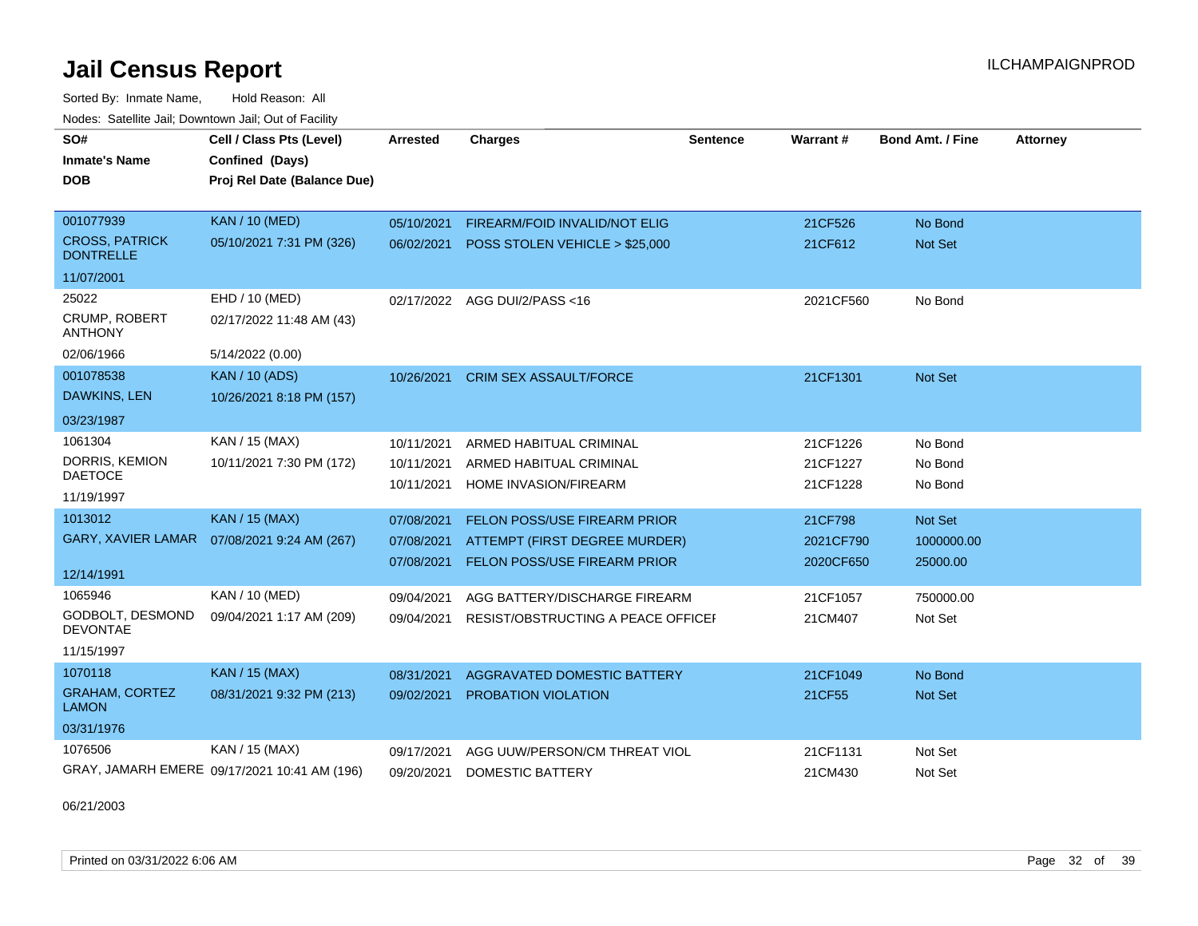# Jail Census Report

Sorted By: Inmate Name, Hold Reason: All

Nodes: Satellite Jail; Downtown Jail; Out of Facility

| SO# / Inmate's Name / DOB | Cell / Class Pts (Level) / Confined (Days) / Proj Rel Date (Balance Due) | Arrested | Charges | Sentence | Warrant # | Bond Amt. / Fine | Attorney |
|---|---|---|---|---|---|---|---|
| 001077939 CROSS, PATRICK DONTRELLE 11/07/2001 | KAN / 10 (MED) 05/10/2021 7:31 PM (326) | 05/10/2021 | FIREARM/FOID INVALID/NOT ELIG | | 21CF526 | No Bond | |
| | | 06/02/2021 | POSS STOLEN VEHICLE > $25,000 | | 21CF612 | Not Set | |
| 25022 CRUMP, ROBERT ANTHONY 02/06/1966 | EHD / 10 (MED) 02/17/2022 11:48 AM (43) 5/14/2022 (0.00) | 02/17/2022 | AGG DUI/2/PASS <16 | | 2021CF560 | No Bond | |
| 001078538 DAWKINS, LEN 03/23/1987 | KAN / 10 (ADS) 10/26/2021 8:18 PM (157) | 10/26/2021 | CRIM SEX ASSAULT/FORCE | | 21CF1301 | Not Set | |
| 1061304 DORRIS, KEMION DAETOCE 11/19/1997 | KAN / 15 (MAX) 10/11/2021 7:30 PM (172) | 10/11/2021 | ARMED HABITUAL CRIMINAL | | 21CF1226 | No Bond | |
| | | 10/11/2021 | ARMED HABITUAL CRIMINAL | | 21CF1227 | No Bond | |
| | | 10/11/2021 | HOME INVASION/FIREARM | | 21CF1228 | No Bond | |
| 1013012 GARY, XAVIER LAMAR 12/14/1991 | KAN / 15 (MAX) 07/08/2021 9:24 AM (267) | 07/08/2021 | FELON POSS/USE FIREARM PRIOR | | 21CF798 | Not Set | |
| | | 07/08/2021 | ATTEMPT (FIRST DEGREE MURDER) | | 2021CF790 | 1000000.00 | |
| | | 07/08/2021 | FELON POSS/USE FIREARM PRIOR | | 2020CF650 | 25000.00 | |
| 1065946 GODBOLT, DESMOND DEVONTAE 11/15/1997 | KAN / 10 (MED) 09/04/2021 1:17 AM (209) | 09/04/2021 | AGG BATTERY/DISCHARGE FIREARM | | 21CF1057 | 750000.00 | |
| | | 09/04/2021 | RESIST/OBSTRUCTING A PEACE OFFICEI | | 21CM407 | Not Set | |
| 1070118 GRAHAM, CORTEZ LAMON 03/31/1976 | KAN / 15 (MAX) 08/31/2021 9:32 PM (213) | 08/31/2021 | AGGRAVATED DOMESTIC BATTERY | | 21CF1049 | No Bond | |
| | | 09/02/2021 | PROBATION VIOLATION | | 21CF55 | Not Set | |
| 1076506 GRAY, JAMARH EMERE 06/21/2003 | KAN / 15 (MAX) 09/17/2021 10:41 AM (196) | 09/17/2021 | AGG UUW/PERSON/CM THREAT VIOL | | 21CF1131 | Not Set | |
| | | 09/20/2021 | DOMESTIC BATTERY | | 21CM430 | Not Set | |

Printed on 03/31/2022 6:06 AM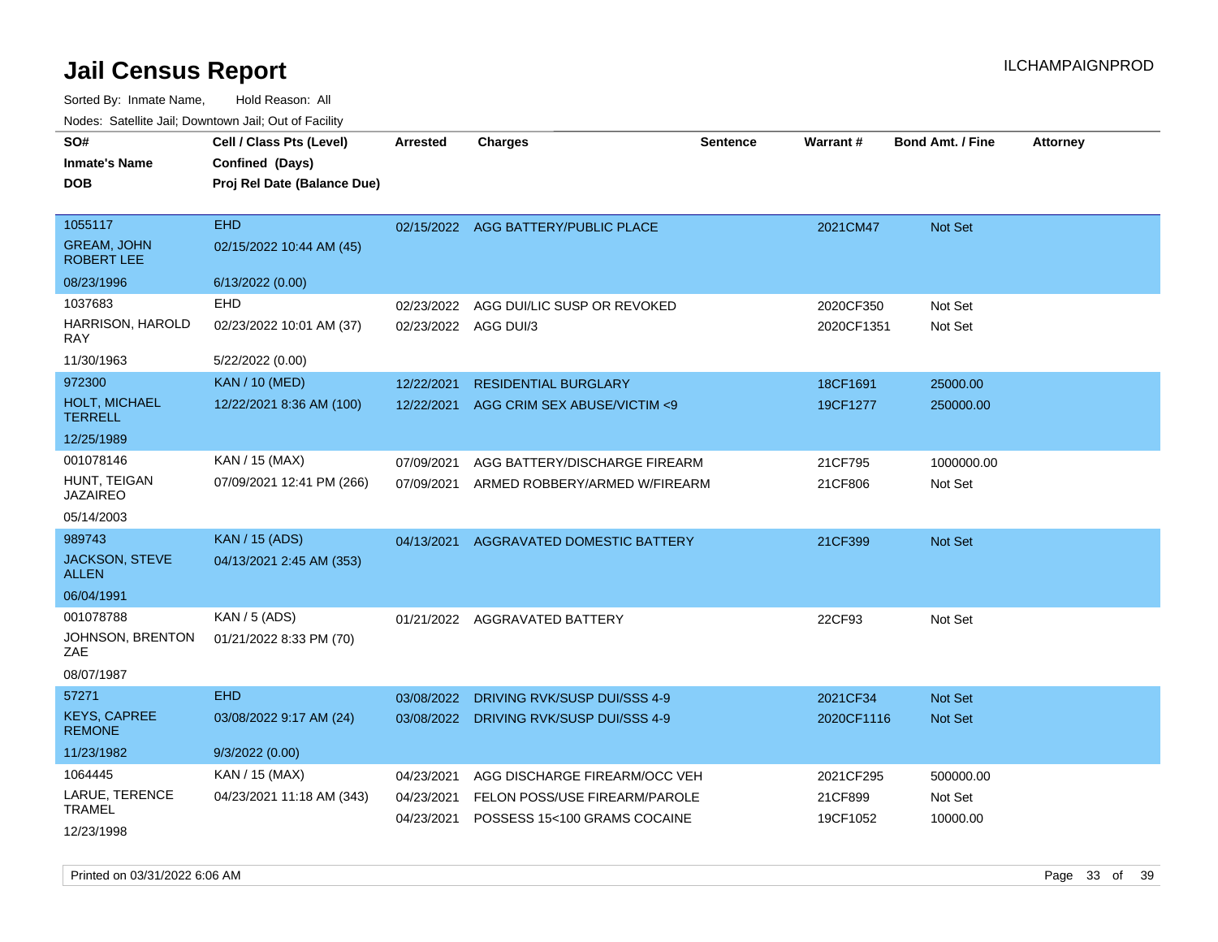# Jail Census Report

Sorted By: Inmate Name, Hold Reason: All

Nodes: Satellite Jail; Downtown Jail; Out of Facility

| SO# / Inmate's Name / DOB | Cell / Class Pts (Level) / Confined (Days) / Proj Rel Date (Balance Due) | Arrested | Charges | Sentence | Warrant # | Bond Amt. / Fine | Attorney |
|---|---|---|---|---|---|---|---|
| 1055117<br>GREAM, JOHN ROBERT LEE<br>08/23/1996 | EHD<br>02/15/2022 10:44 AM (45)<br>6/13/2022 (0.00) | 02/15/2022 | AGG BATTERY/PUBLIC PLACE | | 2021CM47 | Not Set | |
| 1037683<br>HARRISON, HAROLD RAY<br>11/30/1963 | EHD<br>02/23/2022 10:01 AM (37)<br>5/22/2022 (0.00) | 02/23/2022<br>02/23/2022 | AGG DUI/LIC SUSP OR REVOKED<br>AGG DUI/3 | | 2020CF350<br>2020CF1351 | Not Set<br>Not Set | |
| 972300<br>HOLT, MICHAEL TERRELL<br>12/25/1989 | KAN / 10 (MED)<br>12/22/2021 8:36 AM (100) | 12/22/2021<br>12/22/2021 | RESIDENTIAL BURGLARY<br>AGG CRIM SEX ABUSE/VICTIM <9 | | 18CF1691<br>19CF1277 | 25000.00<br>250000.00 | |
| 001078146<br>HUNT, TEIGAN JAZAIREO<br>05/14/2003 | KAN / 15 (MAX)<br>07/09/2021 12:41 PM (266) | 07/09/2021<br>07/09/2021 | AGG BATTERY/DISCHARGE FIREARM<br>ARMED ROBBERY/ARMED W/FIREARM | | 21CF795<br>21CF806 | 1000000.00<br>Not Set | |
| 989743<br>JACKSON, STEVE ALLEN<br>06/04/1991 | KAN / 15 (ADS)<br>04/13/2021 2:45 AM (353) | 04/13/2021 | AGGRAVATED DOMESTIC BATTERY | | 21CF399 | Not Set | |
| 001078788<br>JOHNSON, BRENTON ZAE<br>08/07/1987 | KAN / 5 (ADS)<br>01/21/2022 8:33 PM (70) | 01/21/2022 | AGGRAVATED BATTERY | | 22CF93 | Not Set | |
| 57271<br>KEYS, CAPREE REMONE<br>11/23/1982 | EHD<br>03/08/2022 9:17 AM (24)<br>9/3/2022 (0.00) | 03/08/2022<br>03/08/2022 | DRIVING RVK/SUSP DUI/SSS 4-9<br>DRIVING RVK/SUSP DUI/SSS 4-9 | | 2021CF34<br>2020CF1116 | Not Set<br>Not Set | |
| 1064445<br>LARUE, TERENCE TRAMEL<br>12/23/1998 | KAN / 15 (MAX)<br>04/23/2021 11:18 AM (343) | 04/23/2021<br>04/23/2021<br>04/23/2021 | AGG DISCHARGE FIREARM/OCC VEH<br>FELON POSS/USE FIREARM/PAROLE<br>POSSESS 15<100 GRAMS COCAINE | | 2021CF295<br>21CF899<br>19CF1052 | 500000.00<br>Not Set<br>10000.00 | |

Printed on 03/31/2022 6:06 AM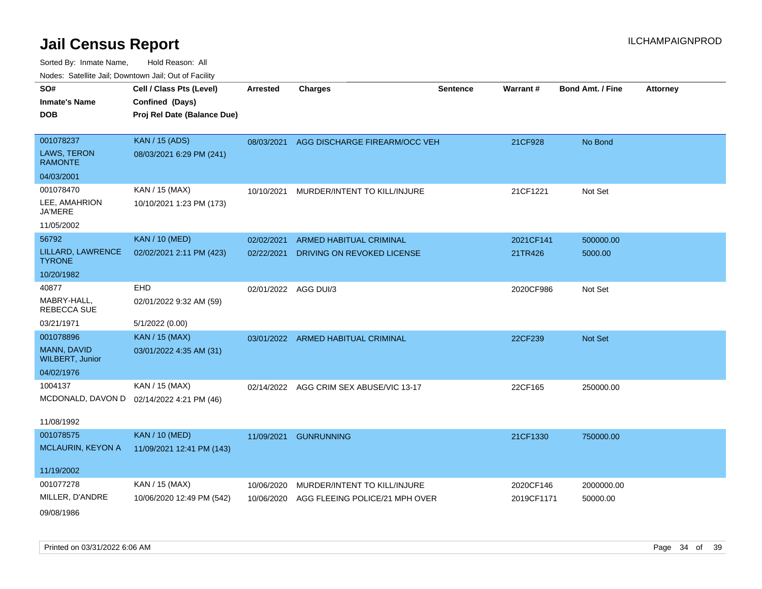# Jail Census Report

Sorted By: Inmate Name, Hold Reason: All

Nodes: Satellite Jail; Downtown Jail; Out of Facility

| SO# / Inmate's Name / DOB | Cell / Class Pts (Level) / Confined (Days) / Proj Rel Date (Balance Due) | Arrested | Charges | Sentence | Warrant # | Bond Amt. / Fine | Attorney |
|---|---|---|---|---|---|---|---|
| 001078237<br>LAWS, TERON RAMONTE<br>04/03/2001 | KAN / 15 (ADS)<br>08/03/2021 6:29 PM (241) | 08/03/2021 | AGG DISCHARGE FIREARM/OCC VEH | | 21CF928 | No Bond | |
| 001078470<br>LEE, AMAHRION JA'MERE<br>11/05/2002 | KAN / 15 (MAX)<br>10/10/2021 1:23 PM (173) | 10/10/2021 | MURDER/INTENT TO KILL/INJURE | | 21CF1221 | Not Set | |
| 56792<br>LILLARD, LAWRENCE TYRONE<br>10/20/1982 | KAN / 10 (MED)<br>02/02/2021 2:11 PM (423) | 02/02/2021 | ARMED HABITUAL CRIMINAL | | 2021CF141 | 500000.00 | |
| | | 02/22/2021 | DRIVING ON REVOKED LICENSE | | 21TR426 | 5000.00 | |
| 40877<br>MABRY-HALL, REBECCA SUE<br>03/21/1971 | EHD<br>02/01/2022 9:32 AM (59)<br>5/1/2022 (0.00) | 02/01/2022 | AGG DUI/3 | | 2020CF986 | Not Set | |
| 001078896<br>MANN, DAVID WILBERT, Junior<br>04/02/1976 | KAN / 15 (MAX)<br>03/01/2022 4:35 AM (31) | 03/01/2022 | ARMED HABITUAL CRIMINAL | | 22CF239 | Not Set | |
| 1004137<br>MCDONALD, DAVON D<br>11/08/1992 | KAN / 15 (MAX)<br>02/14/2022 4:21 PM (46) | 02/14/2022 | AGG CRIM SEX ABUSE/VIC 13-17 | | 22CF165 | 250000.00 | |
| 001078575<br>MCLAURIN, KEYON A<br>11/19/2002 | KAN / 10 (MED)<br>11/09/2021 12:41 PM (143) | 11/09/2021 | GUNRUNNING | | 21CF1330 | 750000.00 | |
| 001077278<br>MILLER, D'ANDRE<br>09/08/1986 | KAN / 15 (MAX)<br>10/06/2020 12:49 PM (542) | 10/06/2020 | MURDER/INTENT TO KILL/INJURE | | 2020CF146 | 2000000.00 | |
| | | 10/06/2020 | AGG FLEEING POLICE/21 MPH OVER | | 2019CF1171 | 50000.00 | |

Printed on 03/31/2022 6:06 AM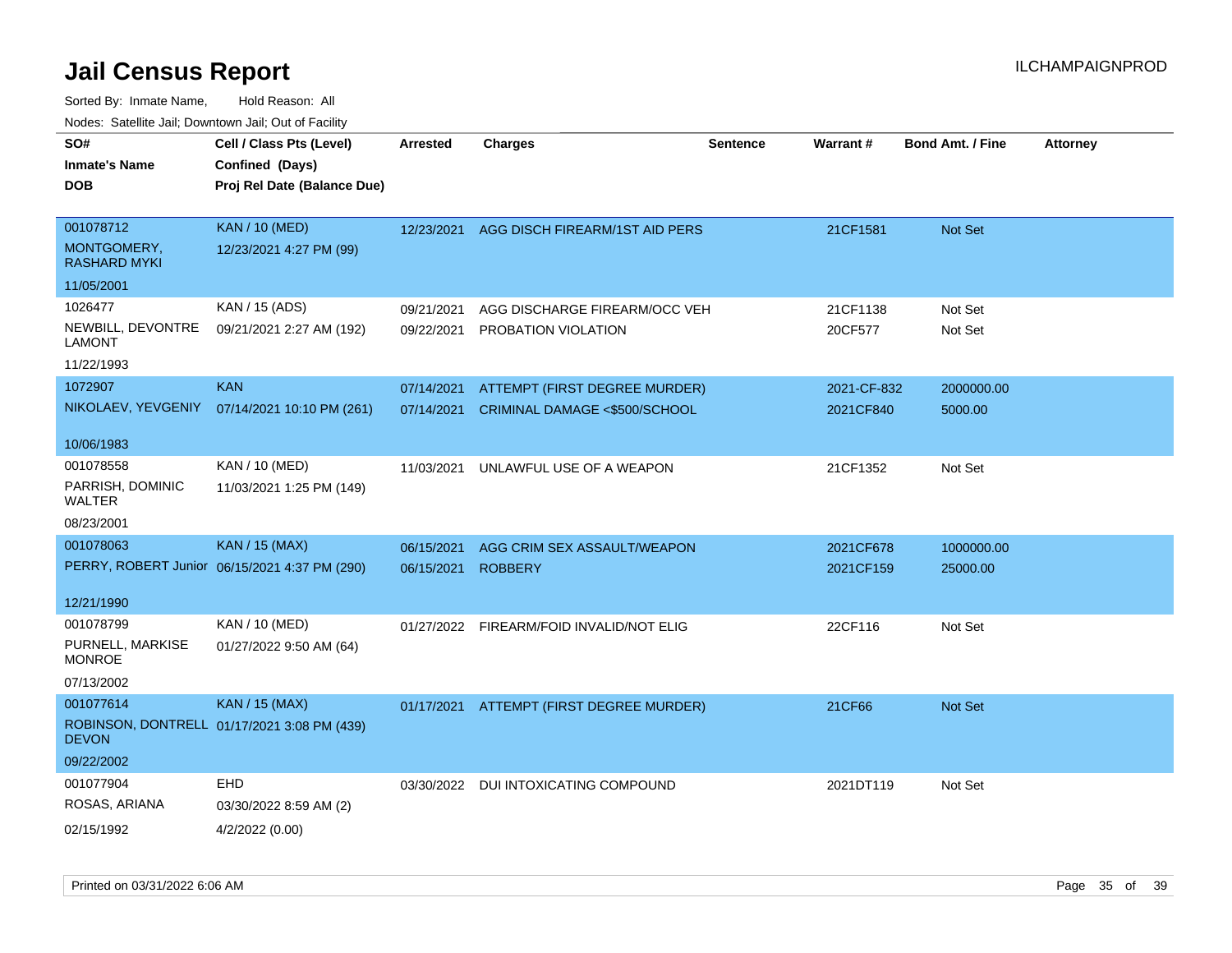# Jail Census Report

Sorted By: Inmate Name, Hold Reason: All

Nodes: Satellite Jail; Downtown Jail; Out of Facility

| SO# / Inmate's Name / DOB | Cell / Class Pts (Level) / Confined (Days) / Proj Rel Date (Balance Due) | Arrested | Charges | Sentence | Warrant # | Bond Amt. / Fine | Attorney |
|---|---|---|---|---|---|---|---|
| 001078712<br>MONTGOMERY, RASHARD MYKI<br>11/05/2001 | KAN / 10 (MED)<br>12/23/2021 4:27 PM (99) | 12/23/2021 | AGG DISCH FIREARM/1ST AID PERS | | 21CF1581 | Not Set | |
| 1026477<br>NEWBILL, DEVONTRE LAMONT<br>11/22/1993 | KAN / 15 (ADS)<br>09/21/2021 2:27 AM (192) | 09/21/2021<br>09/22/2021 | AGG DISCHARGE FIREARM/OCC VEH<br>PROBATION VIOLATION | | 21CF1138<br>20CF577 | Not Set<br>Not Set | |
| 1072907<br>NIKOLAEV, YEVGENIY<br>10/06/1983 | KAN<br>07/14/2021 10:10 PM (261) | 07/14/2021<br>07/14/2021 | ATTEMPT (FIRST DEGREE MURDER)<br>CRIMINAL DAMAGE <$500/SCHOOL | | 2021-CF-832<br>2021CF840 | 2000000.00<br>5000.00 | |
| 001078558<br>PARRISH, DOMINIC WALTER<br>08/23/2001 | KAN / 10 (MED)<br>11/03/2021 1:25 PM (149) | 11/03/2021 | UNLAWFUL USE OF A WEAPON | | 21CF1352 | Not Set | |
| 001078063<br>PERRY, ROBERT Junior<br>12/21/1990 | KAN / 15 (MAX)<br>06/15/2021 4:37 PM (290) | 06/15/2021<br>06/15/2021 | AGG CRIM SEX ASSAULT/WEAPON<br>ROBBERY | | 2021CF678<br>2021CF159 | 1000000.00<br>25000.00 | |
| 001078799<br>PURNELL, MARKISE MONROE<br>07/13/2002 | KAN / 10 (MED)<br>01/27/2022 9:50 AM (64) | 01/27/2022 | FIREARM/FOID INVALID/NOT ELIG | | 22CF116 | Not Set | |
| 001077614<br>ROBINSON, DONTRELL DEVON<br>09/22/2002 | KAN / 15 (MAX)<br>01/17/2021 3:08 PM (439) | 01/17/2021 | ATTEMPT (FIRST DEGREE MURDER) | | 21CF66 | Not Set | |
| 001077904<br>ROSAS, ARIANA<br>02/15/1992 | EHD<br>03/30/2022 8:59 AM (2)<br>4/2/2022 (0.00) | 03/30/2022 | DUI INTOXICATING COMPOUND | | 2021DT119 | Not Set | |

Printed on 03/31/2022 6:06 AM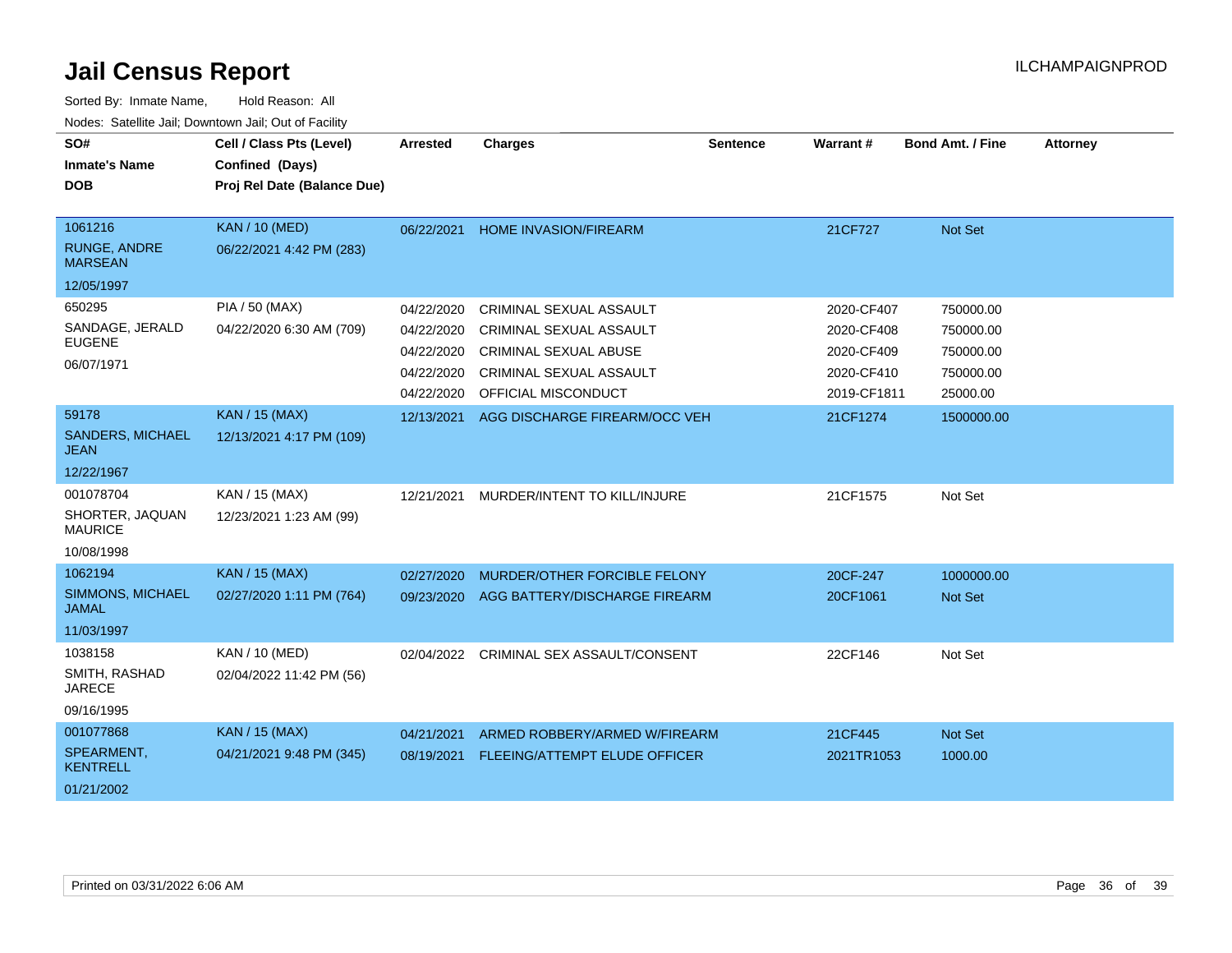# Jail Census Report

ILCHAMPAIGNPROD

Sorted By: Inmate Name, Hold Reason: All

Nodes: Satellite Jail; Downtown Jail; Out of Facility

| SO# / Inmate's Name / DOB | Cell / Class Pts (Level) / Confined (Days) / Proj Rel Date (Balance Due) | Arrested | Charges | Sentence | Warrant # | Bond Amt. / Fine | Attorney |
|---|---|---|---|---|---|---|---|
| 1061216<br>RUNGE, ANDRE MARSEAN<br>12/05/1997 | KAN / 10 (MED)<br>06/22/2021 4:42 PM (283) | 06/22/2021 | HOME INVASION/FIREARM | | 21CF727 | Not Set | |
| 650295<br>SANDAGE, JERALD EUGENE<br>06/07/1971 | PIA / 50 (MAX)<br>04/22/2020 6:30 AM (709) | 04/22/2020 | CRIMINAL SEXUAL ASSAULT | | 2020-CF407 | 750000.00 | |
| | | 04/22/2020 | CRIMINAL SEXUAL ASSAULT | | 2020-CF408 | 750000.00 | |
| | | 04/22/2020 | CRIMINAL SEXUAL ABUSE | | 2020-CF409 | 750000.00 | |
| | | 04/22/2020 | CRIMINAL SEXUAL ASSAULT | | 2020-CF410 | 750000.00 | |
| | | 04/22/2020 | OFFICIAL MISCONDUCT | | 2019-CF1811 | 25000.00 | |
| 59178<br>SANDERS, MICHAEL JEAN<br>12/22/1967 | KAN / 15 (MAX)<br>12/13/2021 4:17 PM (109) | 12/13/2021 | AGG DISCHARGE FIREARM/OCC VEH | | 21CF1274 | 1500000.00 | |
| 001078704<br>SHORTER, JAQUAN MAURICE<br>10/08/1998 | KAN / 15 (MAX)<br>12/23/2021 1:23 AM (99) | 12/21/2021 | MURDER/INTENT TO KILL/INJURE | | 21CF1575 | Not Set | |
| 1062194<br>SIMMONS, MICHAEL JAMAL<br>11/03/1997 | KAN / 15 (MAX)<br>02/27/2020 1:11 PM (764) | 02/27/2020 | MURDER/OTHER FORCIBLE FELONY | | 20CF-247 | 1000000.00 | |
| | | 09/23/2020 | AGG BATTERY/DISCHARGE FIREARM | | 20CF1061 | Not Set | |
| 1038158<br>SMITH, RASHAD JARECE<br>09/16/1995 | KAN / 10 (MED)<br>02/04/2022 11:42 PM (56) | 02/04/2022 | CRIMINAL SEX ASSAULT/CONSENT | | 22CF146 | Not Set | |
| 001077868<br>SPEARMENT, KENTRELL<br>01/21/2002 | KAN / 15 (MAX)<br>04/21/2021 9:48 PM (345) | 04/21/2021 | ARMED ROBBERY/ARMED W/FIREARM | | 21CF445 | Not Set | |
| | | 08/19/2021 | FLEEING/ATTEMPT ELUDE OFFICER | | 2021TR1053 | 1000.00 | |

Printed on 03/31/2022 6:06 AM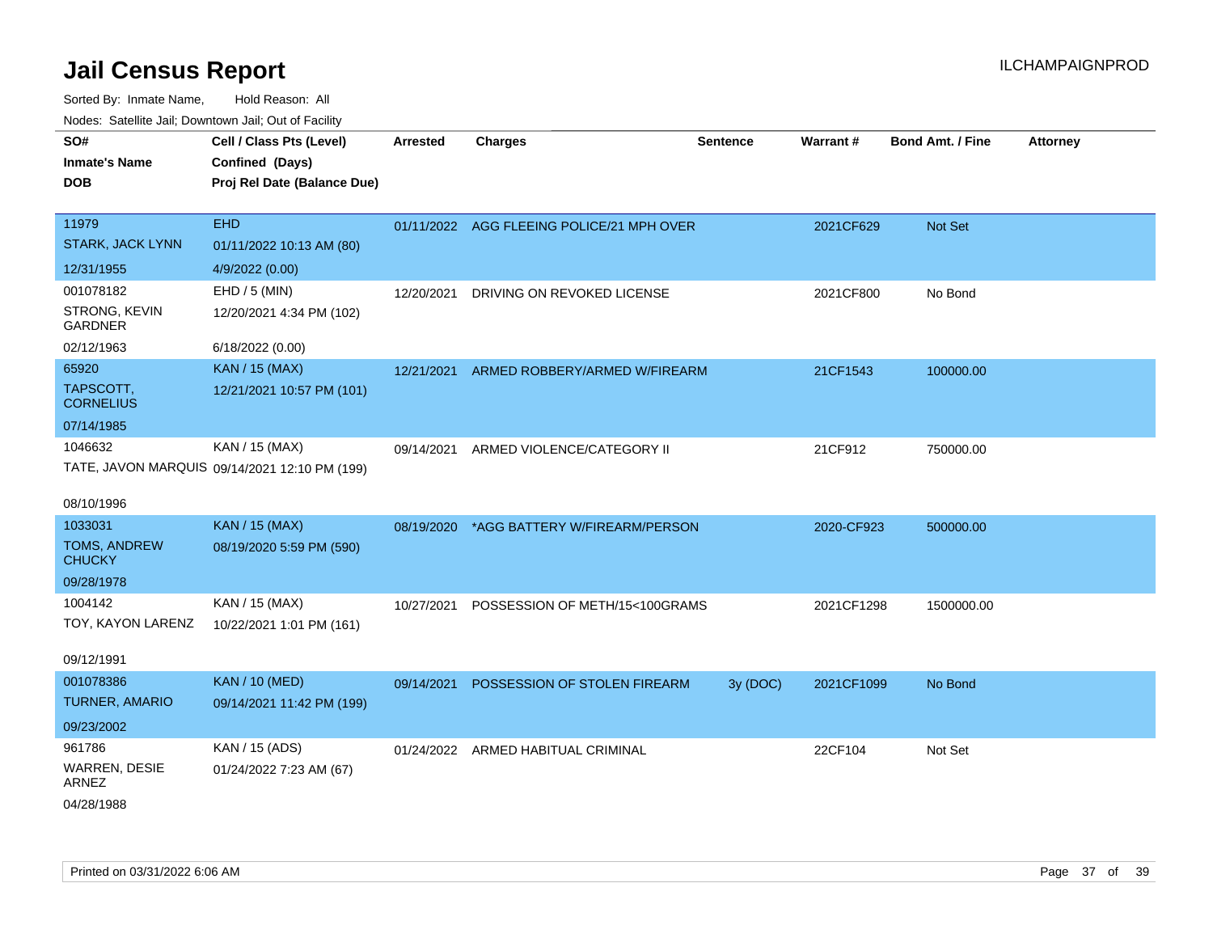# Jail Census Report

ILCHAMPAIGNPROD

Sorted By: Inmate Name, Hold Reason: All

Nodes: Satellite Jail; Downtown Jail; Out of Facility

| SO# / Inmate's Name / DOB | Cell / Class Pts (Level) / Confined (Days) / Proj Rel Date (Balance Due) | Arrested | Charges | Sentence | Warrant # | Bond Amt. / Fine | Attorney |
|---|---|---|---|---|---|---|---|
| 11979<br>STARK, JACK LYNN<br>12/31/1955 | EHD<br>01/11/2022 10:13 AM (80)<br>4/9/2022 (0.00) | 01/11/2022 | AGG FLEEING POLICE/21 MPH OVER | | 2021CF629 | Not Set | |
| 001078182<br>STRONG, KEVIN GARDNER<br>02/12/1963 | EHD / 5 (MIN)<br>12/20/2021 4:34 PM (102)<br>6/18/2022 (0.00) | 12/20/2021 | DRIVING ON REVOKED LICENSE | | 2021CF800 | No Bond | |
| 65920<br>TAPSCOTT, CORNELIUS<br>07/14/1985 | KAN / 15 (MAX)<br>12/21/2021 10:57 PM (101) | 12/21/2021 | ARMED ROBBERY/ARMED W/FIREARM | | 21CF1543 | 100000.00 | |
| 1046632<br>TATE, JAVON MARQUIS<br>08/10/1996 | KAN / 15 (MAX)<br>09/14/2021 12:10 PM (199) | 09/14/2021 | ARMED VIOLENCE/CATEGORY II | | 21CF912 | 750000.00 | |
| 1033031<br>TOMS, ANDREW CHUCKY<br>09/28/1978 | KAN / 15 (MAX)<br>08/19/2020 5:59 PM (590) | 08/19/2020 | *AGG BATTERY W/FIREARM/PERSON | | 2020-CF923 | 500000.00 | |
| 1004142<br>TOY, KAYON LARENZ<br>09/12/1991 | KAN / 15 (MAX)<br>10/22/2021 1:01 PM (161) | 10/27/2021 | POSSESSION OF METH/15<100GRAMS | | 2021CF1298 | 1500000.00 | |
| 001078386<br>TURNER, AMARIO<br>09/23/2002 | KAN / 10 (MED)<br>09/14/2021 11:42 PM (199) | 09/14/2021 | POSSESSION OF STOLEN FIREARM | 3y (DOC) | 2021CF1099 | No Bond | |
| 961786<br>WARREN, DESIE ARNEZ<br>04/28/1988 | KAN / 15 (ADS)<br>01/24/2022 7:23 AM (67) | 01/24/2022 | ARMED HABITUAL CRIMINAL | | 22CF104 | Not Set | |

Printed on 03/31/2022 6:06 AM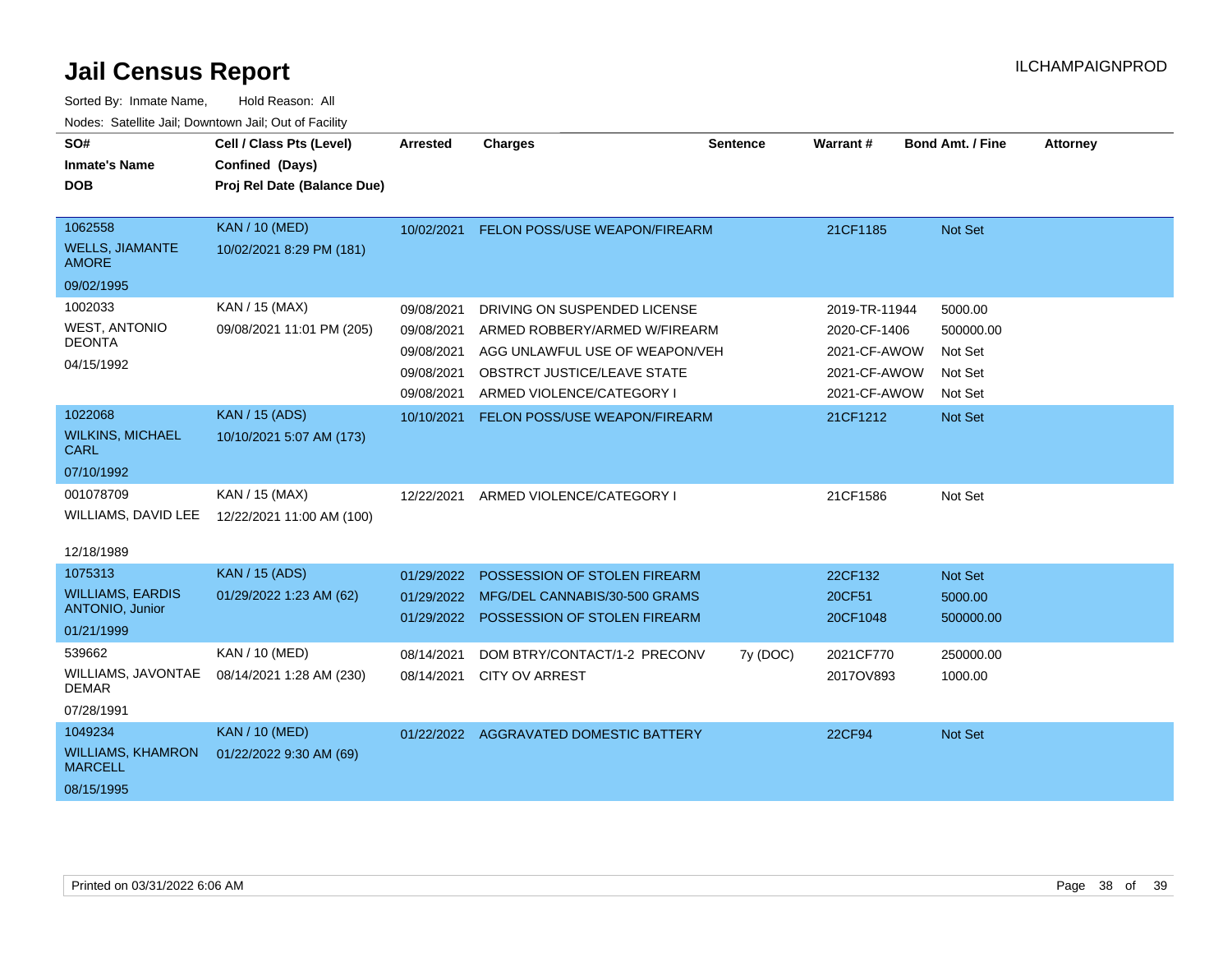# Jail Census Report

ILCHAMPAIGNPROD

Sorted By: Inmate Name, Hold Reason: All

Nodes: Satellite Jail; Downtown Jail; Out of Facility

| SO# / Inmate's Name / DOB | Cell / Class Pts (Level) / Confined (Days) / Proj Rel Date (Balance Due) | Arrested | Charges | Sentence | Warrant # | Bond Amt. / Fine | Attorney |
|---|---|---|---|---|---|---|---|
| 1062558<br>WELLS, JIAMANTE AMORE<br>09/02/1995 | KAN / 10 (MED)<br>10/02/2021 8:29 PM (181) | 10/02/2021 | FELON POSS/USE WEAPON/FIREARM | | 21CF1185 | Not Set | |
| 1002033<br>WEST, ANTONIO DEONTA<br>04/15/1992 | KAN / 15 (MAX)<br>09/08/2021 11:01 PM (205) | 09/08/2021 | DRIVING ON SUSPENDED LICENSE | | 2019-TR-11944 | 5000.00 | |
| | | 09/08/2021 | ARMED ROBBERY/ARMED W/FIREARM | | 2020-CF-1406 | 500000.00 | |
| | | 09/08/2021 | AGG UNLAWFUL USE OF WEAPON/VEH | | 2021-CF-AWOW | Not Set | |
| | | 09/08/2021 | OBSTRCT JUSTICE/LEAVE STATE | | 2021-CF-AWOW | Not Set | |
| | | 09/08/2021 | ARMED VIOLENCE/CATEGORY I | | 2021-CF-AWOW | Not Set | |
| 1022068<br>WILKINS, MICHAEL CARL<br>07/10/1992 | KAN / 15 (ADS)<br>10/10/2021 5:07 AM (173) | 10/10/2021 | FELON POSS/USE WEAPON/FIREARM | | 21CF1212 | Not Set | |
| 001078709<br>WILLIAMS, DAVID LEE<br>12/18/1989 | KAN / 15 (MAX)<br>12/22/2021 11:00 AM (100) | 12/22/2021 | ARMED VIOLENCE/CATEGORY I | | 21CF1586 | Not Set | |
| 1075313<br>WILLIAMS, EARDIS ANTONIO, Junior<br>01/21/1999 | KAN / 15 (ADS)<br>01/29/2022 1:23 AM (62) | 01/29/2022 | POSSESSION OF STOLEN FIREARM | | 22CF132 | Not Set | |
| | | 01/29/2022 | MFG/DEL CANNABIS/30-500 GRAMS | | 20CF51 | 5000.00 | |
| | | 01/29/2022 | POSSESSION OF STOLEN FIREARM | | 20CF1048 | 500000.00 | |
| 539662<br>WILLIAMS, JAVONTAE DEMAR<br>07/28/1991 | KAN / 10 (MED)<br>08/14/2021 1:28 AM (230) | 08/14/2021 | DOM BTRY/CONTACT/1-2 PRECONV | 7y (DOC) | 2021CF770 | 250000.00 | |
| | | 08/14/2021 | CITY OV ARREST | | 2017OV893 | 1000.00 | |
| 1049234<br>WILLIAMS, KHAMRON MARCELL<br>08/15/1995 | KAN / 10 (MED)<br>01/22/2022 9:30 AM (69) | 01/22/2022 | AGGRAVATED DOMESTIC BATTERY | | 22CF94 | Not Set | |

Printed on 03/31/2022 6:06 AM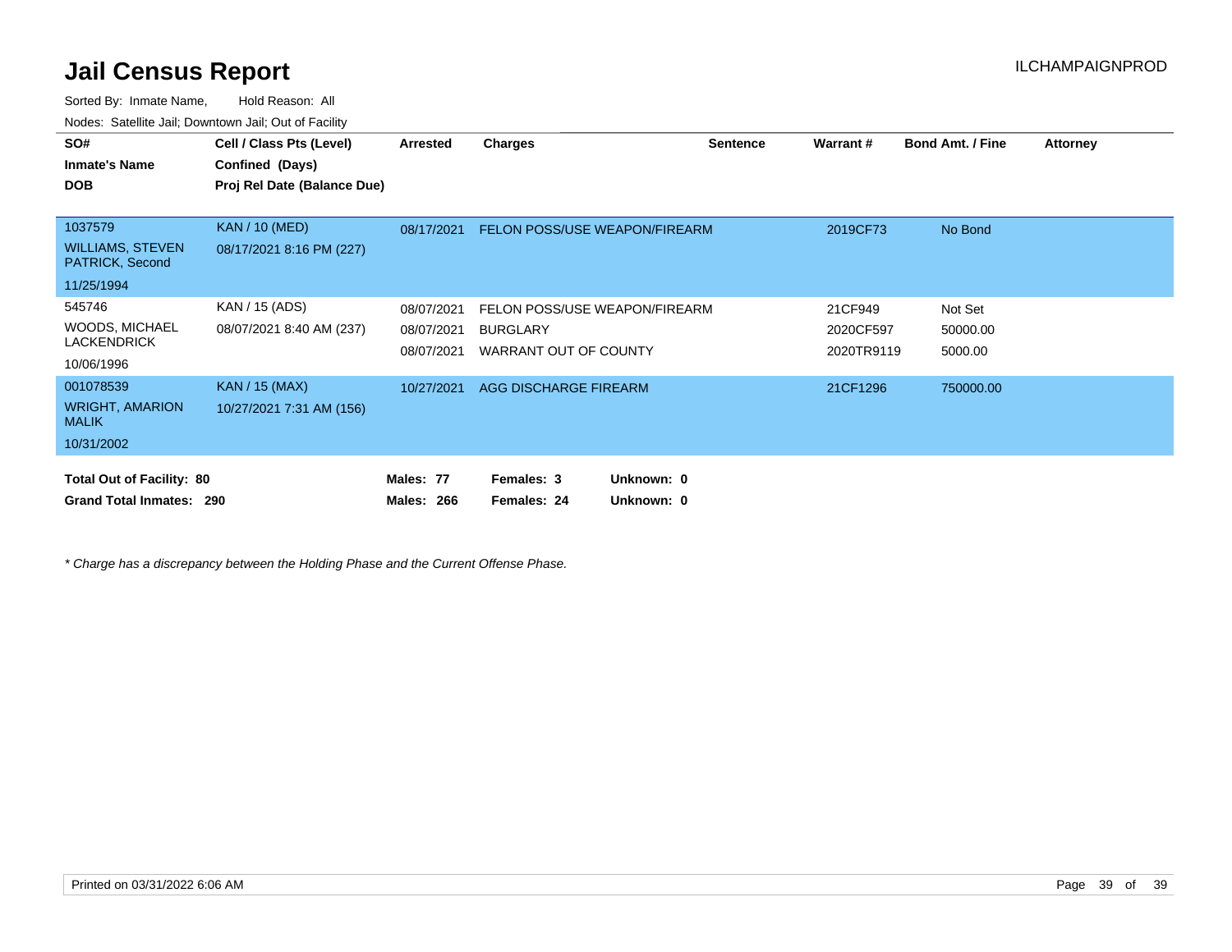# Jail Census Report

ILCHAMPAIGNPROD

Sorted By: Inmate Name, Hold Reason: All

Nodes: Satellite Jail; Downtown Jail; Out of Facility

| SO# / Inmate's Name / DOB | Cell / Class Pts (Level) / Confined (Days) / Proj Rel Date (Balance Due) | Arrested | Charges | Sentence | Warrant # | Bond Amt. / Fine | Attorney |
|---|---|---|---|---|---|---|---|
| 1037579<br>WILLIAMS, STEVEN PATRICK, Second<br>11/25/1994 | KAN / 10 (MED)<br>08/17/2021 8:16 PM (227) | 08/17/2021 | FELON POSS/USE WEAPON/FIREARM | | 2019CF73 | No Bond | |
| 545746<br>WOODS, MICHAEL LACKENDRICK<br>10/06/1996 | KAN / 15 (ADS)<br>08/07/2021 8:40 AM (237) | 08/07/2021 | FELON POSS/USE WEAPON/FIREARM | | 21CF949 | Not Set | |
| | | 08/07/2021 | BURGLARY | | 2020CF597 | 50000.00 | |
| | | 08/07/2021 | WARRANT OUT OF COUNTY | | 2020TR9119 | 5000.00 | |
| 001078539<br>WRIGHT, AMARION MALIK<br>10/31/2002 | KAN / 15 (MAX)<br>10/27/2021 7:31 AM (156) | 10/27/2021 | AGG DISCHARGE FIREARM | | 21CF1296 | 750000.00 | |

**Total Out of Facility: 80** **Males: 77** **Females: 3** **Unknown: 0**

**Grand Total Inmates: 290** **Males: 266** **Females: 24** **Unknown: 0**

*\* Charge has a discrepancy between the Holding Phase and the Current Offense Phase.*

Printed on 03/31/2022 6:06 AM